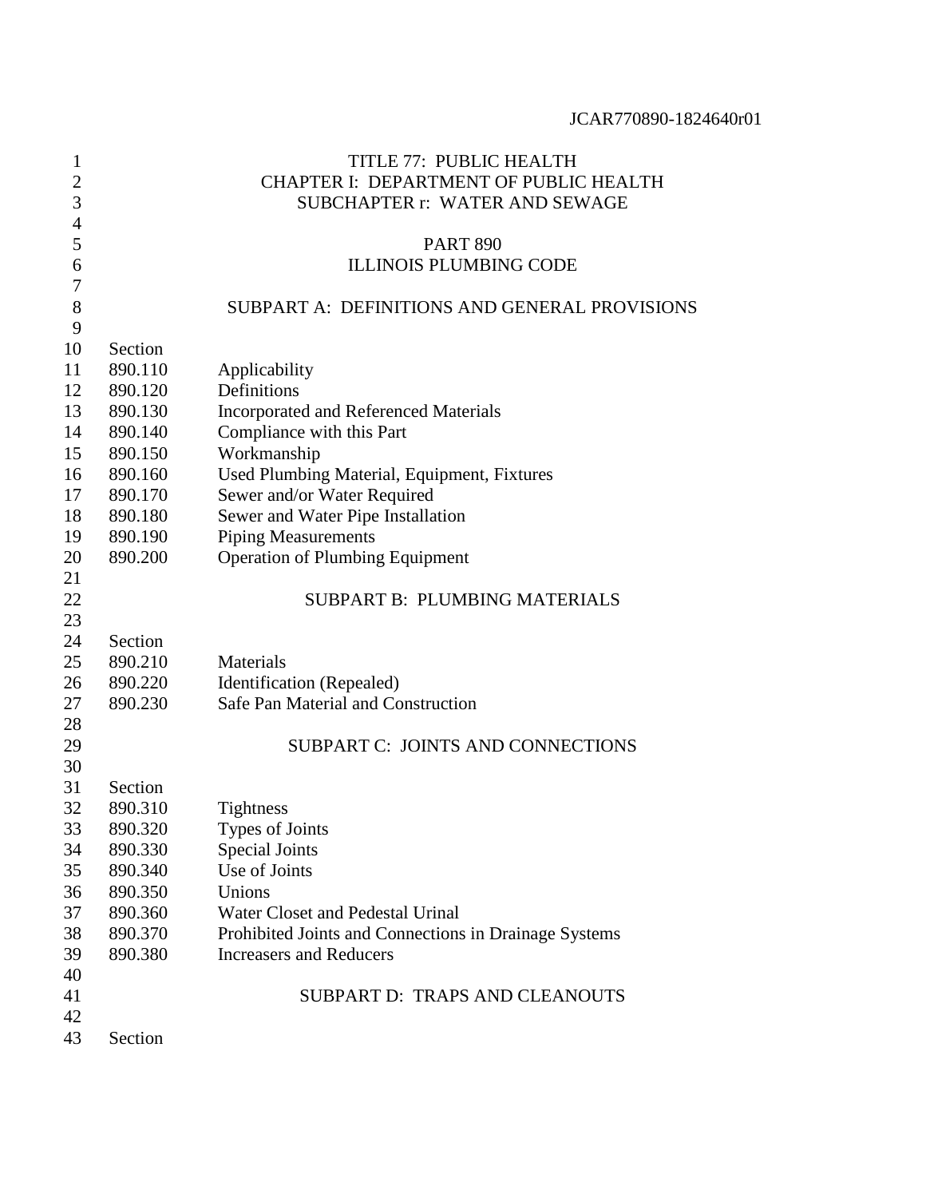JCAR770890-1824640r01

TITLE 77: PUBLIC HEALTH
CHAPTER I: DEPARTMENT OF PUBLIC HEALTH
SUBCHAPTER r: WATER AND SEWAGE

# PART 890
# ILLINOIS PLUMBING CODE

## SUBPART A: DEFINITIONS AND GENERAL PROVISIONS

| Section | |
|---|---|
| 890.110 | Applicability |
| 890.120 | Definitions |
| 890.130 | Incorporated and Referenced Materials |
| 890.140 | Compliance with this Part |
| 890.150 | Workmanship |
| 890.160 | Used Plumbing Material, Equipment, Fixtures |
| 890.170 | Sewer and/or Water Required |
| 890.180 | Sewer and Water Pipe Installation |
| 890.190 | Piping Measurements |
| 890.200 | Operation of Plumbing Equipment |

## SUBPART B: PLUMBING MATERIALS

| Section | |
|---|---|
| 890.210 | Materials |
| 890.220 | Identification (Repealed) |
| 890.230 | Safe Pan Material and Construction |

## SUBPART C: JOINTS AND CONNECTIONS

| Section | |
|---|---|
| 890.310 | Tightness |
| 890.320 | Types of Joints |
| 890.330 | Special Joints |
| 890.340 | Use of Joints |
| 890.350 | Unions |
| 890.360 | Water Closet and Pedestal Urinal |
| 890.370 | Prohibited Joints and Connections in Drainage Systems |
| 890.380 | Increasers and Reducers |

## SUBPART D: TRAPS AND CLEANOUTS

Section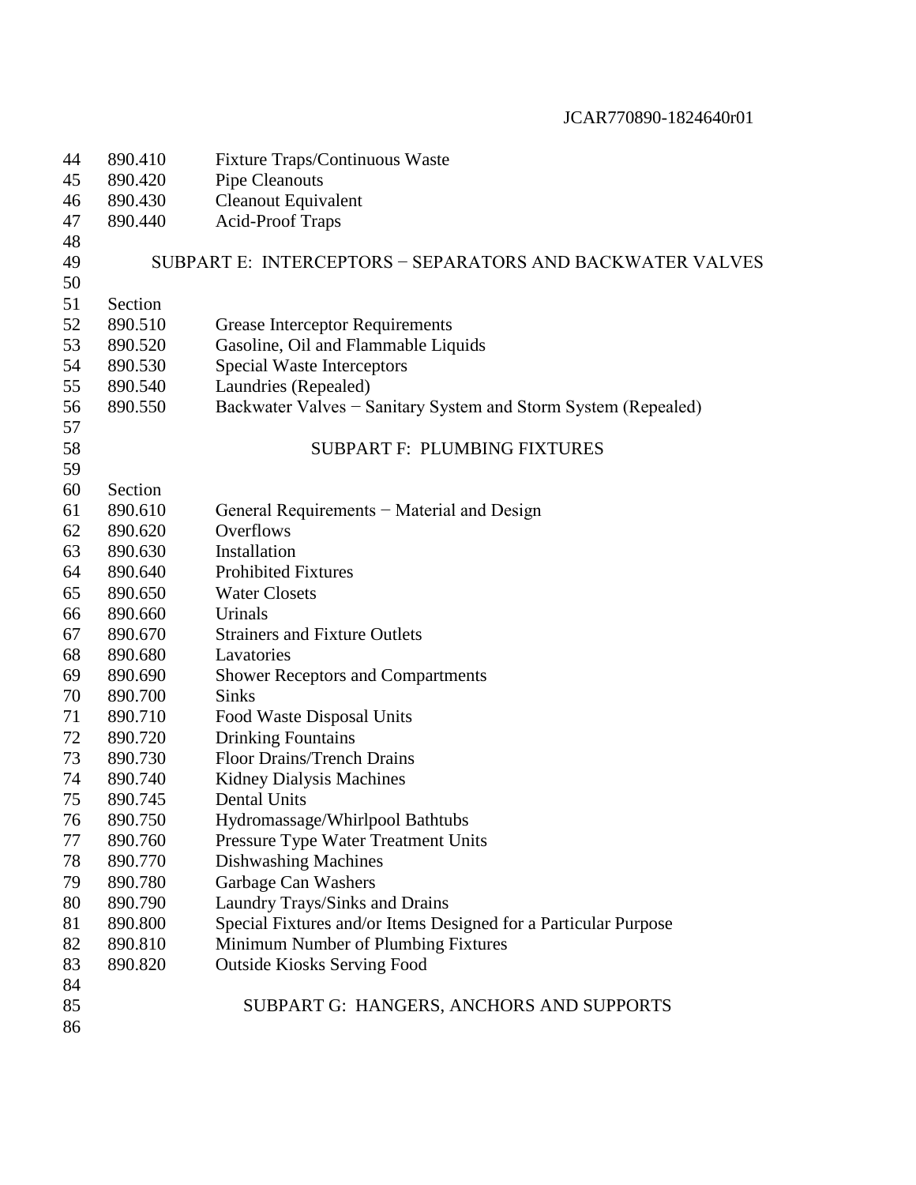| | |
|---|---|
| 890.410 | Fixture Traps/Continuous Waste |
| 890.420 | Pipe Cleanouts |
| 890.430 | Cleanout Equivalent |
| 890.440 | Acid-Proof Traps |

## SUBPART E: INTERCEPTORS − SEPARATORS AND BACKWATER VALVES

| Section | |
|---|---|
| 890.510 | Grease Interceptor Requirements |
| 890.520 | Gasoline, Oil and Flammable Liquids |
| 890.530 | Special Waste Interceptors |
| 890.540 | Laundries (Repealed) |
| 890.550 | Backwater Valves − Sanitary System and Storm System (Repealed) |

## SUBPART F: PLUMBING FIXTURES

| Section | |
|---|---|
| 890.610 | General Requirements − Material and Design |
| 890.620 | Overflows |
| 890.630 | Installation |
| 890.640 | Prohibited Fixtures |
| 890.650 | Water Closets |
| 890.660 | Urinals |
| 890.670 | Strainers and Fixture Outlets |
| 890.680 | Lavatories |
| 890.690 | Shower Receptors and Compartments |
| 890.700 | Sinks |
| 890.710 | Food Waste Disposal Units |
| 890.720 | Drinking Fountains |
| 890.730 | Floor Drains/Trench Drains |
| 890.740 | Kidney Dialysis Machines |
| 890.745 | Dental Units |
| 890.750 | Hydromassage/Whirlpool Bathtubs |
| 890.760 | Pressure Type Water Treatment Units |
| 890.770 | Dishwashing Machines |
| 890.780 | Garbage Can Washers |
| 890.790 | Laundry Trays/Sinks and Drains |
| 890.800 | Special Fixtures and/or Items Designed for a Particular Purpose |
| 890.810 | Minimum Number of Plumbing Fixtures |
| 890.820 | Outside Kiosks Serving Food |

## SUBPART G: HANGERS, ANCHORS AND SUPPORTS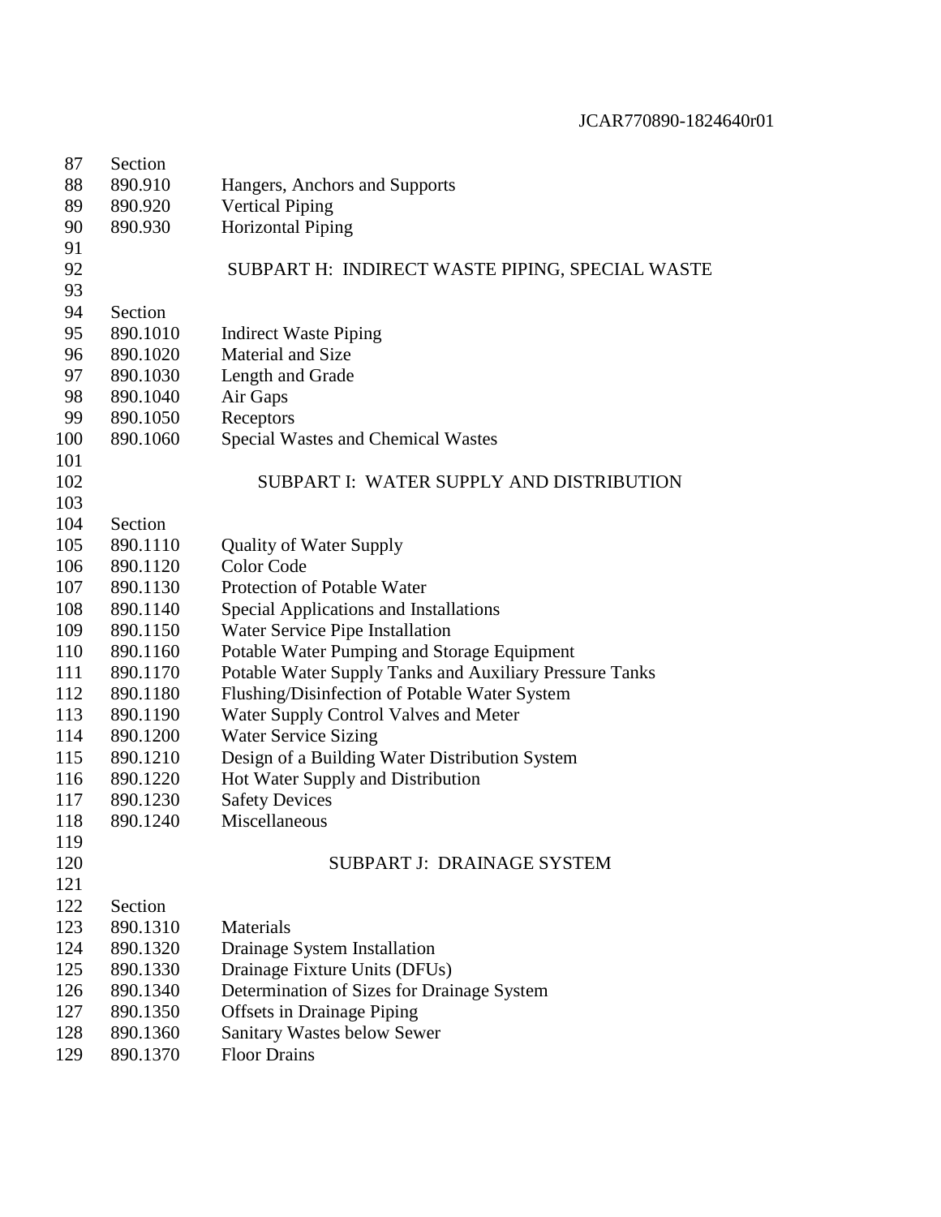Section
890.910 Hangers, Anchors and Supports
890.920 Vertical Piping
890.930 Horizontal Piping

## SUBPART H: INDIRECT WASTE PIPING, SPECIAL WASTE

Section
890.1010 Indirect Waste Piping
890.1020 Material and Size
890.1030 Length and Grade
890.1040 Air Gaps
890.1050 Receptors
890.1060 Special Wastes and Chemical Wastes

## SUBPART I: WATER SUPPLY AND DISTRIBUTION

Section
890.1110 Quality of Water Supply
890.1120 Color Code
890.1130 Protection of Potable Water
890.1140 Special Applications and Installations
890.1150 Water Service Pipe Installation
890.1160 Potable Water Pumping and Storage Equipment
890.1170 Potable Water Supply Tanks and Auxiliary Pressure Tanks
890.1180 Flushing/Disinfection of Potable Water System
890.1190 Water Supply Control Valves and Meter
890.1200 Water Service Sizing
890.1210 Design of a Building Water Distribution System
890.1220 Hot Water Supply and Distribution
890.1230 Safety Devices
890.1240 Miscellaneous

## SUBPART J: DRAINAGE SYSTEM

Section
890.1310 Materials
890.1320 Drainage System Installation
890.1330 Drainage Fixture Units (DFUs)
890.1340 Determination of Sizes for Drainage System
890.1350 Offsets in Drainage Piping
890.1360 Sanitary Wastes below Sewer
890.1370 Floor Drains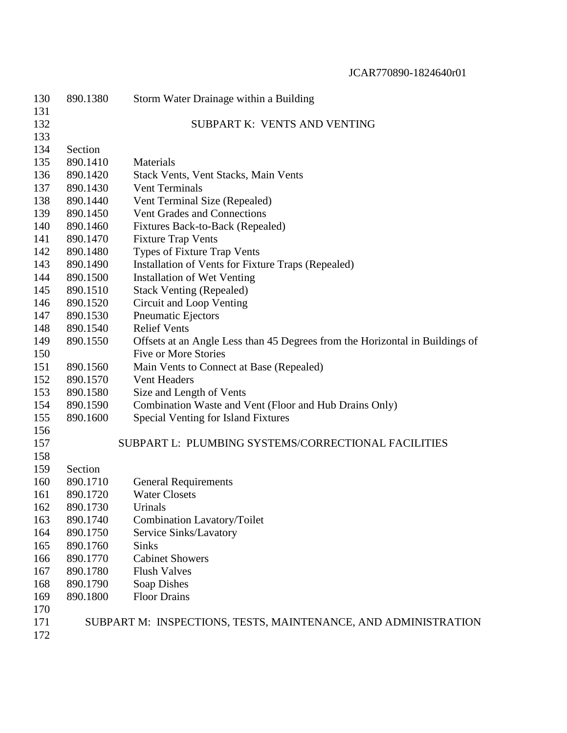| | |
|---|---|
| 890.1380 | Storm Water Drainage within a Building |

## SUBPART K: VENTS AND VENTING

| Section | |
|---|---|
| 890.1410 | Materials |
| 890.1420 | Stack Vents, Vent Stacks, Main Vents |
| 890.1430 | Vent Terminals |
| 890.1440 | Vent Terminal Size (Repealed) |
| 890.1450 | Vent Grades and Connections |
| 890.1460 | Fixtures Back-to-Back (Repealed) |
| 890.1470 | Fixture Trap Vents |
| 890.1480 | Types of Fixture Trap Vents |
| 890.1490 | Installation of Vents for Fixture Traps (Repealed) |
| 890.1500 | Installation of Wet Venting |
| 890.1510 | Stack Venting (Repealed) |
| 890.1520 | Circuit and Loop Venting |
| 890.1530 | Pneumatic Ejectors |
| 890.1540 | Relief Vents |
| 890.1550 | Offsets at an Angle Less than 45 Degrees from the Horizontal in Buildings of Five or More Stories |
| 890.1560 | Main Vents to Connect at Base (Repealed) |
| 890.1570 | Vent Headers |
| 890.1580 | Size and Length of Vents |
| 890.1590 | Combination Waste and Vent (Floor and Hub Drains Only) |
| 890.1600 | Special Venting for Island Fixtures |

## SUBPART L: PLUMBING SYSTEMS/CORRECTIONAL FACILITIES

| Section | |
|---|---|
| 890.1710 | General Requirements |
| 890.1720 | Water Closets |
| 890.1730 | Urinals |
| 890.1740 | Combination Lavatory/Toilet |
| 890.1750 | Service Sinks/Lavatory |
| 890.1760 | Sinks |
| 890.1770 | Cabinet Showers |
| 890.1780 | Flush Valves |
| 890.1790 | Soap Dishes |
| 890.1800 | Floor Drains |

## SUBPART M: INSPECTIONS, TESTS, MAINTENANCE, AND ADMINISTRATION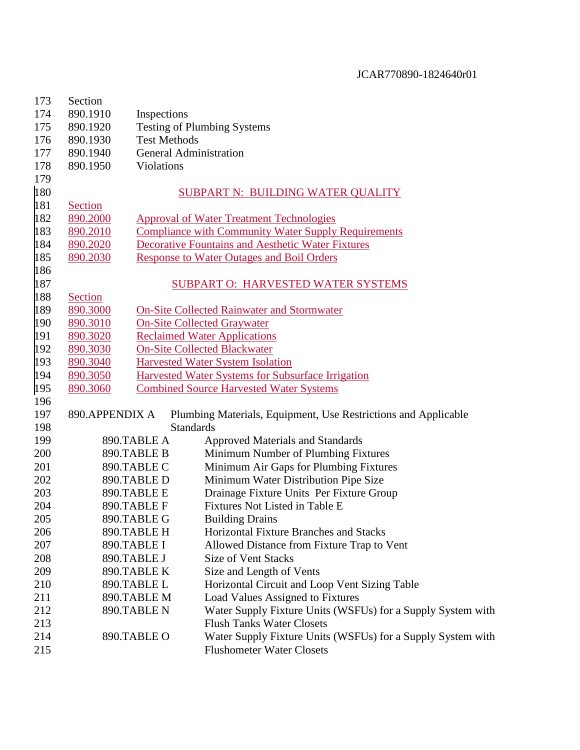Section

| Section | |
|---|---|
| 890.1910 | Inspections |
| 890.1920 | Testing of Plumbing Systems |
| 890.1930 | Test Methods |
| 890.1940 | General Administration |
| 890.1950 | Violations |

SUBPART N: BUILDING WATER QUALITY

| Section | |
|---|---|
| 890.2000 | Approval of Water Treatment Technologies |
| 890.2010 | Compliance with Community Water Supply Requirements |
| 890.2020 | Decorative Fountains and Aesthetic Water Fixtures |
| 890.2030 | Response to Water Outages and Boil Orders |

SUBPART O: HARVESTED WATER SYSTEMS

| Section | |
|---|---|
| 890.3000 | On-Site Collected Rainwater and Stormwater |
| 890.3010 | On-Site Collected Graywater |
| 890.3020 | Reclaimed Water Applications |
| 890.3030 | On-Site Collected Blackwater |
| 890.3040 | Harvested Water System Isolation |
| 890.3050 | Harvested Water Systems for Subsurface Irrigation |
| 890.3060 | Combined Source Harvested Water Systems |

890.APPENDIX A Plumbing Materials, Equipment, Use Restrictions and Applicable Standards

| | |
|---|---|
| 890.TABLE A | Approved Materials and Standards |
| 890.TABLE B | Minimum Number of Plumbing Fixtures |
| 890.TABLE C | Minimum Air Gaps for Plumbing Fixtures |
| 890.TABLE D | Minimum Water Distribution Pipe Size |
| 890.TABLE E | Drainage Fixture Units Per Fixture Group |
| 890.TABLE F | Fixtures Not Listed in Table E |
| 890.TABLE G | Building Drains |
| 890.TABLE H | Horizontal Fixture Branches and Stacks |
| 890.TABLE I | Allowed Distance from Fixture Trap to Vent |
| 890.TABLE J | Size of Vent Stacks |
| 890.TABLE K | Size and Length of Vents |
| 890.TABLE L | Horizontal Circuit and Loop Vent Sizing Table |
| 890.TABLE M | Load Values Assigned to Fixtures |
| 890.TABLE N | Water Supply Fixture Units (WSFUs) for a Supply System with Flush Tanks Water Closets |
| 890.TABLE O | Water Supply Fixture Units (WSFUs) for a Supply System with Flushometer Water Closets |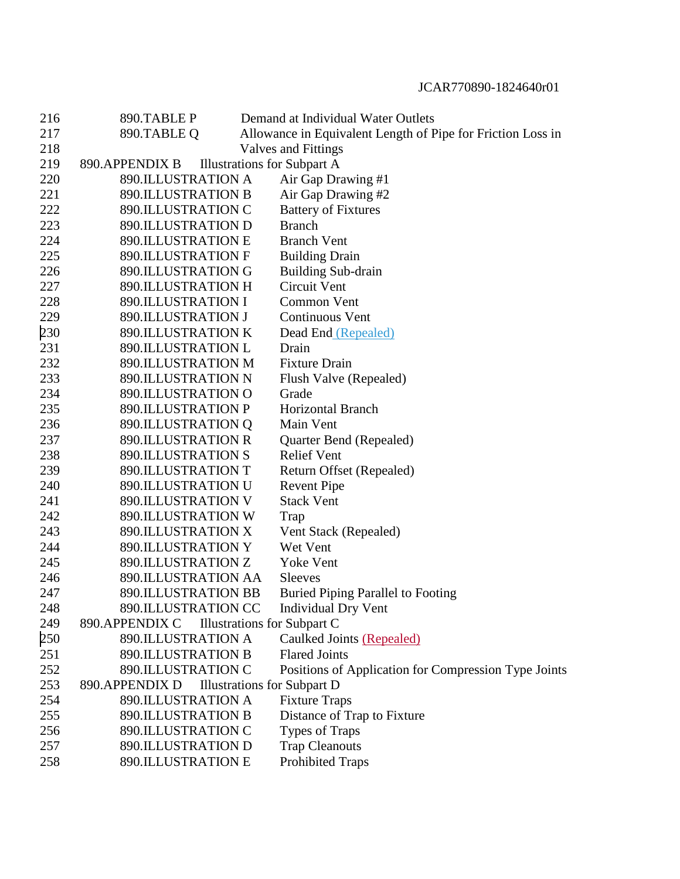216 890.TABLE P Demand at Individual Water Outlets
217 890.TABLE Q Allowance in Equivalent Length of Pipe for Friction Loss in
218 Valves and Fittings
219 890.APPENDIX B Illustrations for Subpart A
220 890.ILLUSTRATION A Air Gap Drawing #1
221 890.ILLUSTRATION B Air Gap Drawing #2
222 890.ILLUSTRATION C Battery of Fixtures
223 890.ILLUSTRATION D Branch
224 890.ILLUSTRATION E Branch Vent
225 890.ILLUSTRATION F Building Drain
226 890.ILLUSTRATION G Building Sub-drain
227 890.ILLUSTRATION H Circuit Vent
228 890.ILLUSTRATION I Common Vent
229 890.ILLUSTRATION J Continuous Vent
230 890.ILLUSTRATION K Dead End (Repealed)
231 890.ILLUSTRATION L Drain
232 890.ILLUSTRATION M Fixture Drain
233 890.ILLUSTRATION N Flush Valve (Repealed)
234 890.ILLUSTRATION O Grade
235 890.ILLUSTRATION P Horizontal Branch
236 890.ILLUSTRATION Q Main Vent
237 890.ILLUSTRATION R Quarter Bend (Repealed)
238 890.ILLUSTRATION S Relief Vent
239 890.ILLUSTRATION T Return Offset (Repealed)
240 890.ILLUSTRATION U Revent Pipe
241 890.ILLUSTRATION V Stack Vent
242 890.ILLUSTRATION W Trap
243 890.ILLUSTRATION X Vent Stack (Repealed)
244 890.ILLUSTRATION Y Wet Vent
245 890.ILLUSTRATION Z Yoke Vent
246 890.ILLUSTRATION AA Sleeves
247 890.ILLUSTRATION BB Buried Piping Parallel to Footing
248 890.ILLUSTRATION CC Individual Dry Vent
249 890.APPENDIX C Illustrations for Subpart C
250 890.ILLUSTRATION A Caulked Joints (Repealed)
251 890.ILLUSTRATION B Flared Joints
252 890.ILLUSTRATION C Positions of Application for Compression Type Joints
253 890.APPENDIX D Illustrations for Subpart D
254 890.ILLUSTRATION A Fixture Traps
255 890.ILLUSTRATION B Distance of Trap to Fixture
256 890.ILLUSTRATION C Types of Traps
257 890.ILLUSTRATION D Trap Cleanouts
258 890.ILLUSTRATION E Prohibited Traps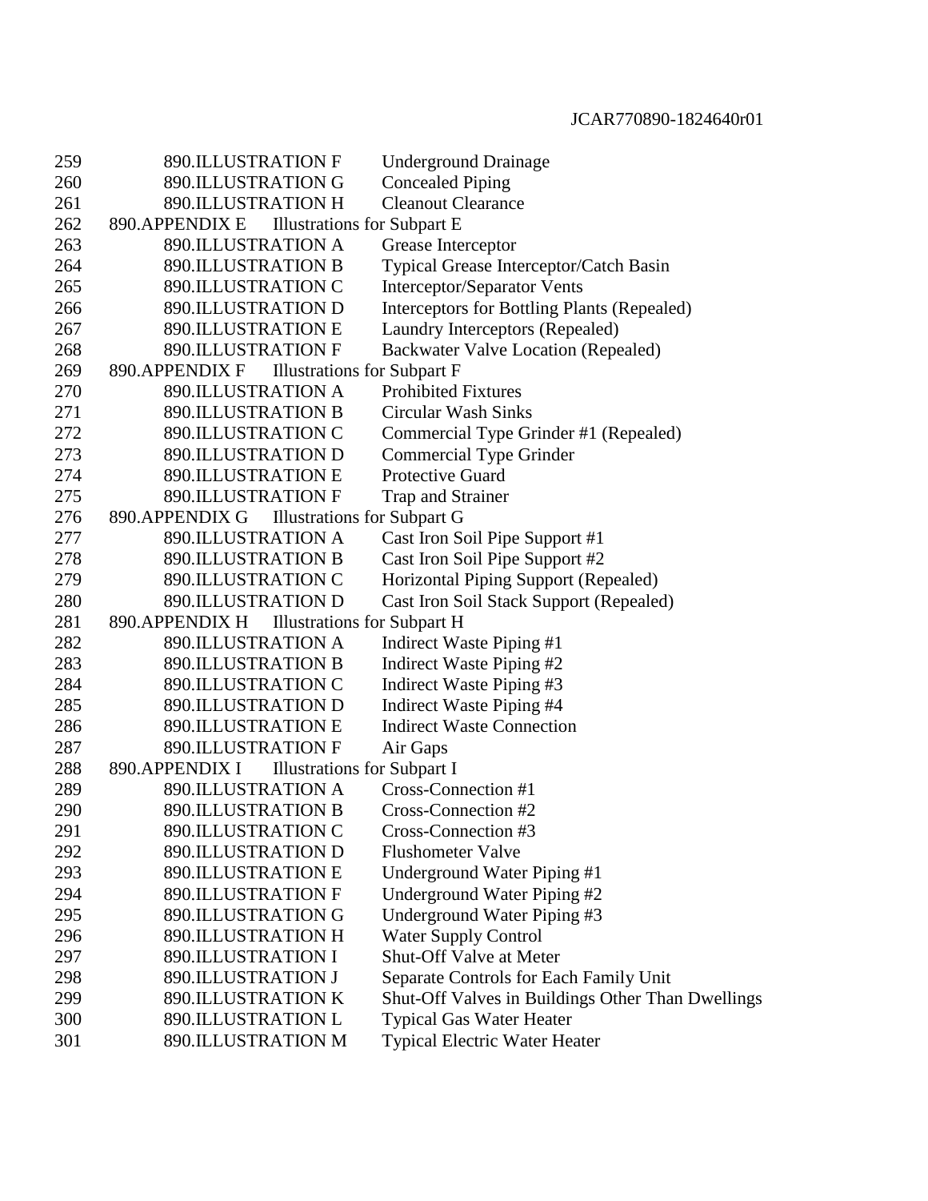259 890.ILLUSTRATION F Underground Drainage
260 890.ILLUSTRATION G Concealed Piping
261 890.ILLUSTRATION H Cleanout Clearance
262 890.APPENDIX E Illustrations for Subpart E
263 890.ILLUSTRATION A Grease Interceptor
264 890.ILLUSTRATION B Typical Grease Interceptor/Catch Basin
265 890.ILLUSTRATION C Interceptor/Separator Vents
266 890.ILLUSTRATION D Interceptors for Bottling Plants (Repealed)
267 890.ILLUSTRATION E Laundry Interceptors (Repealed)
268 890.ILLUSTRATION F Backwater Valve Location (Repealed)
269 890.APPENDIX F Illustrations for Subpart F
270 890.ILLUSTRATION A Prohibited Fixtures
271 890.ILLUSTRATION B Circular Wash Sinks
272 890.ILLUSTRATION C Commercial Type Grinder #1 (Repealed)
273 890.ILLUSTRATION D Commercial Type Grinder
274 890.ILLUSTRATION E Protective Guard
275 890.ILLUSTRATION F Trap and Strainer
276 890.APPENDIX G Illustrations for Subpart G
277 890.ILLUSTRATION A Cast Iron Soil Pipe Support #1
278 890.ILLUSTRATION B Cast Iron Soil Pipe Support #2
279 890.ILLUSTRATION C Horizontal Piping Support (Repealed)
280 890.ILLUSTRATION D Cast Iron Soil Stack Support (Repealed)
281 890.APPENDIX H Illustrations for Subpart H
282 890.ILLUSTRATION A Indirect Waste Piping #1
283 890.ILLUSTRATION B Indirect Waste Piping #2
284 890.ILLUSTRATION C Indirect Waste Piping #3
285 890.ILLUSTRATION D Indirect Waste Piping #4
286 890.ILLUSTRATION E Indirect Waste Connection
287 890.ILLUSTRATION F Air Gaps
288 890.APPENDIX I Illustrations for Subpart I
289 890.ILLUSTRATION A Cross-Connection #1
290 890.ILLUSTRATION B Cross-Connection #2
291 890.ILLUSTRATION C Cross-Connection #3
292 890.ILLUSTRATION D Flushometer Valve
293 890.ILLUSTRATION E Underground Water Piping #1
294 890.ILLUSTRATION F Underground Water Piping #2
295 890.ILLUSTRATION G Underground Water Piping #3
296 890.ILLUSTRATION H Water Supply Control
297 890.ILLUSTRATION I Shut-Off Valve at Meter
298 890.ILLUSTRATION J Separate Controls for Each Family Unit
299 890.ILLUSTRATION K Shut-Off Valves in Buildings Other Than Dwellings
300 890.ILLUSTRATION L Typical Gas Water Heater
301 890.ILLUSTRATION M Typical Electric Water Heater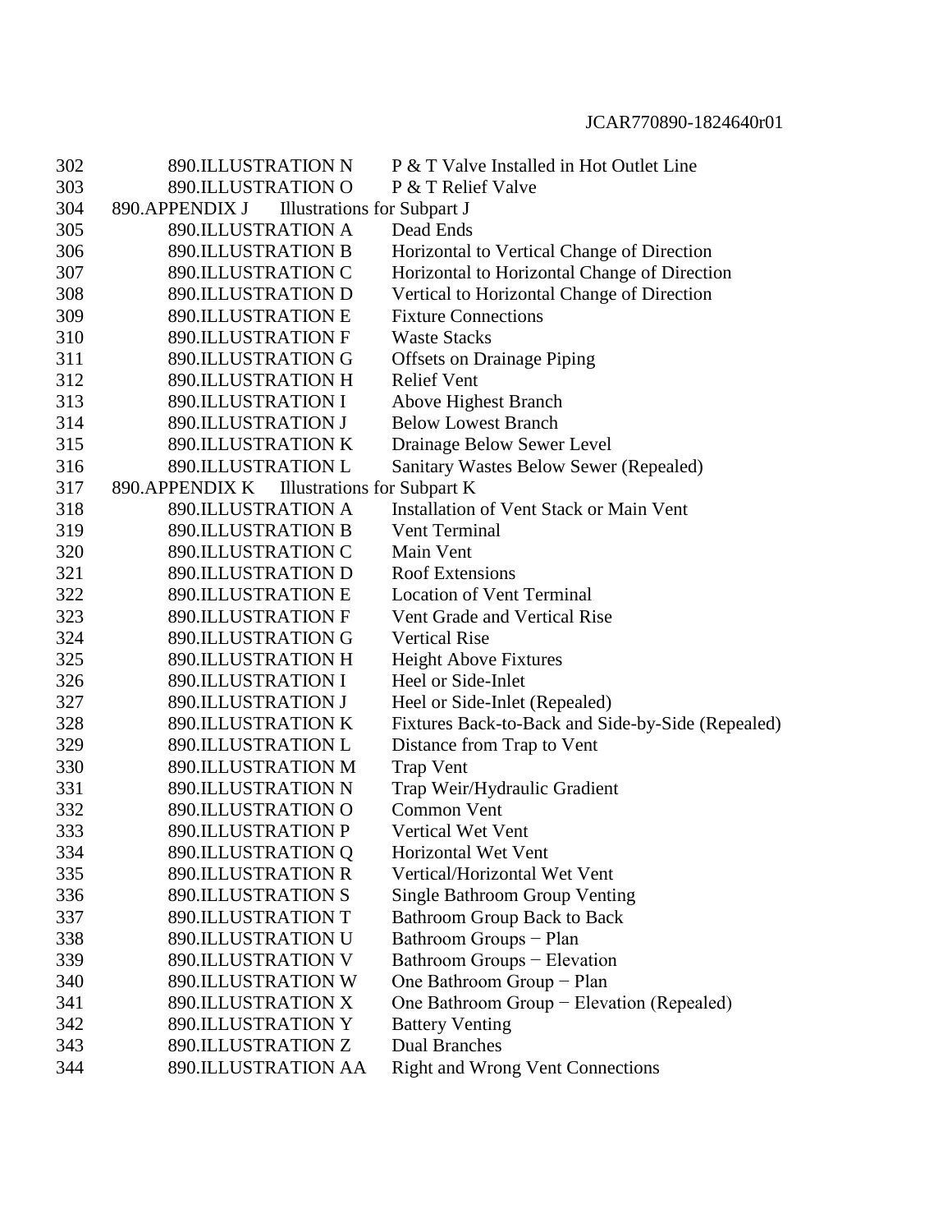302 890.ILLUSTRATION N P & T Valve Installed in Hot Outlet Line
303 890.ILLUSTRATION O P & T Relief Valve
304 890.APPENDIX J Illustrations for Subpart J
305 890.ILLUSTRATION A Dead Ends
306 890.ILLUSTRATION B Horizontal to Vertical Change of Direction
307 890.ILLUSTRATION C Horizontal to Horizontal Change of Direction
308 890.ILLUSTRATION D Vertical to Horizontal Change of Direction
309 890.ILLUSTRATION E Fixture Connections
310 890.ILLUSTRATION F Waste Stacks
311 890.ILLUSTRATION G Offsets on Drainage Piping
312 890.ILLUSTRATION H Relief Vent
313 890.ILLUSTRATION I Above Highest Branch
314 890.ILLUSTRATION J Below Lowest Branch
315 890.ILLUSTRATION K Drainage Below Sewer Level
316 890.ILLUSTRATION L Sanitary Wastes Below Sewer (Repealed)
317 890.APPENDIX K Illustrations for Subpart K
318 890.ILLUSTRATION A Installation of Vent Stack or Main Vent
319 890.ILLUSTRATION B Vent Terminal
320 890.ILLUSTRATION C Main Vent
321 890.ILLUSTRATION D Roof Extensions
322 890.ILLUSTRATION E Location of Vent Terminal
323 890.ILLUSTRATION F Vent Grade and Vertical Rise
324 890.ILLUSTRATION G Vertical Rise
325 890.ILLUSTRATION H Height Above Fixtures
326 890.ILLUSTRATION I Heel or Side-Inlet
327 890.ILLUSTRATION J Heel or Side-Inlet (Repealed)
328 890.ILLUSTRATION K Fixtures Back-to-Back and Side-by-Side (Repealed)
329 890.ILLUSTRATION L Distance from Trap to Vent
330 890.ILLUSTRATION M Trap Vent
331 890.ILLUSTRATION N Trap Weir/Hydraulic Gradient
332 890.ILLUSTRATION O Common Vent
333 890.ILLUSTRATION P Vertical Wet Vent
334 890.ILLUSTRATION Q Horizontal Wet Vent
335 890.ILLUSTRATION R Vertical/Horizontal Wet Vent
336 890.ILLUSTRATION S Single Bathroom Group Venting
337 890.ILLUSTRATION T Bathroom Group Back to Back
338 890.ILLUSTRATION U Bathroom Groups − Plan
339 890.ILLUSTRATION V Bathroom Groups − Elevation
340 890.ILLUSTRATION W One Bathroom Group − Plan
341 890.ILLUSTRATION X One Bathroom Group − Elevation (Repealed)
342 890.ILLUSTRATION Y Battery Venting
343 890.ILLUSTRATION Z Dual Branches
344 890.ILLUSTRATION AA Right and Wrong Vent Connections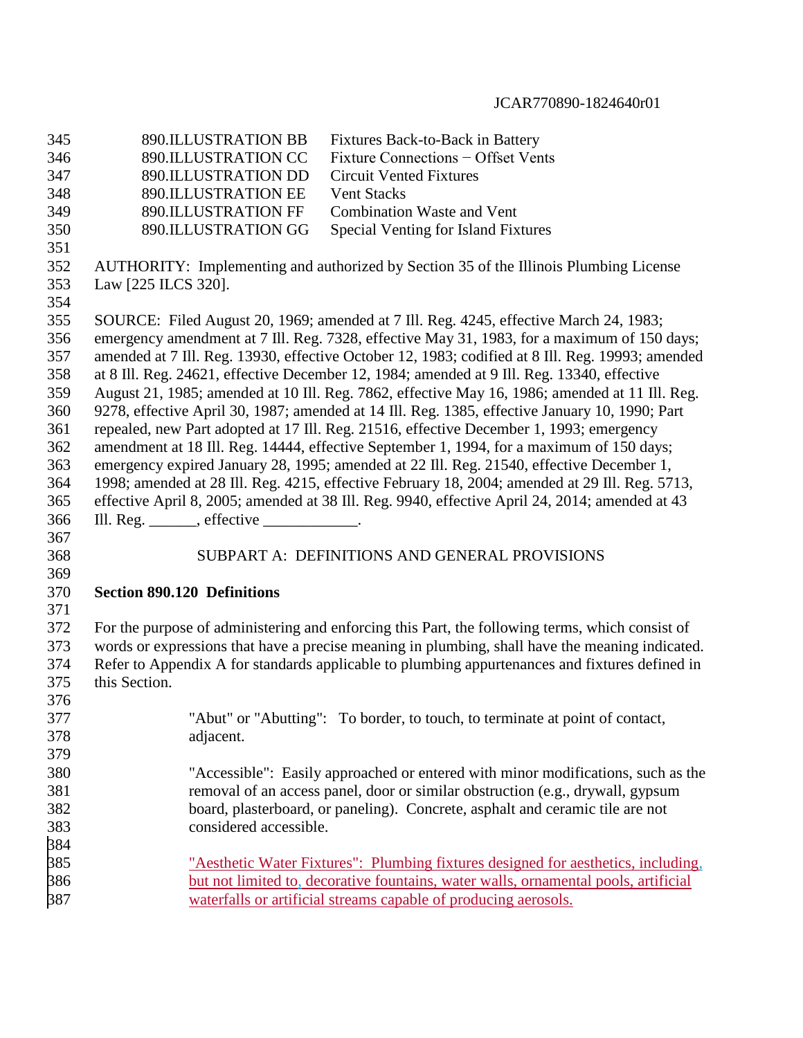| | |
|---|---|
| 890.ILLUSTRATION BB | Fixtures Back-to-Back in Battery |
| 890.ILLUSTRATION CC | Fixture Connections − Offset Vents |
| 890.ILLUSTRATION DD | Circuit Vented Fixtures |
| 890.ILLUSTRATION EE | Vent Stacks |
| 890.ILLUSTRATION FF | Combination Waste and Vent |
| 890.ILLUSTRATION GG | Special Venting for Island Fixtures |

AUTHORITY: Implementing and authorized by Section 35 of the Illinois Plumbing License Law [225 ILCS 320].

SOURCE: Filed August 20, 1969; amended at 7 Ill. Reg. 4245, effective March 24, 1983; emergency amendment at 7 Ill. Reg. 7328, effective May 31, 1983, for a maximum of 150 days; amended at 7 Ill. Reg. 13930, effective October 12, 1983; codified at 8 Ill. Reg. 19993; amended at 8 Ill. Reg. 24621, effective December 12, 1984; amended at 9 Ill. Reg. 13340, effective August 21, 1985; amended at 10 Ill. Reg. 7862, effective May 16, 1986; amended at 11 Ill. Reg. 9278, effective April 30, 1987; amended at 14 Ill. Reg. 1385, effective January 10, 1990; Part repealed, new Part adopted at 17 Ill. Reg. 21516, effective December 1, 1993; emergency amendment at 18 Ill. Reg. 14444, effective September 1, 1994, for a maximum of 150 days; emergency expired January 28, 1995; amended at 22 Ill. Reg. 21540, effective December 1, 1998; amended at 28 Ill. Reg. 4215, effective February 18, 2004; amended at 29 Ill. Reg. 5713, effective April 8, 2005; amended at 38 Ill. Reg. 9940, effective April 24, 2014; amended at 43 Ill. Reg. ______, effective ____________.

SUBPART A: DEFINITIONS AND GENERAL PROVISIONS

**Section 890.120 Definitions**

For the purpose of administering and enforcing this Part, the following terms, which consist of words or expressions that have a precise meaning in plumbing, shall have the meaning indicated. Refer to Appendix A for standards applicable to plumbing appurtenances and fixtures defined in this Section.

"Abut" or "Abutting": To border, to touch, to terminate at point of contact, adjacent.

"Accessible": Easily approached or entered with minor modifications, such as the removal of an access panel, door or similar obstruction (e.g., drywall, gypsum board, plasterboard, or paneling). Concrete, asphalt and ceramic tile are not considered accessible.

<u>"Aesthetic Water Fixtures": Plumbing fixtures designed for aesthetics, including, but not limited to, decorative fountains, water walls, ornamental pools, artificial waterfalls or artificial streams capable of producing aerosols.</u>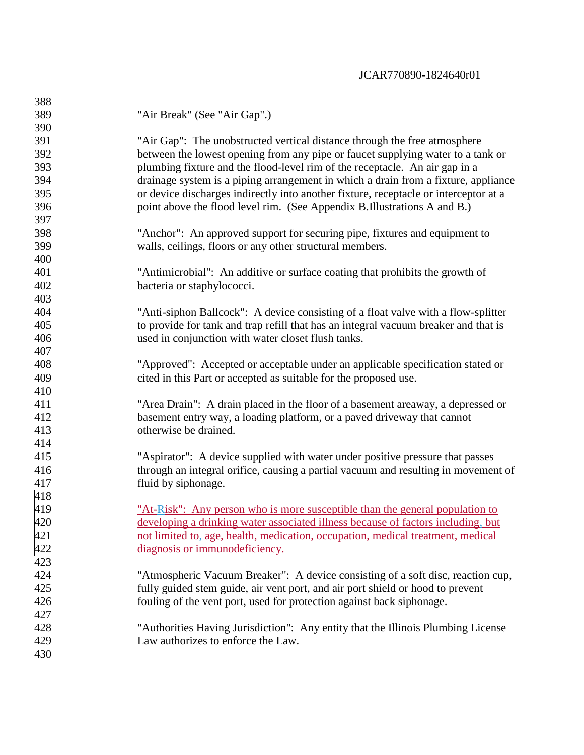"Air Break" (See "Air Gap".)

"Air Gap": The unobstructed vertical distance through the free atmosphere between the lowest opening from any pipe or faucet supplying water to a tank or plumbing fixture and the flood-level rim of the receptacle. An air gap in a drainage system is a piping arrangement in which a drain from a fixture, appliance or device discharges indirectly into another fixture, receptacle or interceptor at a point above the flood level rim. (See Appendix B.Illustrations A and B.)

"Anchor": An approved support for securing pipe, fixtures and equipment to walls, ceilings, floors or any other structural members.

"Antimicrobial": An additive or surface coating that prohibits the growth of bacteria or staphylococci.

"Anti-siphon Ballcock": A device consisting of a float valve with a flow-splitter to provide for tank and trap refill that has an integral vacuum breaker and that is used in conjunction with water closet flush tanks.

"Approved": Accepted or acceptable under an applicable specification stated or cited in this Part or accepted as suitable for the proposed use.

"Area Drain": A drain placed in the floor of a basement areaway, a depressed or basement entry way, a loading platform, or a paved driveway that cannot otherwise be drained.

"Aspirator": A device supplied with water under positive pressure that passes through an integral orifice, causing a partial vacuum and resulting in movement of fluid by siphonage.

"At-Risk": Any person who is more susceptible than the general population to developing a drinking water associated illness because of factors including, but not limited to, age, health, medication, occupation, medical treatment, medical diagnosis or immunodeficiency.

"Atmospheric Vacuum Breaker": A device consisting of a soft disc, reaction cup, fully guided stem guide, air vent port, and air port shield or hood to prevent fouling of the vent port, used for protection against back siphonage.

"Authorities Having Jurisdiction": Any entity that the Illinois Plumbing License Law authorizes to enforce the Law.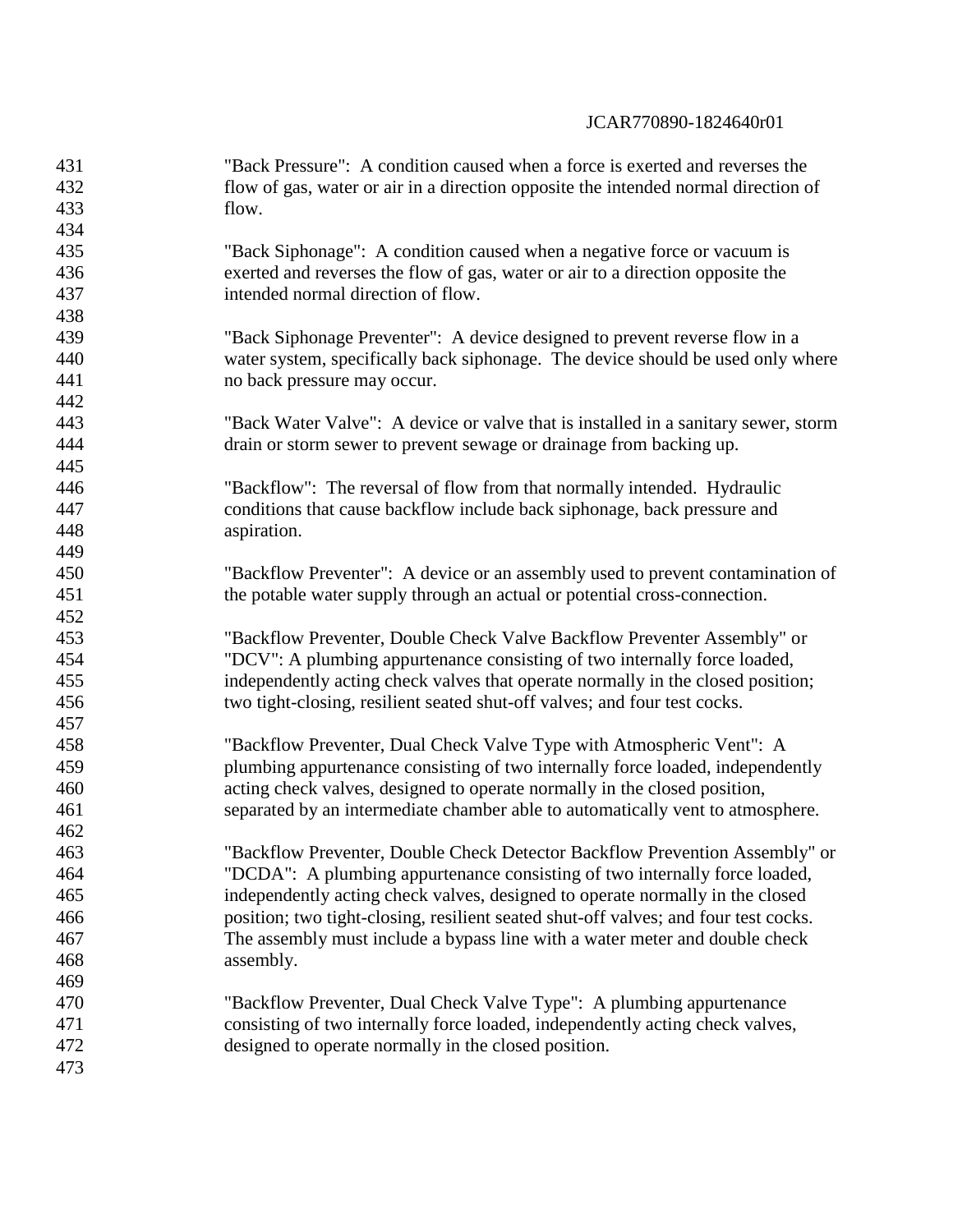"Back Pressure": A condition caused when a force is exerted and reverses the flow of gas, water or air in a direction opposite the intended normal direction of flow.

"Back Siphonage": A condition caused when a negative force or vacuum is exerted and reverses the flow of gas, water or air to a direction opposite the intended normal direction of flow.

"Back Siphonage Preventer": A device designed to prevent reverse flow in a water system, specifically back siphonage. The device should be used only where no back pressure may occur.

"Back Water Valve": A device or valve that is installed in a sanitary sewer, storm drain or storm sewer to prevent sewage or drainage from backing up.

"Backflow": The reversal of flow from that normally intended. Hydraulic conditions that cause backflow include back siphonage, back pressure and aspiration.

"Backflow Preventer": A device or an assembly used to prevent contamination of the potable water supply through an actual or potential cross-connection.

"Backflow Preventer, Double Check Valve Backflow Preventer Assembly" or "DCV": A plumbing appurtenance consisting of two internally force loaded, independently acting check valves that operate normally in the closed position; two tight-closing, resilient seated shut-off valves; and four test cocks.

"Backflow Preventer, Dual Check Valve Type with Atmospheric Vent": A plumbing appurtenance consisting of two internally force loaded, independently acting check valves, designed to operate normally in the closed position, separated by an intermediate chamber able to automatically vent to atmosphere.

"Backflow Preventer, Double Check Detector Backflow Prevention Assembly" or "DCDA": A plumbing appurtenance consisting of two internally force loaded, independently acting check valves, designed to operate normally in the closed position; two tight-closing, resilient seated shut-off valves; and four test cocks. The assembly must include a bypass line with a water meter and double check assembly.

"Backflow Preventer, Dual Check Valve Type": A plumbing appurtenance consisting of two internally force loaded, independently acting check valves, designed to operate normally in the closed position.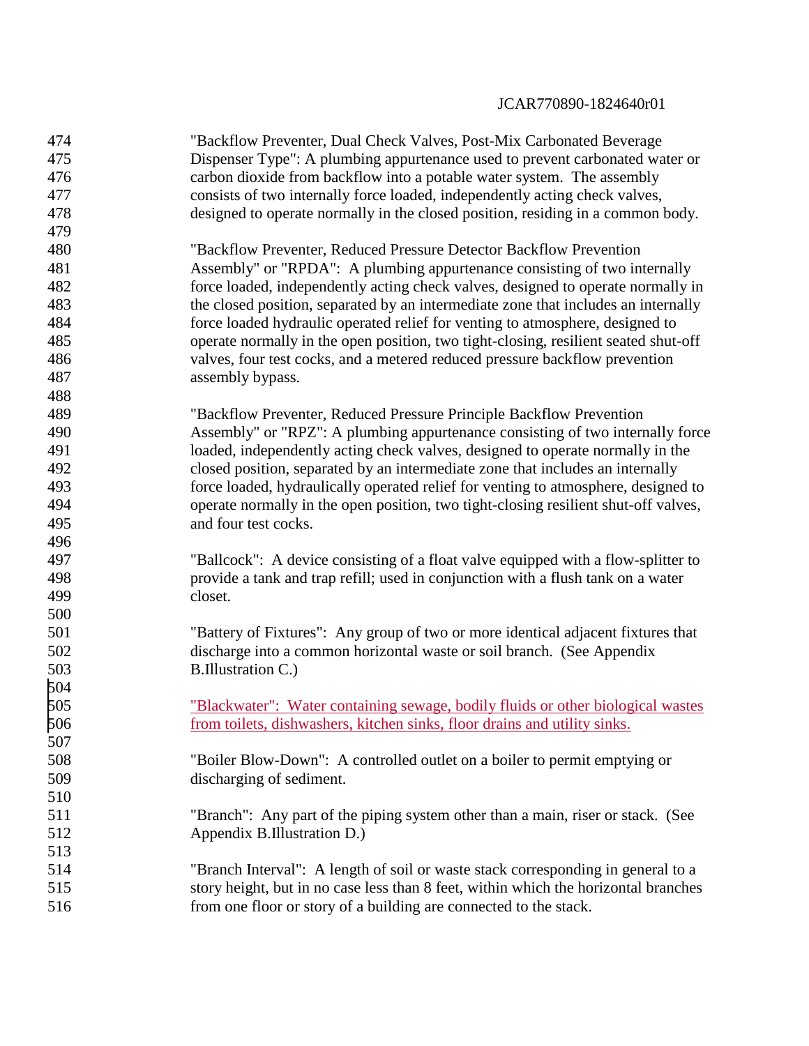"Backflow Preventer, Dual Check Valves, Post-Mix Carbonated Beverage Dispenser Type": A plumbing appurtenance used to prevent carbonated water or carbon dioxide from backflow into a potable water system. The assembly consists of two internally force loaded, independently acting check valves, designed to operate normally in the closed position, residing in a common body.

"Backflow Preventer, Reduced Pressure Detector Backflow Prevention Assembly" or "RPDA": A plumbing appurtenance consisting of two internally force loaded, independently acting check valves, designed to operate normally in the closed position, separated by an intermediate zone that includes an internally force loaded hydraulic operated relief for venting to atmosphere, designed to operate normally in the open position, two tight-closing, resilient seated shut-off valves, four test cocks, and a metered reduced pressure backflow prevention assembly bypass.

"Backflow Preventer, Reduced Pressure Principle Backflow Prevention Assembly" or "RPZ": A plumbing appurtenance consisting of two internally force loaded, independently acting check valves, designed to operate normally in the closed position, separated by an intermediate zone that includes an internally force loaded, hydraulically operated relief for venting to atmosphere, designed to operate normally in the open position, two tight-closing resilient shut-off valves, and four test cocks.

"Ballcock": A device consisting of a float valve equipped with a flow-splitter to provide a tank and trap refill; used in conjunction with a flush tank on a water closet.

"Battery of Fixtures": Any group of two or more identical adjacent fixtures that discharge into a common horizontal waste or soil branch. (See Appendix B.Illustration C.)

<u>"Blackwater": Water containing sewage, bodily fluids or other biological wastes from toilets, dishwashers, kitchen sinks, floor drains and utility sinks.</u>

"Boiler Blow-Down": A controlled outlet on a boiler to permit emptying or discharging of sediment.

"Branch": Any part of the piping system other than a main, riser or stack. (See Appendix B.Illustration D.)

"Branch Interval": A length of soil or waste stack corresponding in general to a story height, but in no case less than 8 feet, within which the horizontal branches from one floor or story of a building are connected to the stack.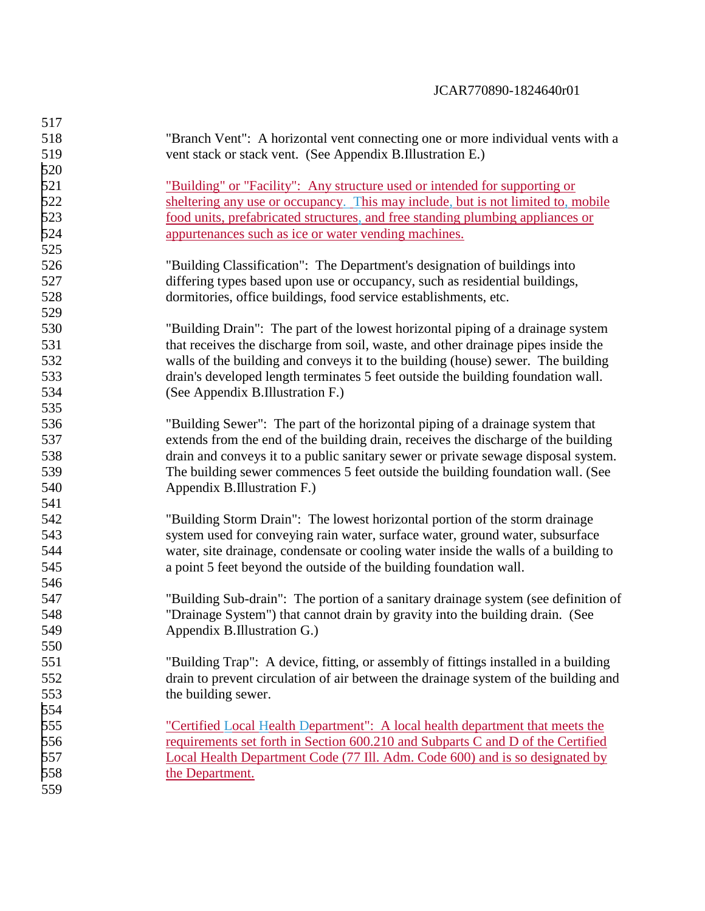"Branch Vent": A horizontal vent connecting one or more individual vents with a vent stack or stack vent. (See Appendix B.Illustration E.)

"Building" or "Facility": Any structure used or intended for supporting or sheltering any use or occupancy. This may include, but is not limited to, mobile food units, prefabricated structures, and free standing plumbing appliances or appurtenances such as ice or water vending machines.

"Building Classification": The Department's designation of buildings into differing types based upon use or occupancy, such as residential buildings, dormitories, office buildings, food service establishments, etc.

"Building Drain": The part of the lowest horizontal piping of a drainage system that receives the discharge from soil, waste, and other drainage pipes inside the walls of the building and conveys it to the building (house) sewer. The building drain's developed length terminates 5 feet outside the building foundation wall. (See Appendix B.Illustration F.)

"Building Sewer": The part of the horizontal piping of a drainage system that extends from the end of the building drain, receives the discharge of the building drain and conveys it to a public sanitary sewer or private sewage disposal system. The building sewer commences 5 feet outside the building foundation wall. (See Appendix B.Illustration F.)

"Building Storm Drain": The lowest horizontal portion of the storm drainage system used for conveying rain water, surface water, ground water, subsurface water, site drainage, condensate or cooling water inside the walls of a building to a point 5 feet beyond the outside of the building foundation wall.

"Building Sub-drain": The portion of a sanitary drainage system (see definition of "Drainage System") that cannot drain by gravity into the building drain. (See Appendix B.Illustration G.)

"Building Trap": A device, fitting, or assembly of fittings installed in a building drain to prevent circulation of air between the drainage system of the building and the building sewer.

"Certified Local Health Department": A local health department that meets the requirements set forth in Section 600.210 and Subparts C and D of the Certified Local Health Department Code (77 Ill. Adm. Code 600) and is so designated by the Department.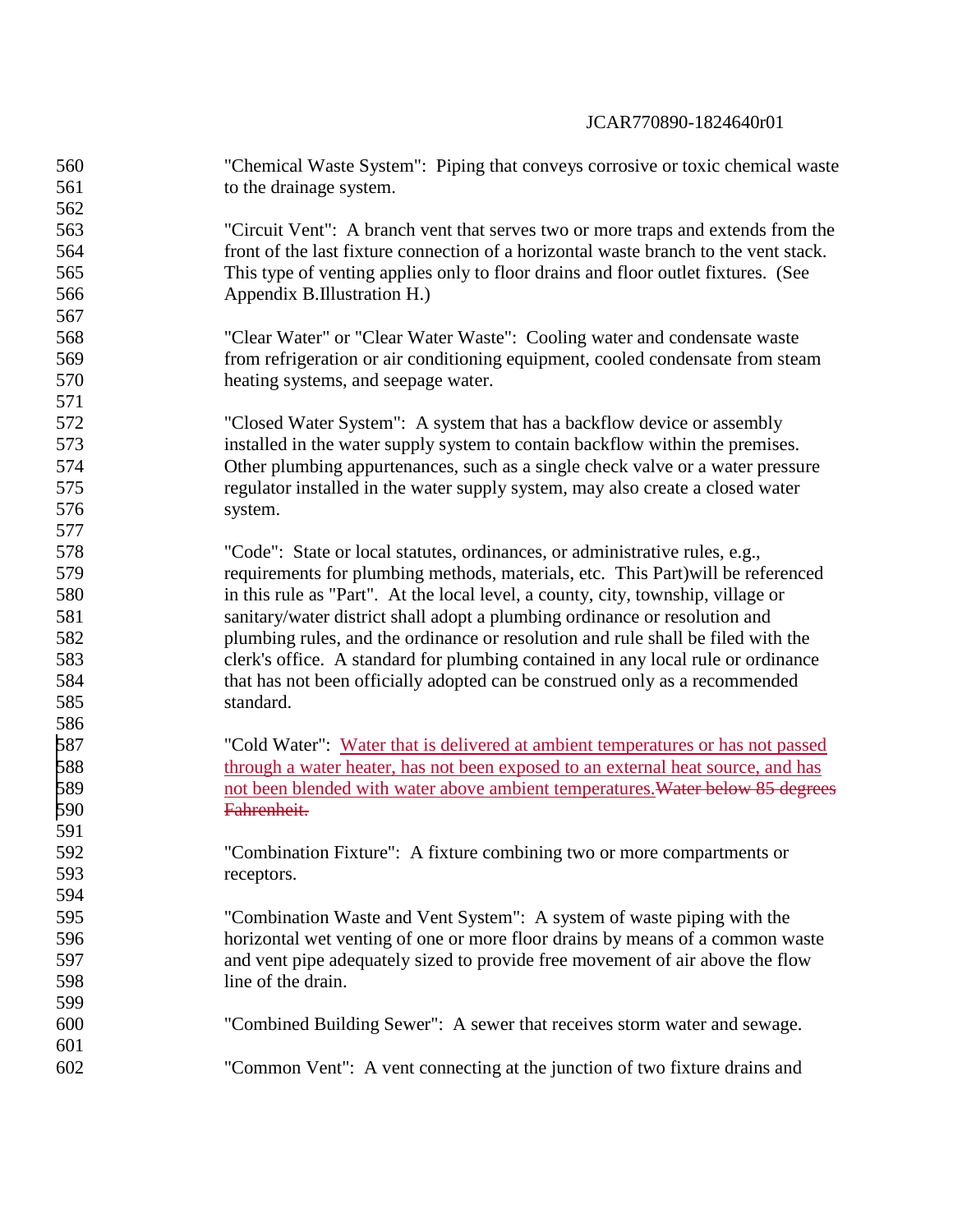"Chemical Waste System": Piping that conveys corrosive or toxic chemical waste to the drainage system.

"Circuit Vent": A branch vent that serves two or more traps and extends from the front of the last fixture connection of a horizontal waste branch to the vent stack. This type of venting applies only to floor drains and floor outlet fixtures. (See Appendix B.Illustration H.)

"Clear Water" or "Clear Water Waste": Cooling water and condensate waste from refrigeration or air conditioning equipment, cooled condensate from steam heating systems, and seepage water.

"Closed Water System": A system that has a backflow device or assembly installed in the water supply system to contain backflow within the premises. Other plumbing appurtenances, such as a single check valve or a water pressure regulator installed in the water supply system, may also create a closed water system.

"Code": State or local statutes, ordinances, or administrative rules, e.g., requirements for plumbing methods, materials, etc. This Part)will be referenced in this rule as "Part". At the local level, a county, city, township, village or sanitary/water district shall adopt a plumbing ordinance or resolution and plumbing rules, and the ordinance or resolution and rule shall be filed with the clerk's office. A standard for plumbing contained in any local rule or ordinance that has not been officially adopted can be construed only as a recommended standard.

"Cold Water": <u>Water that is delivered at ambient temperatures or has not passed through a water heater, has not been exposed to an external heat source, and has not been blended with water above ambient temperatures.</u>~~Water below 85 degrees Fahrenheit.~~

"Combination Fixture": A fixture combining two or more compartments or receptors.

"Combination Waste and Vent System": A system of waste piping with the horizontal wet venting of one or more floor drains by means of a common waste and vent pipe adequately sized to provide free movement of air above the flow line of the drain.

"Combined Building Sewer": A sewer that receives storm water and sewage.

"Common Vent": A vent connecting at the junction of two fixture drains and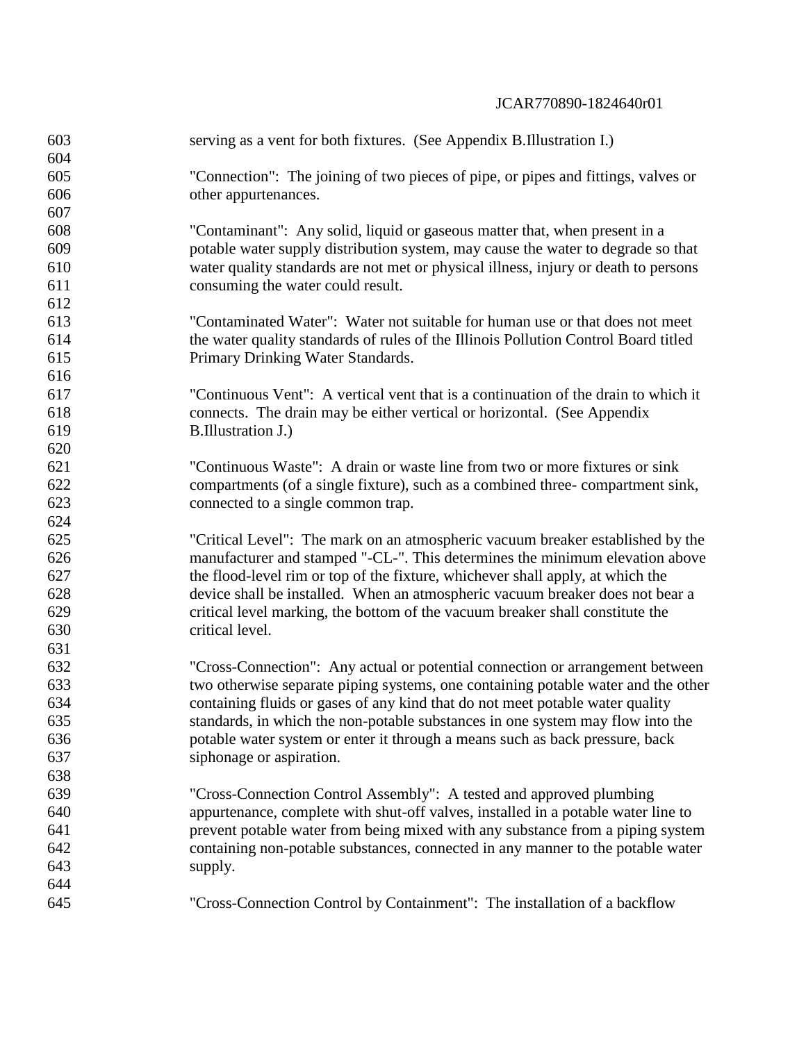serving as a vent for both fixtures. (See Appendix B.Illustration I.)

"Connection": The joining of two pieces of pipe, or pipes and fittings, valves or other appurtenances.

"Contaminant": Any solid, liquid or gaseous matter that, when present in a potable water supply distribution system, may cause the water to degrade so that water quality standards are not met or physical illness, injury or death to persons consuming the water could result.

"Contaminated Water": Water not suitable for human use or that does not meet the water quality standards of rules of the Illinois Pollution Control Board titled Primary Drinking Water Standards.

"Continuous Vent": A vertical vent that is a continuation of the drain to which it connects. The drain may be either vertical or horizontal. (See Appendix B.Illustration J.)

"Continuous Waste": A drain or waste line from two or more fixtures or sink compartments (of a single fixture), such as a combined three- compartment sink, connected to a single common trap.

"Critical Level": The mark on an atmospheric vacuum breaker established by the manufacturer and stamped "-CL-". This determines the minimum elevation above the flood-level rim or top of the fixture, whichever shall apply, at which the device shall be installed. When an atmospheric vacuum breaker does not bear a critical level marking, the bottom of the vacuum breaker shall constitute the critical level.

"Cross-Connection": Any actual or potential connection or arrangement between two otherwise separate piping systems, one containing potable water and the other containing fluids or gases of any kind that do not meet potable water quality standards, in which the non-potable substances in one system may flow into the potable water system or enter it through a means such as back pressure, back siphonage or aspiration.

"Cross-Connection Control Assembly": A tested and approved plumbing appurtenance, complete with shut-off valves, installed in a potable water line to prevent potable water from being mixed with any substance from a piping system containing non-potable substances, connected in any manner to the potable water supply.

"Cross-Connection Control by Containment": The installation of a backflow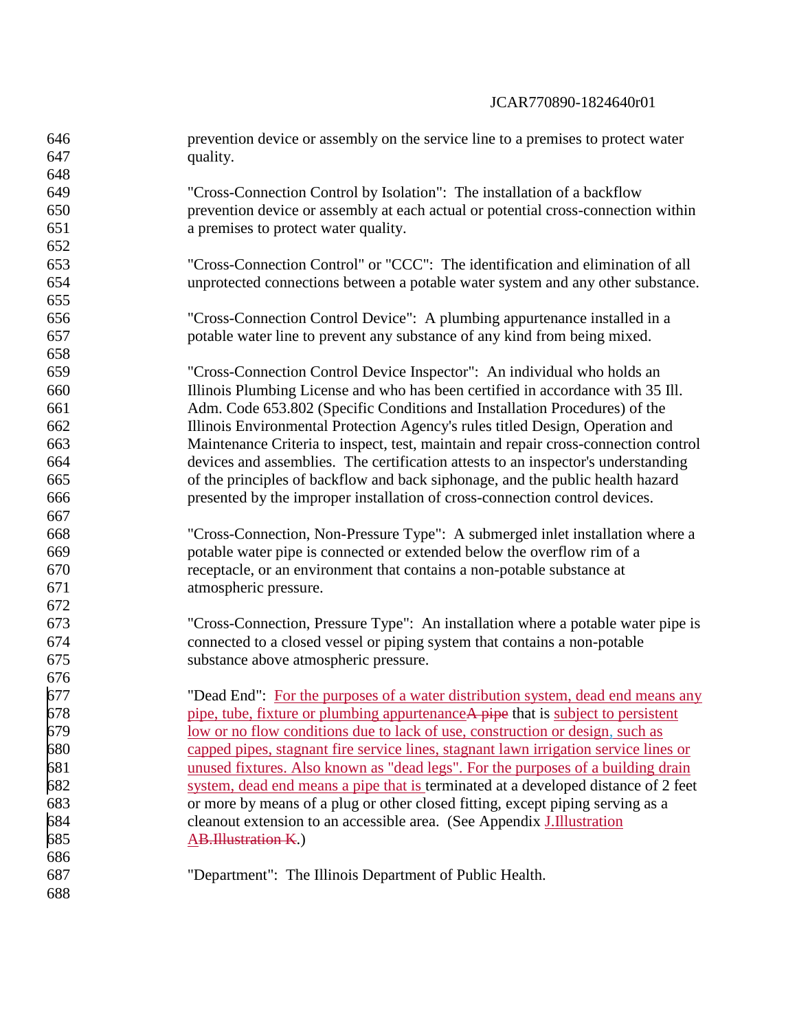prevention device or assembly on the service line to a premises to protect water quality.

"Cross-Connection Control by Isolation": The installation of a backflow prevention device or assembly at each actual or potential cross-connection within a premises to protect water quality.

"Cross-Connection Control" or "CCC": The identification and elimination of all unprotected connections between a potable water system and any other substance.

"Cross-Connection Control Device": A plumbing appurtenance installed in a potable water line to prevent any substance of any kind from being mixed.

"Cross-Connection Control Device Inspector": An individual who holds an Illinois Plumbing License and who has been certified in accordance with 35 Ill. Adm. Code 653.802 (Specific Conditions and Installation Procedures) of the Illinois Environmental Protection Agency's rules titled Design, Operation and Maintenance Criteria to inspect, test, maintain and repair cross-connection control devices and assemblies. The certification attests to an inspector's understanding of the principles of backflow and back siphonage, and the public health hazard presented by the improper installation of cross-connection control devices.

"Cross-Connection, Non-Pressure Type": A submerged inlet installation where a potable water pipe is connected or extended below the overflow rim of a receptacle, or an environment that contains a non-potable substance at atmospheric pressure.

"Cross-Connection, Pressure Type": An installation where a potable water pipe is connected to a closed vessel or piping system that contains a non-potable substance above atmospheric pressure.

"Dead End": For the purposes of a water distribution system, dead end means any pipe, tube, fixture or plumbing appurtenance~~A pipe~~ that is subject to persistent low or no flow conditions due to lack of use, construction or design, such as capped pipes, stagnant fire service lines, stagnant lawn irrigation service lines or unused fixtures. Also known as "dead legs". For the purposes of a building drain system, dead end means a pipe that is terminated at a developed distance of 2 feet or more by means of a plug or other closed fitting, except piping serving as a cleanout extension to an accessible area. (See Appendix J.Illustration A~~B.Illustration K~~.)

"Department": The Illinois Department of Public Health.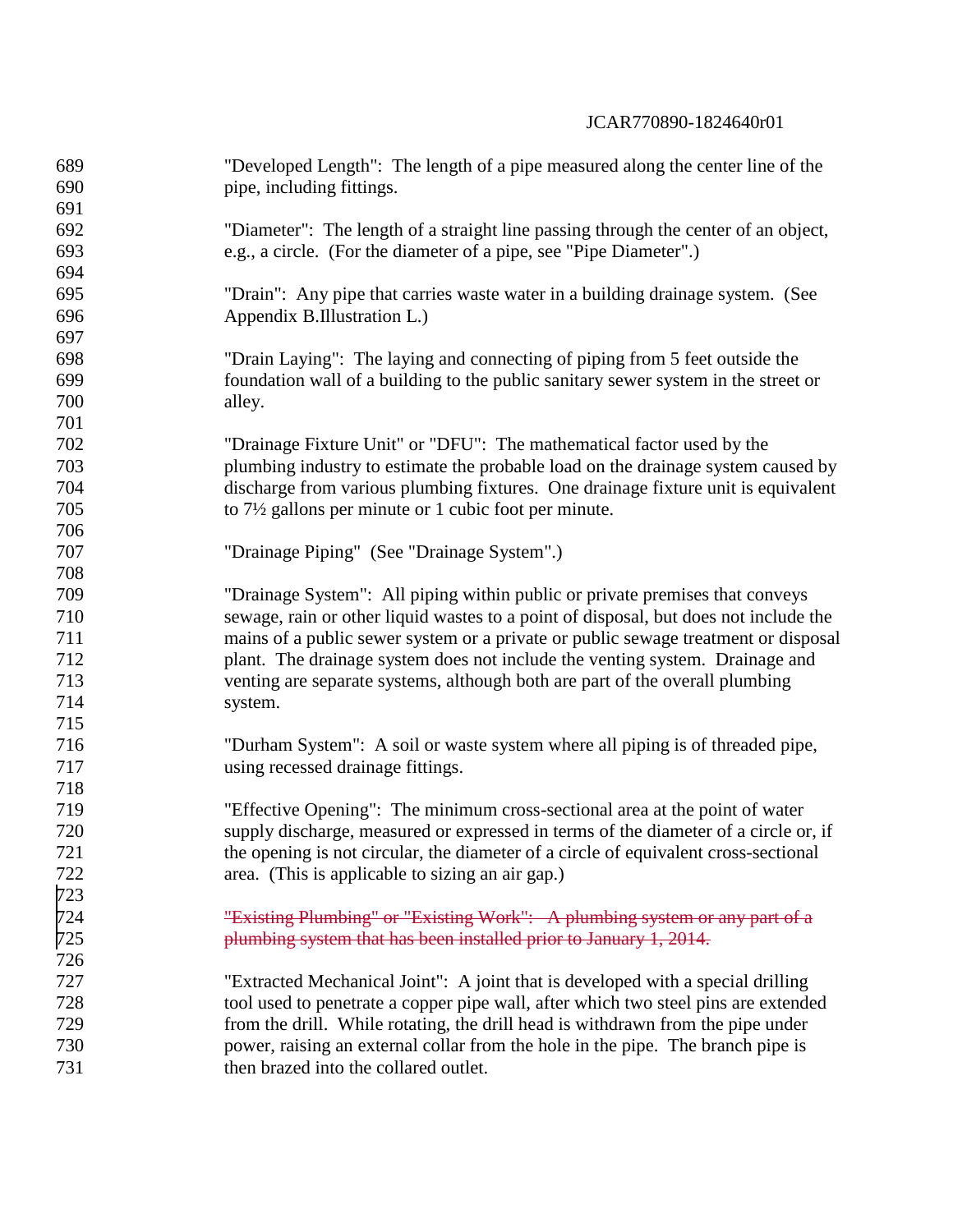"Developed Length": The length of a pipe measured along the center line of the pipe, including fittings.

"Diameter": The length of a straight line passing through the center of an object, e.g., a circle. (For the diameter of a pipe, see "Pipe Diameter".)

"Drain": Any pipe that carries waste water in a building drainage system. (See Appendix B.Illustration L.)

"Drain Laying": The laying and connecting of piping from 5 feet outside the foundation wall of a building to the public sanitary sewer system in the street or alley.

"Drainage Fixture Unit" or "DFU": The mathematical factor used by the plumbing industry to estimate the probable load on the drainage system caused by discharge from various plumbing fixtures. One drainage fixture unit is equivalent to 7½ gallons per minute or 1 cubic foot per minute.

"Drainage Piping" (See "Drainage System".)

"Drainage System": All piping within public or private premises that conveys sewage, rain or other liquid wastes to a point of disposal, but does not include the mains of a public sewer system or a private or public sewage treatment or disposal plant. The drainage system does not include the venting system. Drainage and venting are separate systems, although both are part of the overall plumbing system.

"Durham System": A soil or waste system where all piping is of threaded pipe, using recessed drainage fittings.

"Effective Opening": The minimum cross-sectional area at the point of water supply discharge, measured or expressed in terms of the diameter of a circle or, if the opening is not circular, the diameter of a circle of equivalent cross-sectional area. (This is applicable to sizing an air gap.)

~~"Existing Plumbing" or "Existing Work": A plumbing system or any part of a plumbing system that has been installed prior to January 1, 2014.~~

"Extracted Mechanical Joint": A joint that is developed with a special drilling tool used to penetrate a copper pipe wall, after which two steel pins are extended from the drill. While rotating, the drill head is withdrawn from the pipe under power, raising an external collar from the hole in the pipe. The branch pipe is then brazed into the collared outlet.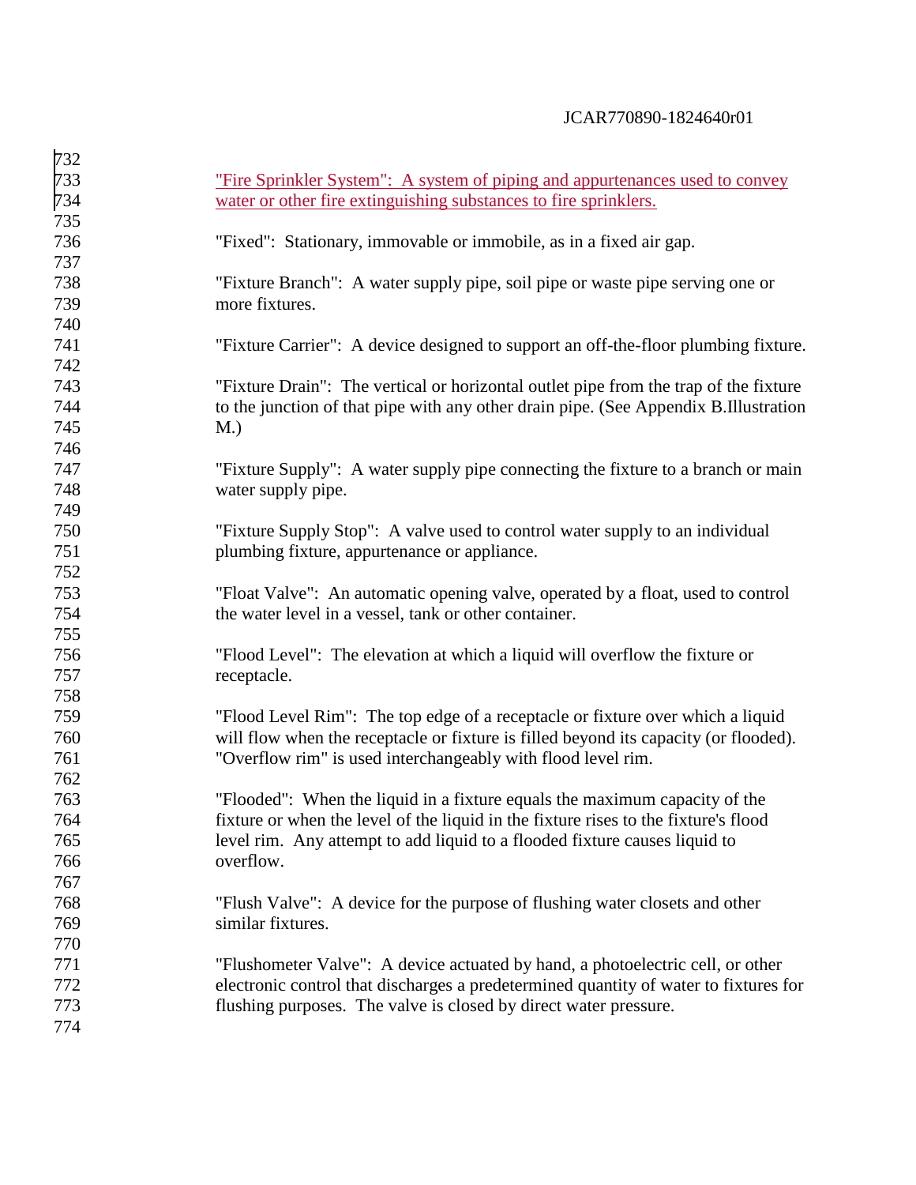<u>"Fire Sprinkler System": A system of piping and appurtenances used to convey water or other fire extinguishing substances to fire sprinklers.</u>

"Fixed": Stationary, immovable or immobile, as in a fixed air gap.

"Fixture Branch": A water supply pipe, soil pipe or waste pipe serving one or more fixtures.

"Fixture Carrier": A device designed to support an off-the-floor plumbing fixture.

"Fixture Drain": The vertical or horizontal outlet pipe from the trap of the fixture to the junction of that pipe with any other drain pipe. (See Appendix B.Illustration M.)

"Fixture Supply": A water supply pipe connecting the fixture to a branch or main water supply pipe.

"Fixture Supply Stop": A valve used to control water supply to an individual plumbing fixture, appurtenance or appliance.

"Float Valve": An automatic opening valve, operated by a float, used to control the water level in a vessel, tank or other container.

"Flood Level": The elevation at which a liquid will overflow the fixture or receptacle.

"Flood Level Rim": The top edge of a receptacle or fixture over which a liquid will flow when the receptacle or fixture is filled beyond its capacity (or flooded). "Overflow rim" is used interchangeably with flood level rim.

"Flooded": When the liquid in a fixture equals the maximum capacity of the fixture or when the level of the liquid in the fixture rises to the fixture's flood level rim. Any attempt to add liquid to a flooded fixture causes liquid to overflow.

"Flush Valve": A device for the purpose of flushing water closets and other similar fixtures.

"Flushometer Valve": A device actuated by hand, a photoelectric cell, or other electronic control that discharges a predetermined quantity of water to fixtures for flushing purposes. The valve is closed by direct water pressure.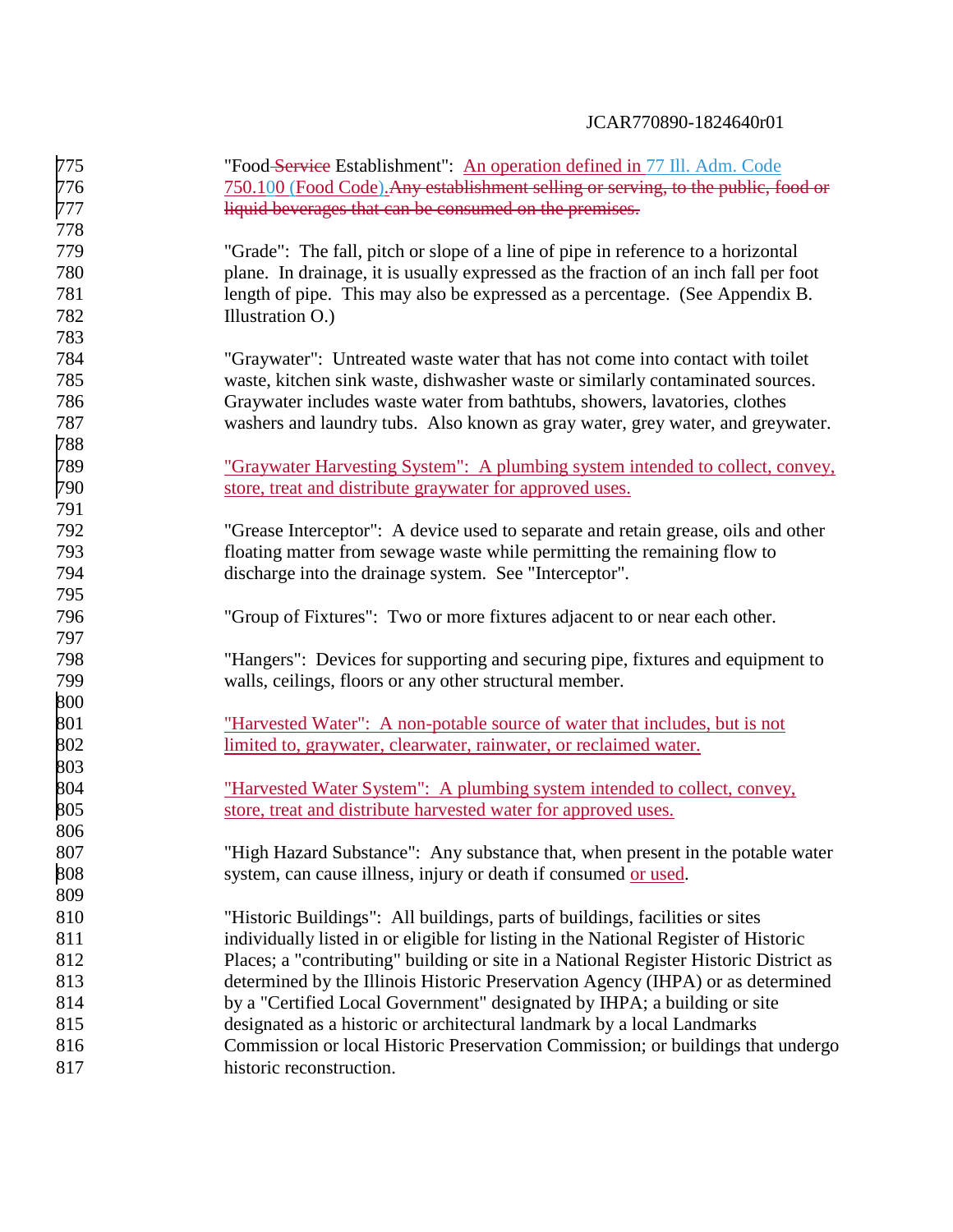"Food ~~Service~~ Establishment": An operation defined in 77 Ill. Adm. Code 750.100 (Food Code).~~Any establishment selling or serving, to the public, food or liquid beverages that can be consumed on the premises.~~

"Grade": The fall, pitch or slope of a line of pipe in reference to a horizontal plane. In drainage, it is usually expressed as the fraction of an inch fall per foot length of pipe. This may also be expressed as a percentage. (See Appendix B. Illustration O.)

"Graywater": Untreated waste water that has not come into contact with toilet waste, kitchen sink waste, dishwasher waste or similarly contaminated sources. Graywater includes waste water from bathtubs, showers, lavatories, clothes washers and laundry tubs. Also known as gray water, grey water, and greywater.

"Graywater Harvesting System": A plumbing system intended to collect, convey, store, treat and distribute graywater for approved uses.

"Grease Interceptor": A device used to separate and retain grease, oils and other floating matter from sewage waste while permitting the remaining flow to discharge into the drainage system. See "Interceptor".

"Group of Fixtures": Two or more fixtures adjacent to or near each other.

"Hangers": Devices for supporting and securing pipe, fixtures and equipment to walls, ceilings, floors or any other structural member.

"Harvested Water": A non-potable source of water that includes, but is not limited to, graywater, clearwater, rainwater, or reclaimed water.

"Harvested Water System": A plumbing system intended to collect, convey, store, treat and distribute harvested water for approved uses.

"High Hazard Substance": Any substance that, when present in the potable water system, can cause illness, injury or death if consumed or used.

"Historic Buildings": All buildings, parts of buildings, facilities or sites individually listed in or eligible for listing in the National Register of Historic Places; a "contributing" building or site in a National Register Historic District as determined by the Illinois Historic Preservation Agency (IHPA) or as determined by a "Certified Local Government" designated by IHPA; a building or site designated as a historic or architectural landmark by a local Landmarks Commission or local Historic Preservation Commission; or buildings that undergo historic reconstruction.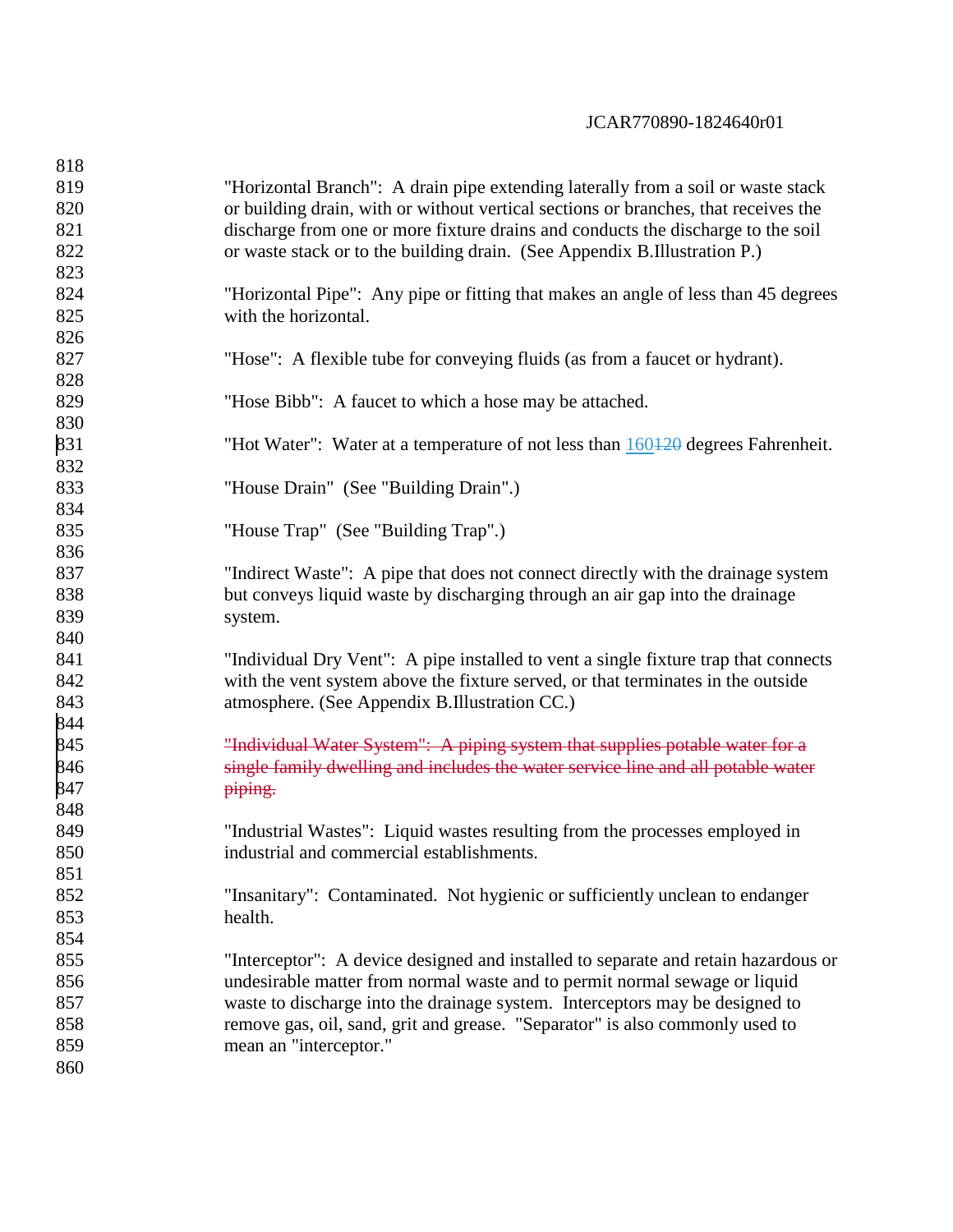"Horizontal Branch": A drain pipe extending laterally from a soil or waste stack or building drain, with or without vertical sections or branches, that receives the discharge from one or more fixture drains and conducts the discharge to the soil or waste stack or to the building drain. (See Appendix B.Illustration P.)

"Horizontal Pipe": Any pipe or fitting that makes an angle of less than 45 degrees with the horizontal.

"Hose": A flexible tube for conveying fluids (as from a faucet or hydrant).

"Hose Bibb": A faucet to which a hose may be attached.

"Hot Water": Water at a temperature of not less than <u>160</u>~~120~~ degrees Fahrenheit.

"House Drain" (See "Building Drain".)

"House Trap" (See "Building Trap".)

"Indirect Waste": A pipe that does not connect directly with the drainage system but conveys liquid waste by discharging through an air gap into the drainage system.

"Individual Dry Vent": A pipe installed to vent a single fixture trap that connects with the vent system above the fixture served, or that terminates in the outside atmosphere. (See Appendix B.Illustration CC.)

~~"Individual Water System": A piping system that supplies potable water for a single family dwelling and includes the water service line and all potable water piping.~~

"Industrial Wastes": Liquid wastes resulting from the processes employed in industrial and commercial establishments.

"Insanitary": Contaminated. Not hygienic or sufficiently unclean to endanger health.

"Interceptor": A device designed and installed to separate and retain hazardous or undesirable matter from normal waste and to permit normal sewage or liquid waste to discharge into the drainage system. Interceptors may be designed to remove gas, oil, sand, grit and grease. "Separator" is also commonly used to mean an "interceptor."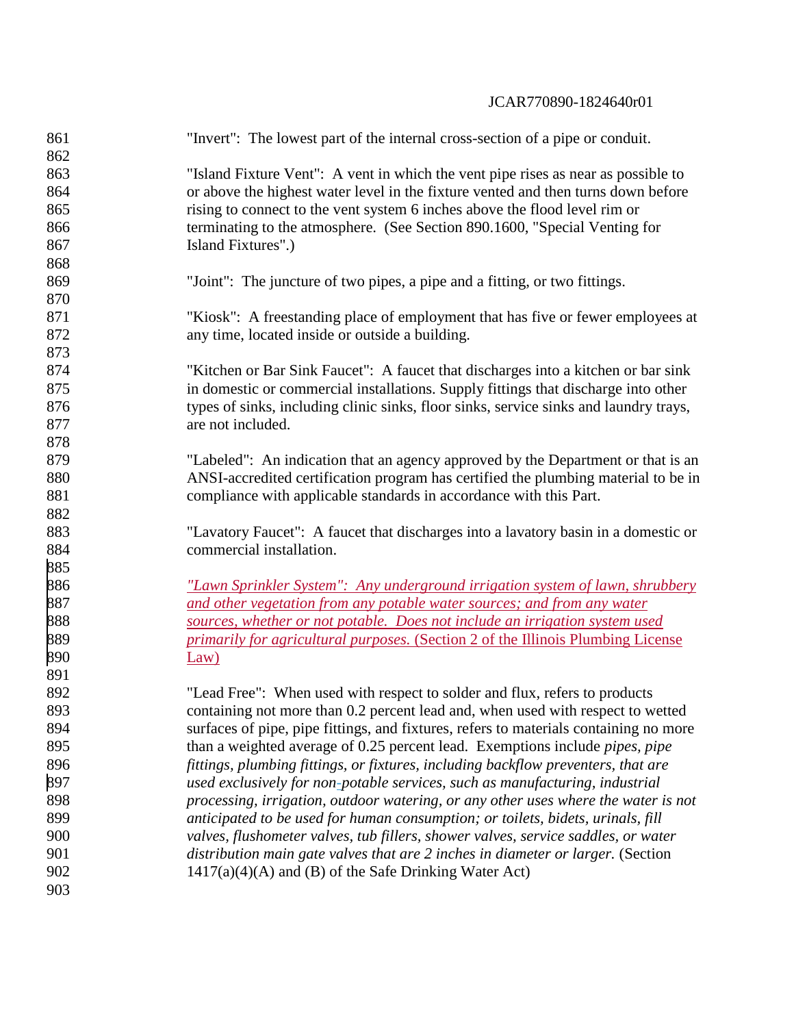"Invert": The lowest part of the internal cross-section of a pipe or conduit.

"Island Fixture Vent": A vent in which the vent pipe rises as near as possible to or above the highest water level in the fixture vented and then turns down before rising to connect to the vent system 6 inches above the flood level rim or terminating to the atmosphere. (See Section 890.1600, "Special Venting for Island Fixtures".)

"Joint": The juncture of two pipes, a pipe and a fitting, or two fittings.

"Kiosk": A freestanding place of employment that has five or fewer employees at any time, located inside or outside a building.

"Kitchen or Bar Sink Faucet": A faucet that discharges into a kitchen or bar sink in domestic or commercial installations. Supply fittings that discharge into other types of sinks, including clinic sinks, floor sinks, service sinks and laundry trays, are not included.

"Labeled": An indication that an agency approved by the Department or that is an ANSI-accredited certification program has certified the plumbing material to be in compliance with applicable standards in accordance with this Part.

"Lavatory Faucet": A faucet that discharges into a lavatory basin in a domestic or commercial installation.

<u>*"Lawn Sprinkler System": Any underground irrigation system of lawn, shrubbery and other vegetation from any potable water sources; and from any water sources, whether or not potable. Does not include an irrigation system used primarily for agricultural purposes.* (Section 2 of the Illinois Plumbing License Law)</u>

"Lead Free": When used with respect to solder and flux, refers to products containing not more than 0.2 percent lead and, when used with respect to wetted surfaces of pipe, pipe fittings, and fixtures, refers to materials containing no more than a weighted average of 0.25 percent lead. Exemptions include *pipes, pipe fittings, plumbing fittings, or fixtures, including backflow preventers, that are used exclusively for non-potable services, such as manufacturing, industrial processing, irrigation, outdoor watering, or any other uses where the water is not anticipated to be used for human consumption; or toilets, bidets, urinals, fill valves, flushometer valves, tub fillers, shower valves, service saddles, or water distribution main gate valves that are 2 inches in diameter or larger.* (Section 1417(a)(4)(A) and (B) of the Safe Drinking Water Act)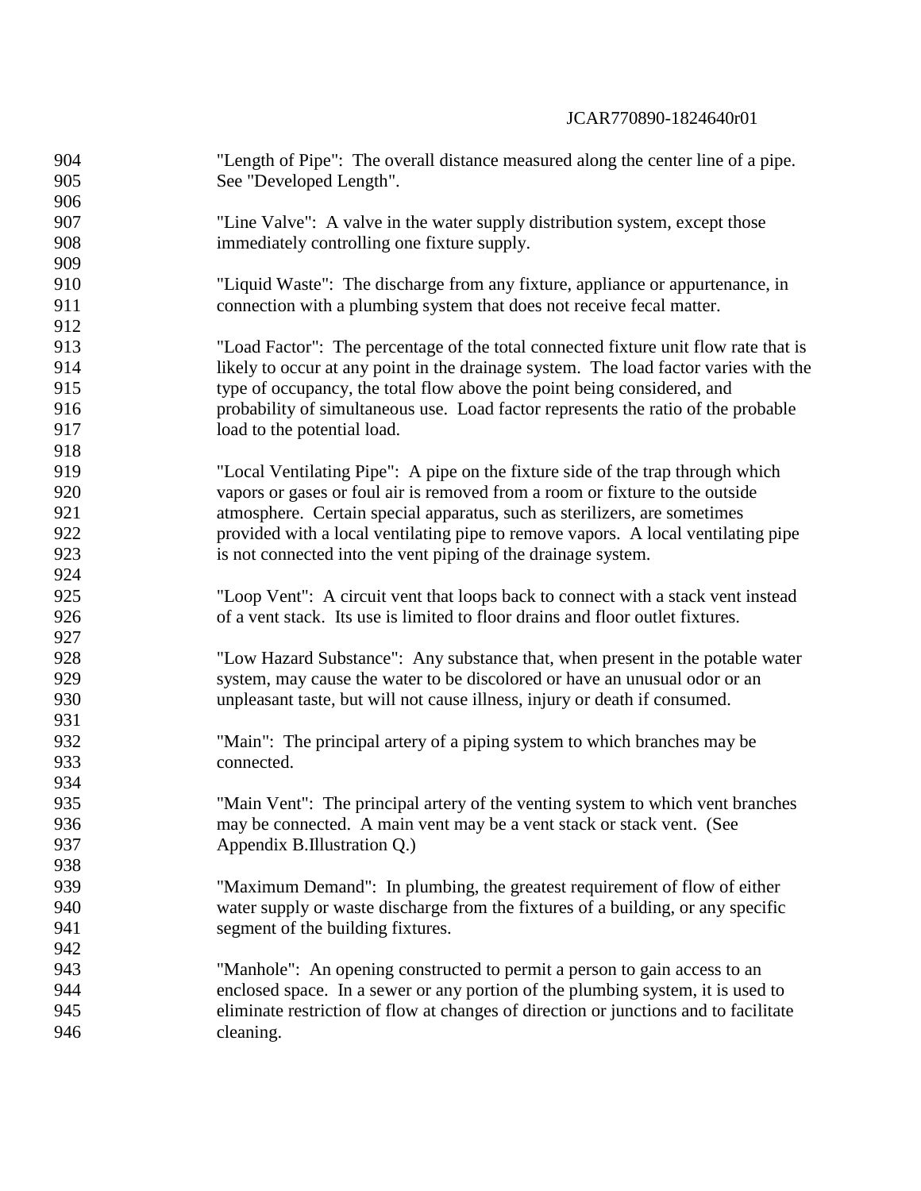"Length of Pipe": The overall distance measured along the center line of a pipe. See "Developed Length".

"Line Valve": A valve in the water supply distribution system, except those immediately controlling one fixture supply.

"Liquid Waste": The discharge from any fixture, appliance or appurtenance, in connection with a plumbing system that does not receive fecal matter.

"Load Factor": The percentage of the total connected fixture unit flow rate that is likely to occur at any point in the drainage system. The load factor varies with the type of occupancy, the total flow above the point being considered, and probability of simultaneous use. Load factor represents the ratio of the probable load to the potential load.

"Local Ventilating Pipe": A pipe on the fixture side of the trap through which vapors or gases or foul air is removed from a room or fixture to the outside atmosphere. Certain special apparatus, such as sterilizers, are sometimes provided with a local ventilating pipe to remove vapors. A local ventilating pipe is not connected into the vent piping of the drainage system.

"Loop Vent": A circuit vent that loops back to connect with a stack vent instead of a vent stack. Its use is limited to floor drains and floor outlet fixtures.

"Low Hazard Substance": Any substance that, when present in the potable water system, may cause the water to be discolored or have an unusual odor or an unpleasant taste, but will not cause illness, injury or death if consumed.

"Main": The principal artery of a piping system to which branches may be connected.

"Main Vent": The principal artery of the venting system to which vent branches may be connected. A main vent may be a vent stack or stack vent. (See Appendix B.Illustration Q.)

"Maximum Demand": In plumbing, the greatest requirement of flow of either water supply or waste discharge from the fixtures of a building, or any specific segment of the building fixtures.

"Manhole": An opening constructed to permit a person to gain access to an enclosed space. In a sewer or any portion of the plumbing system, it is used to eliminate restriction of flow at changes of direction or junctions and to facilitate cleaning.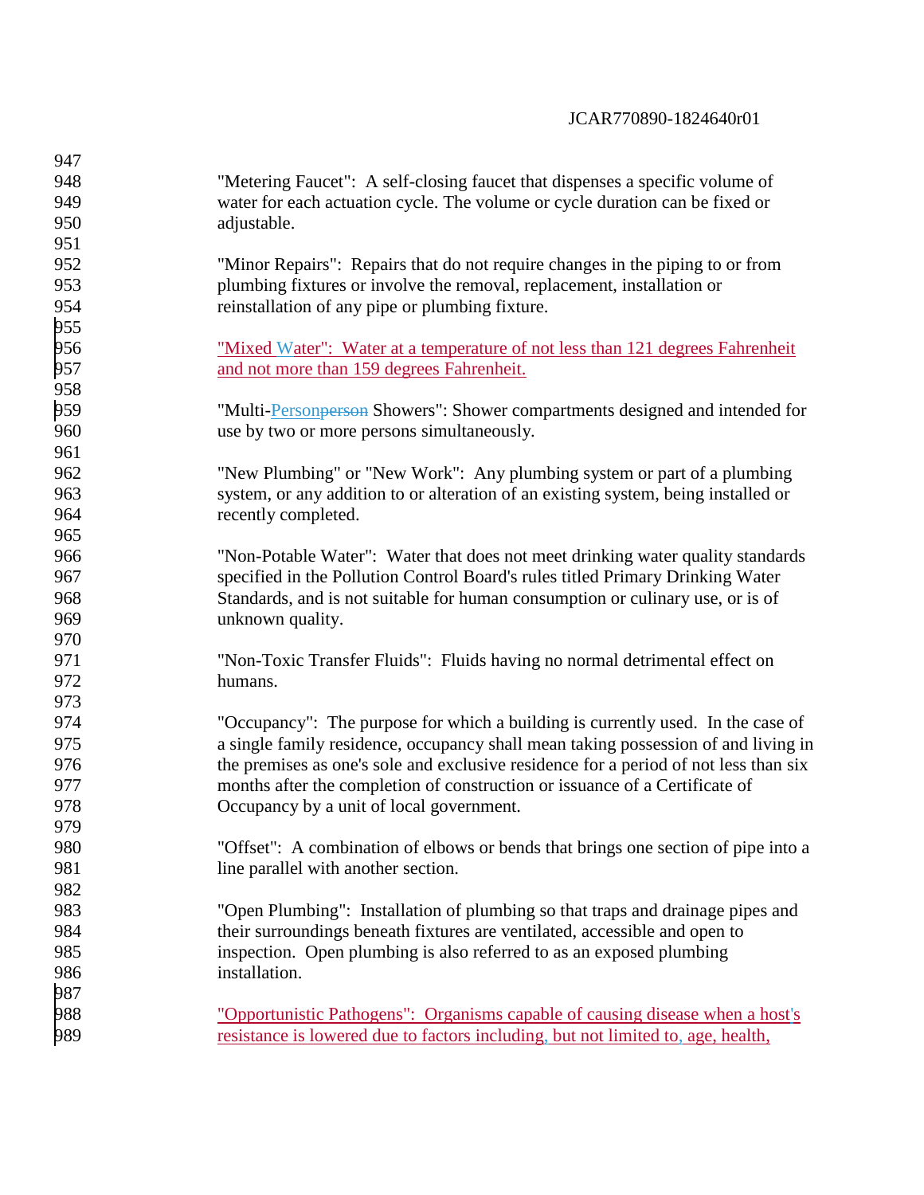"Metering Faucet": A self-closing faucet that dispenses a specific volume of water for each actuation cycle. The volume or cycle duration can be fixed or adjustable.

"Minor Repairs": Repairs that do not require changes in the piping to or from plumbing fixtures or involve the removal, replacement, installation or reinstallation of any pipe or plumbing fixture.

"Mixed Water": Water at a temperature of not less than 121 degrees Fahrenheit and not more than 159 degrees Fahrenheit.

"Multi-Person~~person~~ Showers": Shower compartments designed and intended for use by two or more persons simultaneously.

"New Plumbing" or "New Work": Any plumbing system or part of a plumbing system, or any addition to or alteration of an existing system, being installed or recently completed.

"Non-Potable Water": Water that does not meet drinking water quality standards specified in the Pollution Control Board's rules titled Primary Drinking Water Standards, and is not suitable for human consumption or culinary use, or is of unknown quality.

"Non-Toxic Transfer Fluids": Fluids having no normal detrimental effect on humans.

"Occupancy": The purpose for which a building is currently used. In the case of a single family residence, occupancy shall mean taking possession of and living in the premises as one's sole and exclusive residence for a period of not less than six months after the completion of construction or issuance of a Certificate of Occupancy by a unit of local government.

"Offset": A combination of elbows or bends that brings one section of pipe into a line parallel with another section.

"Open Plumbing": Installation of plumbing so that traps and drainage pipes and their surroundings beneath fixtures are ventilated, accessible and open to inspection. Open plumbing is also referred to as an exposed plumbing installation.

"Opportunistic Pathogens": Organisms capable of causing disease when a host's resistance is lowered due to factors including, but not limited to, age, health,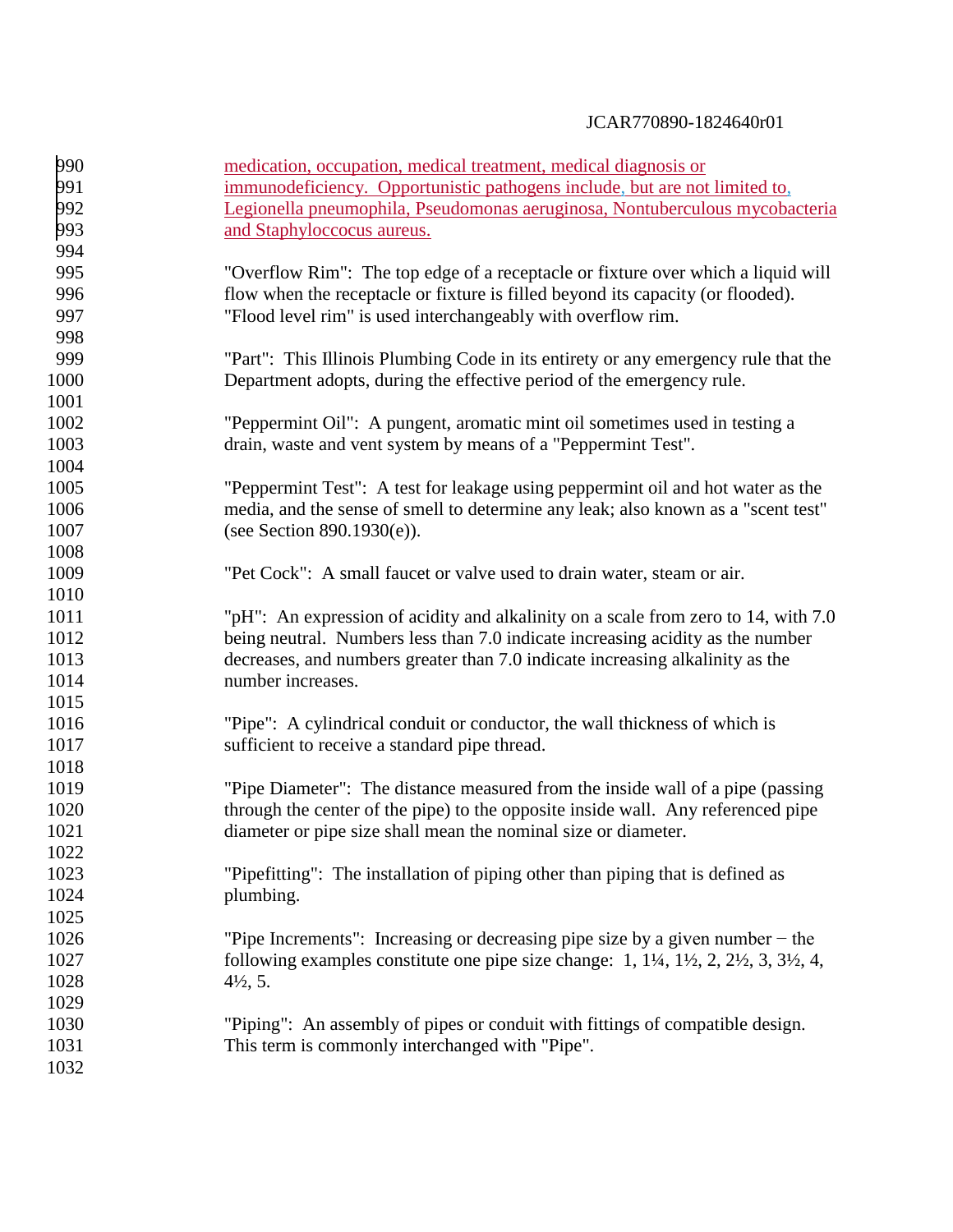medication, occupation, medical treatment, medical diagnosis or immunodeficiency. Opportunistic pathogens include, but are not limited to, Legionella pneumophila, Pseudomonas aeruginosa, Nontuberculous mycobacteria and Staphyloccocus aureus.

"Overflow Rim": The top edge of a receptacle or fixture over which a liquid will flow when the receptacle or fixture is filled beyond its capacity (or flooded). "Flood level rim" is used interchangeably with overflow rim.

"Part": This Illinois Plumbing Code in its entirety or any emergency rule that the Department adopts, during the effective period of the emergency rule.

"Peppermint Oil": A pungent, aromatic mint oil sometimes used in testing a drain, waste and vent system by means of a "Peppermint Test".

"Peppermint Test": A test for leakage using peppermint oil and hot water as the media, and the sense of smell to determine any leak; also known as a "scent test" (see Section 890.1930(e)).

"Pet Cock": A small faucet or valve used to drain water, steam or air.

"pH": An expression of acidity and alkalinity on a scale from zero to 14, with 7.0 being neutral. Numbers less than 7.0 indicate increasing acidity as the number decreases, and numbers greater than 7.0 indicate increasing alkalinity as the number increases.

"Pipe": A cylindrical conduit or conductor, the wall thickness of which is sufficient to receive a standard pipe thread.

"Pipe Diameter": The distance measured from the inside wall of a pipe (passing through the center of the pipe) to the opposite inside wall. Any referenced pipe diameter or pipe size shall mean the nominal size or diameter.

"Pipefitting": The installation of piping other than piping that is defined as plumbing.

"Pipe Increments": Increasing or decreasing pipe size by a given number − the following examples constitute one pipe size change: 1, 1¼, 1½, 2, 2½, 3, 3½, 4, 4½, 5.

"Piping": An assembly of pipes or conduit with fittings of compatible design. This term is commonly interchanged with "Pipe".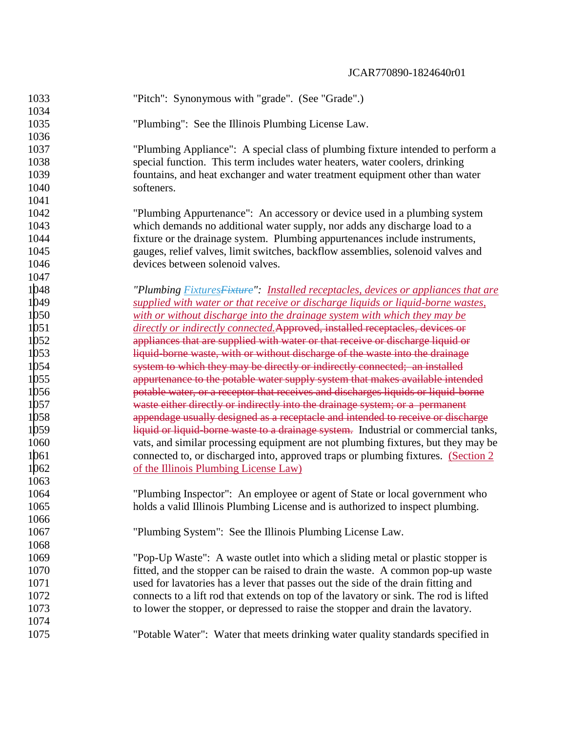"Pitch": Synonymous with "grade". (See "Grade".)

"Plumbing": See the Illinois Plumbing License Law.

"Plumbing Appliance": A special class of plumbing fixture intended to perform a special function. This term includes water heaters, water coolers, drinking fountains, and heat exchanger and water treatment equipment other than water softeners.

"Plumbing Appurtenance": An accessory or device used in a plumbing system which demands no additional water supply, nor adds any discharge load to a fixture or the drainage system. Plumbing appurtenances include instruments, gauges, relief valves, limit switches, backflow assemblies, solenoid valves and devices between solenoid valves.

*"Plumbing <u>Fixtures</u>~~Fixture~~":* <u>*Installed receptacles, devices or appliances that are supplied with water or that receive or discharge liquids or liquid-borne wastes, with or without discharge into the drainage system with which they may be directly or indirectly connected.*</u>~~Approved, installed receptacles, devices or appliances that are supplied with water or that receive or discharge liquid or liquid-borne waste, with or without discharge of the waste into the drainage system to which they may be directly or indirectly connected; an installed appurtenance to the potable water supply system that makes available intended potable water, or a receptor that receives and discharges liquids or liquid-borne waste either directly or indirectly into the drainage system; or a permanent appendage usually designed as a receptacle and intended to receive or discharge liquid or liquid-borne waste to a drainage system.~~ Industrial or commercial tanks, vats, and similar processing equipment are not plumbing fixtures, but they may be connected to, or discharged into, approved traps or plumbing fixtures. <u>(Section 2 of the Illinois Plumbing License Law)</u>

"Plumbing Inspector": An employee or agent of State or local government who holds a valid Illinois Plumbing License and is authorized to inspect plumbing.

"Plumbing System": See the Illinois Plumbing License Law.

"Pop-Up Waste": A waste outlet into which a sliding metal or plastic stopper is fitted, and the stopper can be raised to drain the waste. A common pop-up waste used for lavatories has a lever that passes out the side of the drain fitting and connects to a lift rod that extends on top of the lavatory or sink. The rod is lifted to lower the stopper, or depressed to raise the stopper and drain the lavatory.

"Potable Water": Water that meets drinking water quality standards specified in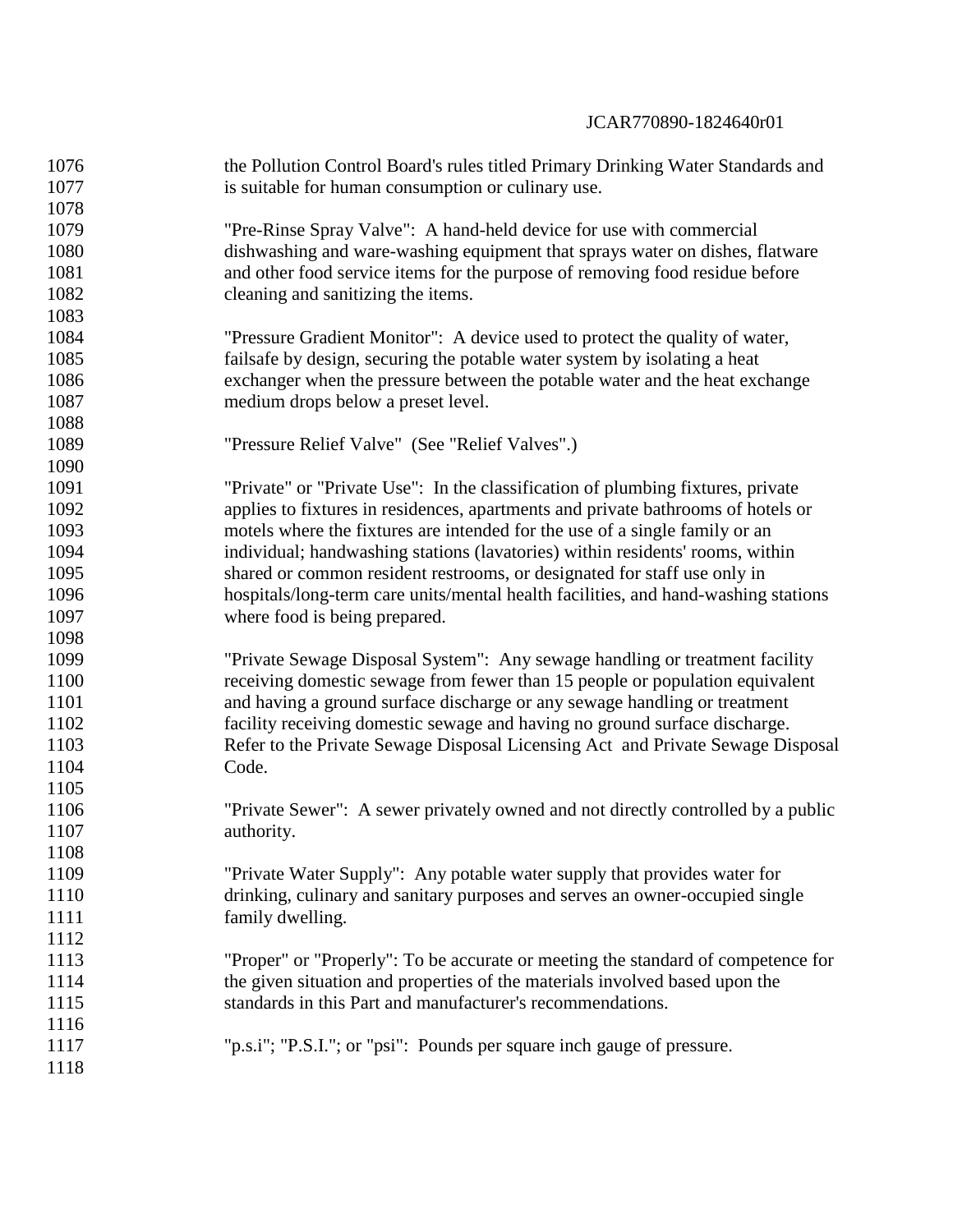the Pollution Control Board's rules titled Primary Drinking Water Standards and is suitable for human consumption or culinary use.

"Pre-Rinse Spray Valve": A hand-held device for use with commercial dishwashing and ware-washing equipment that sprays water on dishes, flatware and other food service items for the purpose of removing food residue before cleaning and sanitizing the items.

"Pressure Gradient Monitor": A device used to protect the quality of water, failsafe by design, securing the potable water system by isolating a heat exchanger when the pressure between the potable water and the heat exchange medium drops below a preset level.

"Pressure Relief Valve" (See "Relief Valves".)

"Private" or "Private Use": In the classification of plumbing fixtures, private applies to fixtures in residences, apartments and private bathrooms of hotels or motels where the fixtures are intended for the use of a single family or an individual; handwashing stations (lavatories) within residents' rooms, within shared or common resident restrooms, or designated for staff use only in hospitals/long-term care units/mental health facilities, and hand-washing stations where food is being prepared.

"Private Sewage Disposal System": Any sewage handling or treatment facility receiving domestic sewage from fewer than 15 people or population equivalent and having a ground surface discharge or any sewage handling or treatment facility receiving domestic sewage and having no ground surface discharge. Refer to the Private Sewage Disposal Licensing Act and Private Sewage Disposal Code.

"Private Sewer": A sewer privately owned and not directly controlled by a public authority.

"Private Water Supply": Any potable water supply that provides water for drinking, culinary and sanitary purposes and serves an owner-occupied single family dwelling.

"Proper" or "Properly": To be accurate or meeting the standard of competence for the given situation and properties of the materials involved based upon the standards in this Part and manufacturer's recommendations.

"p.s.i"; "P.S.I."; or "psi": Pounds per square inch gauge of pressure.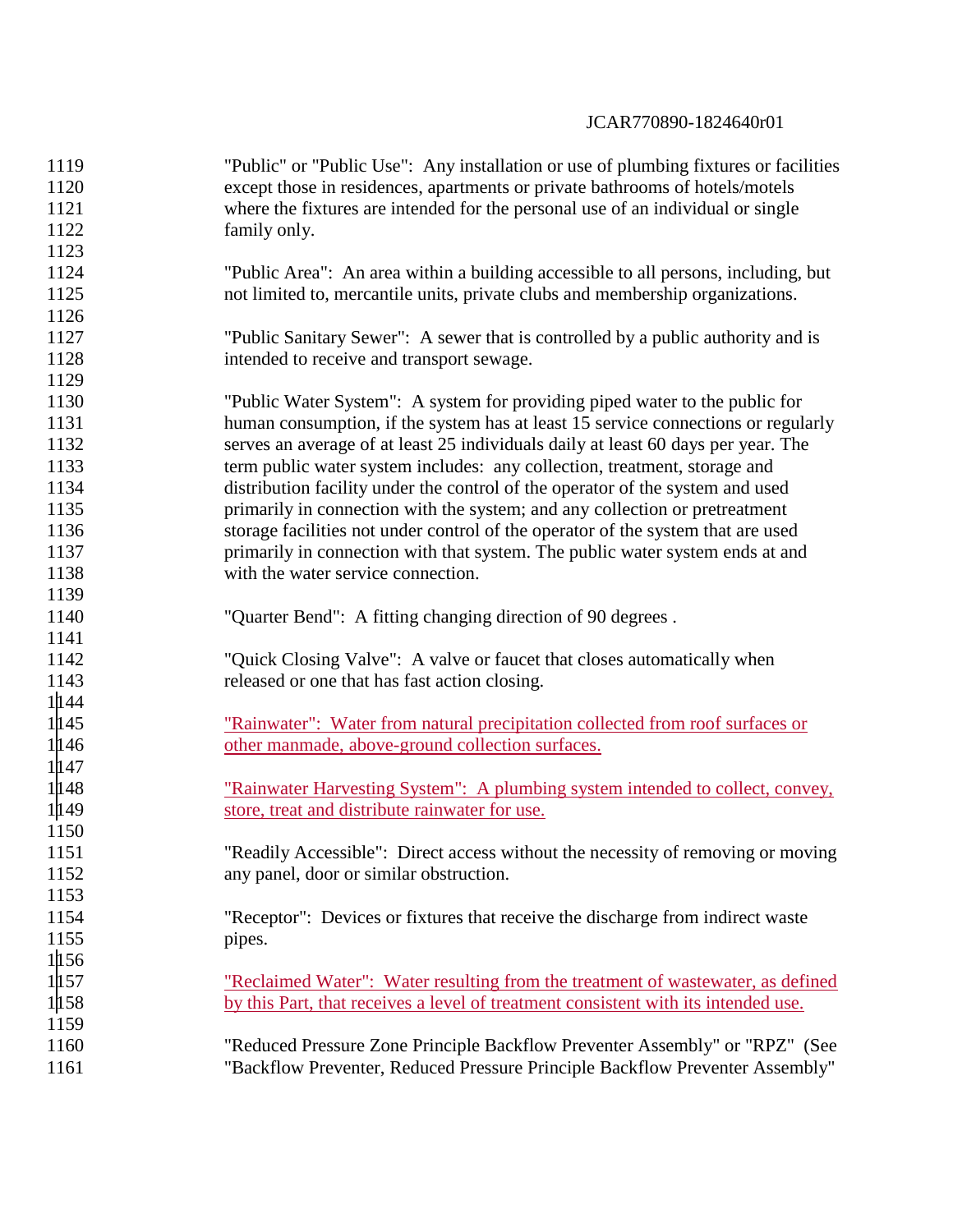"Public" or "Public Use": Any installation or use of plumbing fixtures or facilities except those in residences, apartments or private bathrooms of hotels/motels where the fixtures are intended for the personal use of an individual or single family only.

"Public Area": An area within a building accessible to all persons, including, but not limited to, mercantile units, private clubs and membership organizations.

"Public Sanitary Sewer": A sewer that is controlled by a public authority and is intended to receive and transport sewage.

"Public Water System": A system for providing piped water to the public for human consumption, if the system has at least 15 service connections or regularly serves an average of at least 25 individuals daily at least 60 days per year. The term public water system includes: any collection, treatment, storage and distribution facility under the control of the operator of the system and used primarily in connection with the system; and any collection or pretreatment storage facilities not under control of the operator of the system that are used primarily in connection with that system. The public water system ends at and with the water service connection.

"Quarter Bend": A fitting changing direction of 90 degrees .

"Quick Closing Valve": A valve or faucet that closes automatically when released or one that has fast action closing.

<u>"Rainwater": Water from natural precipitation collected from roof surfaces or other manmade, above-ground collection surfaces.</u>

<u>"Rainwater Harvesting System": A plumbing system intended to collect, convey, store, treat and distribute rainwater for use.</u>

"Readily Accessible": Direct access without the necessity of removing or moving any panel, door or similar obstruction.

"Receptor": Devices or fixtures that receive the discharge from indirect waste pipes.

<u>"Reclaimed Water": Water resulting from the treatment of wastewater, as defined by this Part, that receives a level of treatment consistent with its intended use.</u>

"Reduced Pressure Zone Principle Backflow Preventer Assembly" or "RPZ" (See "Backflow Preventer, Reduced Pressure Principle Backflow Preventer Assembly"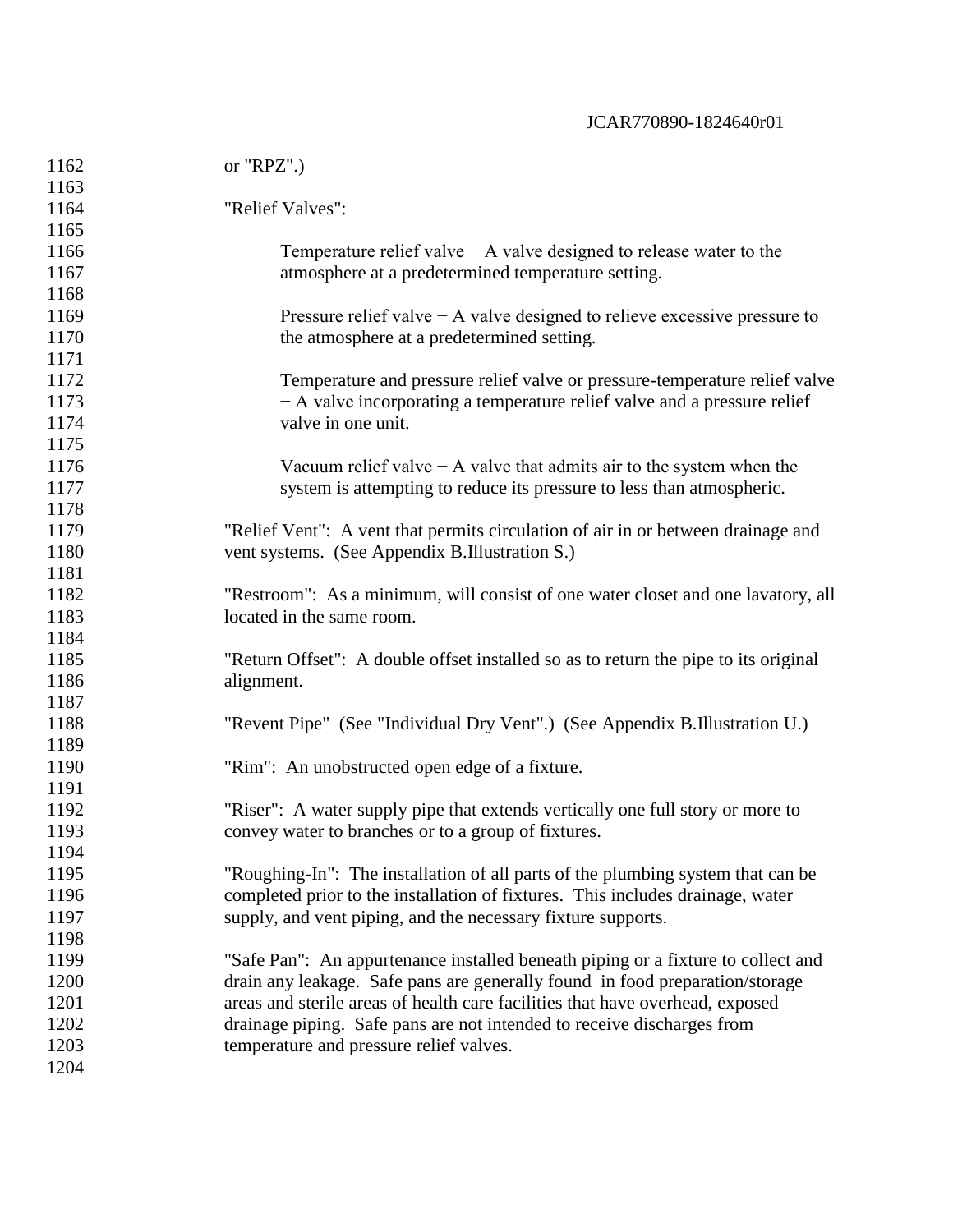or "RPZ".)

"Relief Valves":

> Temperature relief valve − A valve designed to release water to the atmosphere at a predetermined temperature setting.
>
> Pressure relief valve − A valve designed to relieve excessive pressure to the atmosphere at a predetermined setting.
>
> Temperature and pressure relief valve or pressure-temperature relief valve − A valve incorporating a temperature relief valve and a pressure relief valve in one unit.
>
> Vacuum relief valve − A valve that admits air to the system when the system is attempting to reduce its pressure to less than atmospheric.

"Relief Vent": A vent that permits circulation of air in or between drainage and vent systems. (See Appendix B.Illustration S.)

"Restroom": As a minimum, will consist of one water closet and one lavatory, all located in the same room.

"Return Offset": A double offset installed so as to return the pipe to its original alignment.

"Revent Pipe" (See "Individual Dry Vent".) (See Appendix B.Illustration U.)

"Rim": An unobstructed open edge of a fixture.

"Riser": A water supply pipe that extends vertically one full story or more to convey water to branches or to a group of fixtures.

"Roughing-In": The installation of all parts of the plumbing system that can be completed prior to the installation of fixtures. This includes drainage, water supply, and vent piping, and the necessary fixture supports.

"Safe Pan": An appurtenance installed beneath piping or a fixture to collect and drain any leakage. Safe pans are generally found in food preparation/storage areas and sterile areas of health care facilities that have overhead, exposed drainage piping. Safe pans are not intended to receive discharges from temperature and pressure relief valves.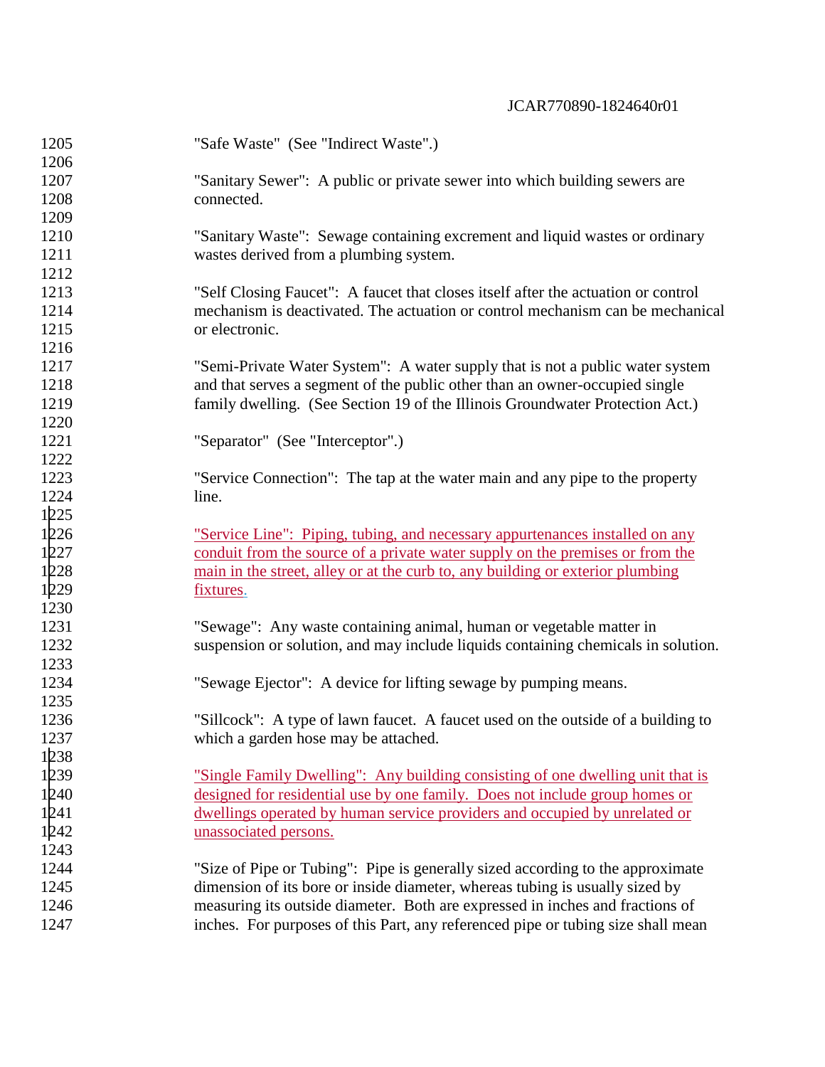"Safe Waste" (See "Indirect Waste".)

"Sanitary Sewer": A public or private sewer into which building sewers are connected.

"Sanitary Waste": Sewage containing excrement and liquid wastes or ordinary wastes derived from a plumbing system.

"Self Closing Faucet": A faucet that closes itself after the actuation or control mechanism is deactivated. The actuation or control mechanism can be mechanical or electronic.

"Semi-Private Water System": A water supply that is not a public water system and that serves a segment of the public other than an owner-occupied single family dwelling. (See Section 19 of the Illinois Groundwater Protection Act.)

"Separator" (See "Interceptor".)

"Service Connection": The tap at the water main and any pipe to the property line.

"Service Line": Piping, tubing, and necessary appurtenances installed on any conduit from the source of a private water supply on the premises or from the main in the street, alley or at the curb to, any building or exterior plumbing fixtures.

"Sewage": Any waste containing animal, human or vegetable matter in suspension or solution, and may include liquids containing chemicals in solution.

"Sewage Ejector": A device for lifting sewage by pumping means.

"Sillcock": A type of lawn faucet. A faucet used on the outside of a building to which a garden hose may be attached.

"Single Family Dwelling": Any building consisting of one dwelling unit that is designed for residential use by one family. Does not include group homes or dwellings operated by human service providers and occupied by unrelated or unassociated persons.

"Size of Pipe or Tubing": Pipe is generally sized according to the approximate dimension of its bore or inside diameter, whereas tubing is usually sized by measuring its outside diameter. Both are expressed in inches and fractions of inches. For purposes of this Part, any referenced pipe or tubing size shall mean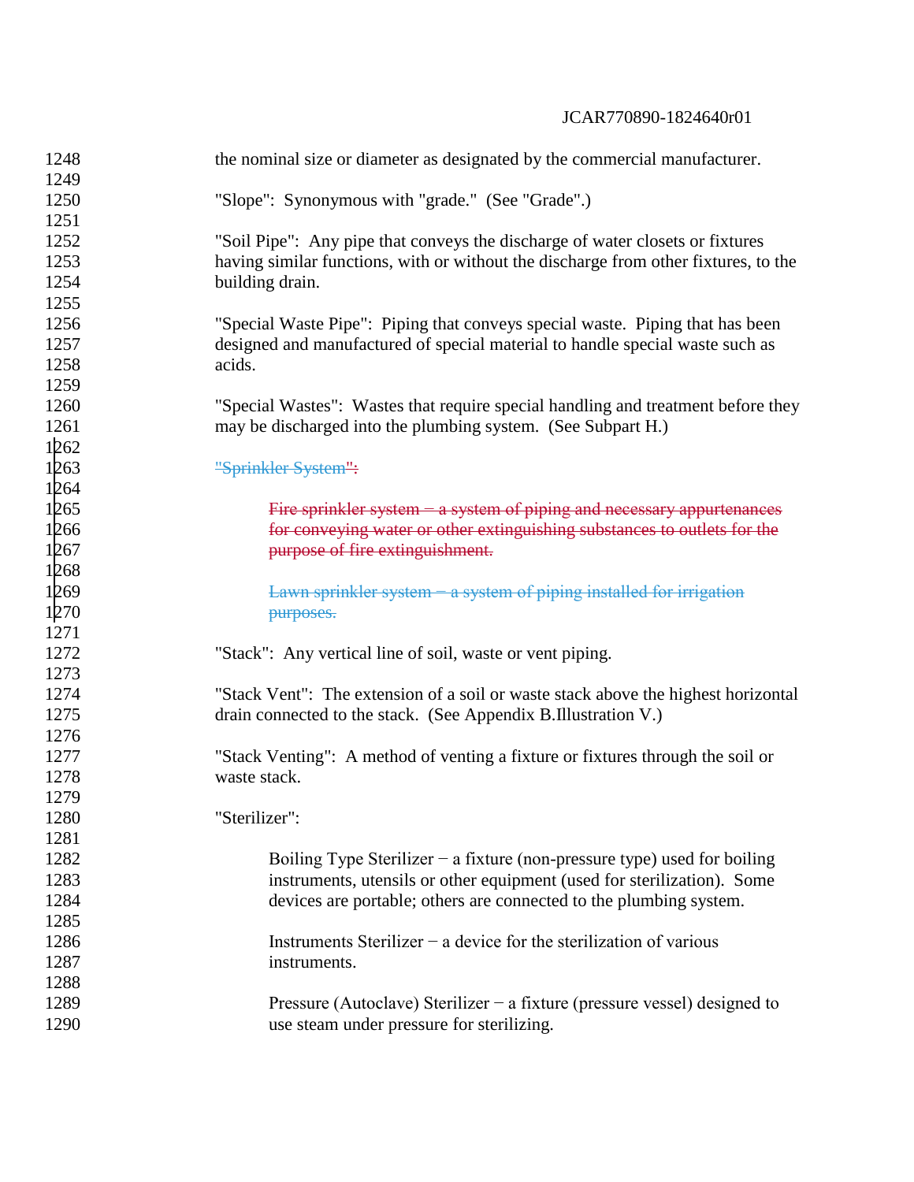the nominal size or diameter as designated by the commercial manufacturer.

"Slope": Synonymous with "grade." (See "Grade".)

"Soil Pipe": Any pipe that conveys the discharge of water closets or fixtures having similar functions, with or without the discharge from other fixtures, to the building drain.

"Special Waste Pipe": Piping that conveys special waste. Piping that has been designed and manufactured of special material to handle special waste such as acids.

"Special Wastes": Wastes that require special handling and treatment before they may be discharged into the plumbing system. (See Subpart H.)

~~"Sprinkler System":~~

> ~~Fire sprinkler system − a system of piping and necessary appurtenances for conveying water or other extinguishing substances to outlets for the purpose of fire extinguishment.~~
>
> ~~Lawn sprinkler system − a system of piping installed for irrigation purposes.~~

"Stack": Any vertical line of soil, waste or vent piping.

"Stack Vent": The extension of a soil or waste stack above the highest horizontal drain connected to the stack. (See Appendix B.Illustration V.)

"Stack Venting": A method of venting a fixture or fixtures through the soil or waste stack.

"Sterilizer":

> Boiling Type Sterilizer − a fixture (non-pressure type) used for boiling instruments, utensils or other equipment (used for sterilization). Some devices are portable; others are connected to the plumbing system.
>
> Instruments Sterilizer − a device for the sterilization of various instruments.
>
> Pressure (Autoclave) Sterilizer − a fixture (pressure vessel) designed to use steam under pressure for sterilizing.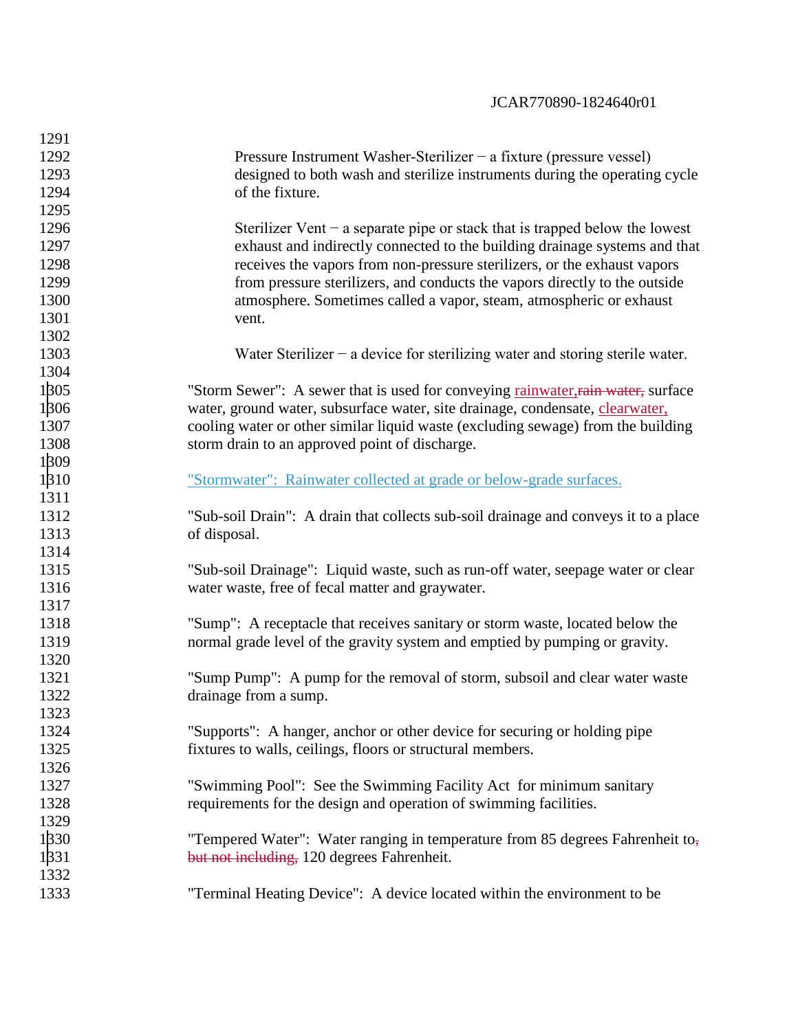Pressure Instrument Washer-Sterilizer − a fixture (pressure vessel) designed to both wash and sterilize instruments during the operating cycle of the fixture.

Sterilizer Vent − a separate pipe or stack that is trapped below the lowest exhaust and indirectly connected to the building drainage systems and that receives the vapors from non-pressure sterilizers, or the exhaust vapors from pressure sterilizers, and conducts the vapors directly to the outside atmosphere. Sometimes called a vapor, steam, atmospheric or exhaust vent.

Water Sterilizer − a device for sterilizing water and storing sterile water.

"Storm Sewer": A sewer that is used for conveying rainwater,~~rain water,~~ surface water, ground water, subsurface water, site drainage, condensate, clearwater, cooling water or other similar liquid waste (excluding sewage) from the building storm drain to an approved point of discharge.

"Stormwater": Rainwater collected at grade or below-grade surfaces.

"Sub-soil Drain": A drain that collects sub-soil drainage and conveys it to a place of disposal.

"Sub-soil Drainage": Liquid waste, such as run-off water, seepage water or clear water waste, free of fecal matter and graywater.

"Sump": A receptacle that receives sanitary or storm waste, located below the normal grade level of the gravity system and emptied by pumping or gravity.

"Sump Pump": A pump for the removal of storm, subsoil and clear water waste drainage from a sump.

"Supports": A hanger, anchor or other device for securing or holding pipe fixtures to walls, ceilings, floors or structural members.

"Swimming Pool": See the Swimming Facility Act for minimum sanitary requirements for the design and operation of swimming facilities.

"Tempered Water": Water ranging in temperature from 85 degrees Fahrenheit to~~, but not including,~~ 120 degrees Fahrenheit.

"Terminal Heating Device": A device located within the environment to be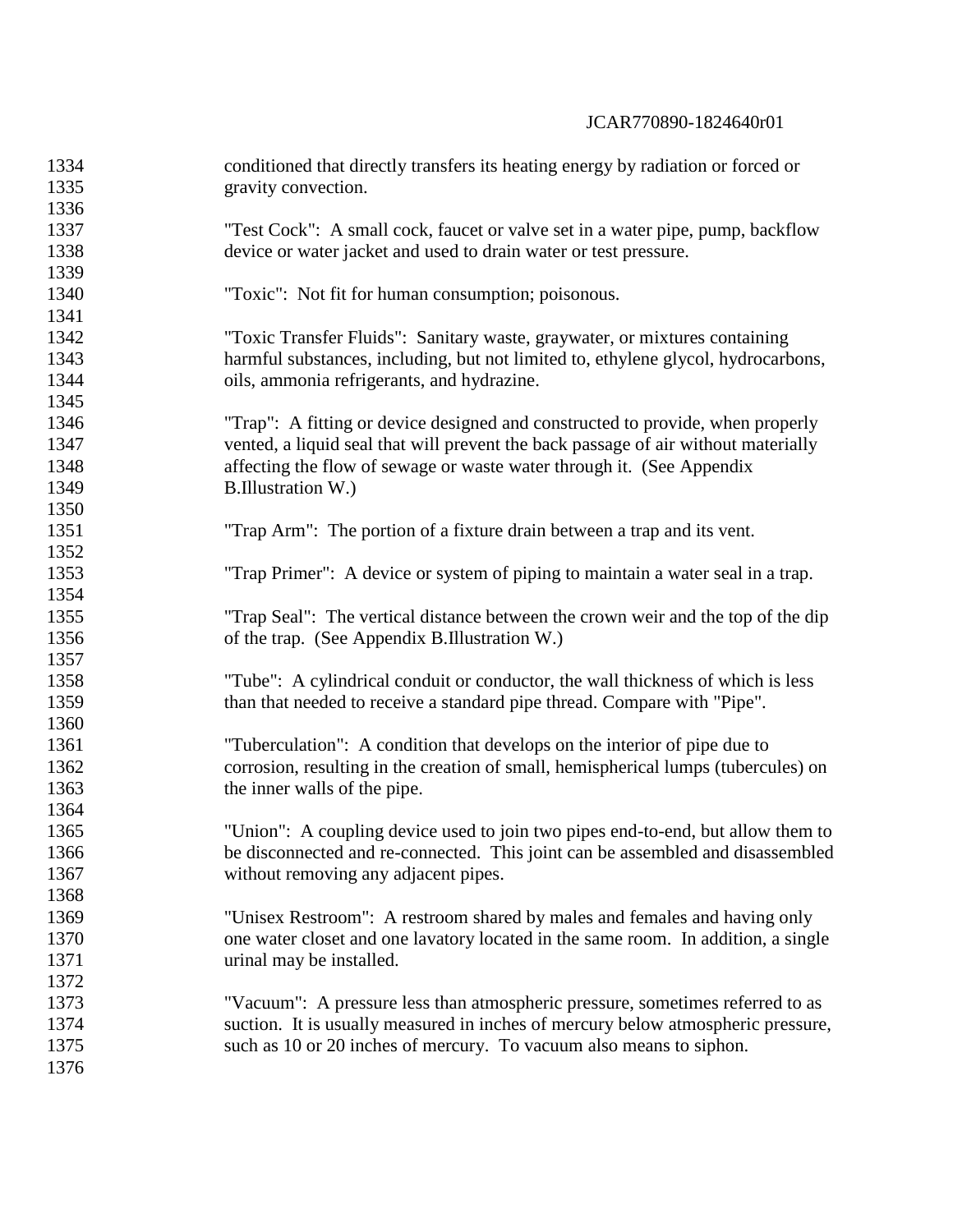conditioned that directly transfers its heating energy by radiation or forced or gravity convection.

"Test Cock": A small cock, faucet or valve set in a water pipe, pump, backflow device or water jacket and used to drain water or test pressure.

"Toxic": Not fit for human consumption; poisonous.

"Toxic Transfer Fluids": Sanitary waste, graywater, or mixtures containing harmful substances, including, but not limited to, ethylene glycol, hydrocarbons, oils, ammonia refrigerants, and hydrazine.

"Trap": A fitting or device designed and constructed to provide, when properly vented, a liquid seal that will prevent the back passage of air without materially affecting the flow of sewage or waste water through it. (See Appendix B.Illustration W.)

"Trap Arm": The portion of a fixture drain between a trap and its vent.

"Trap Primer": A device or system of piping to maintain a water seal in a trap.

"Trap Seal": The vertical distance between the crown weir and the top of the dip of the trap. (See Appendix B.Illustration W.)

"Tube": A cylindrical conduit or conductor, the wall thickness of which is less than that needed to receive a standard pipe thread. Compare with "Pipe".

"Tuberculation": A condition that develops on the interior of pipe due to corrosion, resulting in the creation of small, hemispherical lumps (tubercules) on the inner walls of the pipe.

"Union": A coupling device used to join two pipes end-to-end, but allow them to be disconnected and re-connected. This joint can be assembled and disassembled without removing any adjacent pipes.

"Unisex Restroom": A restroom shared by males and females and having only one water closet and one lavatory located in the same room. In addition, a single urinal may be installed.

"Vacuum": A pressure less than atmospheric pressure, sometimes referred to as suction. It is usually measured in inches of mercury below atmospheric pressure, such as 10 or 20 inches of mercury. To vacuum also means to siphon.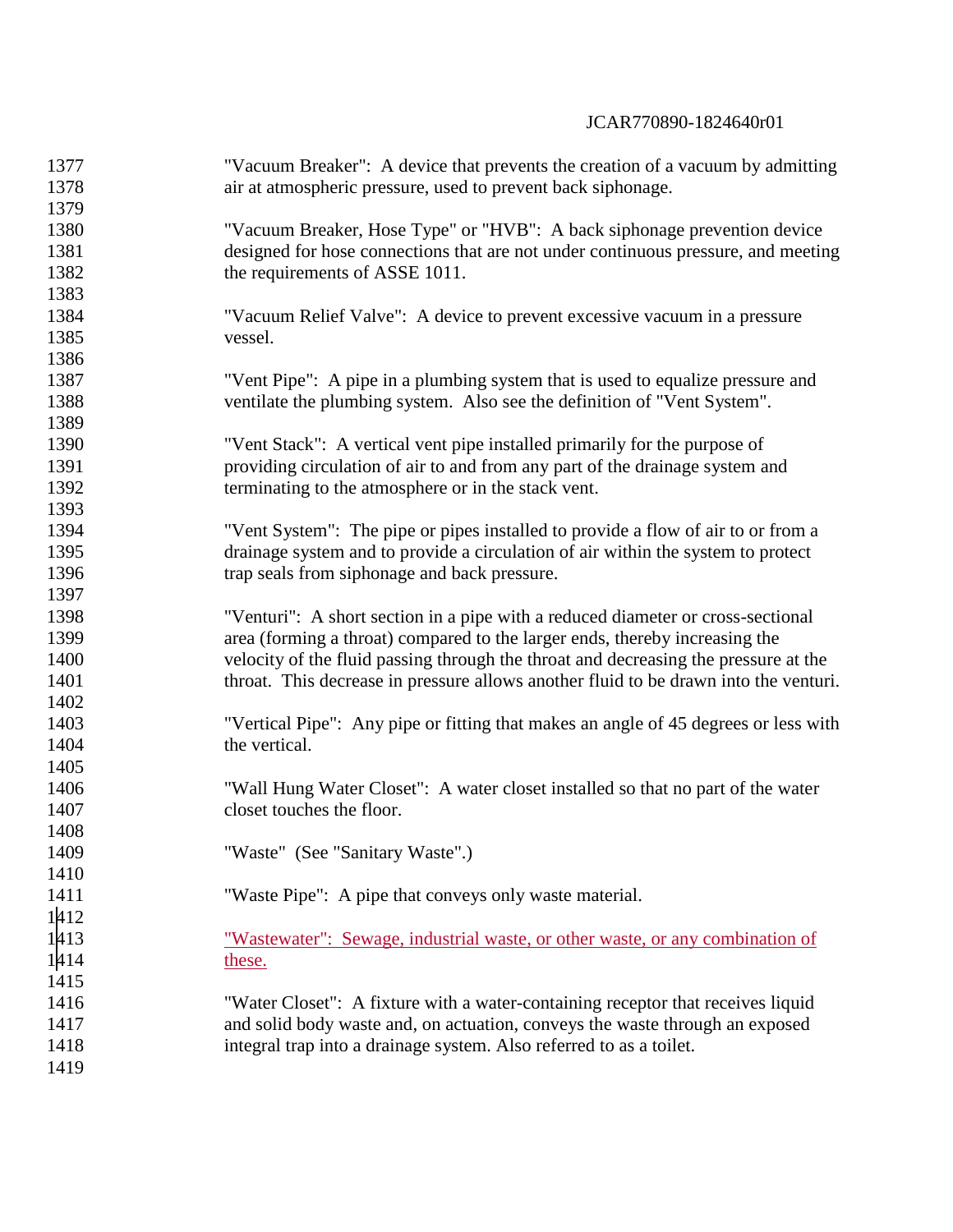"Vacuum Breaker": A device that prevents the creation of a vacuum by admitting air at atmospheric pressure, used to prevent back siphonage.

"Vacuum Breaker, Hose Type" or "HVB": A back siphonage prevention device designed for hose connections that are not under continuous pressure, and meeting the requirements of ASSE 1011.

"Vacuum Relief Valve": A device to prevent excessive vacuum in a pressure vessel.

"Vent Pipe": A pipe in a plumbing system that is used to equalize pressure and ventilate the plumbing system. Also see the definition of "Vent System".

"Vent Stack": A vertical vent pipe installed primarily for the purpose of providing circulation of air to and from any part of the drainage system and terminating to the atmosphere or in the stack vent.

"Vent System": The pipe or pipes installed to provide a flow of air to or from a drainage system and to provide a circulation of air within the system to protect trap seals from siphonage and back pressure.

"Venturi": A short section in a pipe with a reduced diameter or cross-sectional area (forming a throat) compared to the larger ends, thereby increasing the velocity of the fluid passing through the throat and decreasing the pressure at the throat. This decrease in pressure allows another fluid to be drawn into the venturi.

"Vertical Pipe": Any pipe or fitting that makes an angle of 45 degrees or less with the vertical.

"Wall Hung Water Closet": A water closet installed so that no part of the water closet touches the floor.

"Waste" (See "Sanitary Waste".)

"Waste Pipe": A pipe that conveys only waste material.

"Wastewater": Sewage, industrial waste, or other waste, or any combination of these.

"Water Closet": A fixture with a water-containing receptor that receives liquid and solid body waste and, on actuation, conveys the waste through an exposed integral trap into a drainage system. Also referred to as a toilet.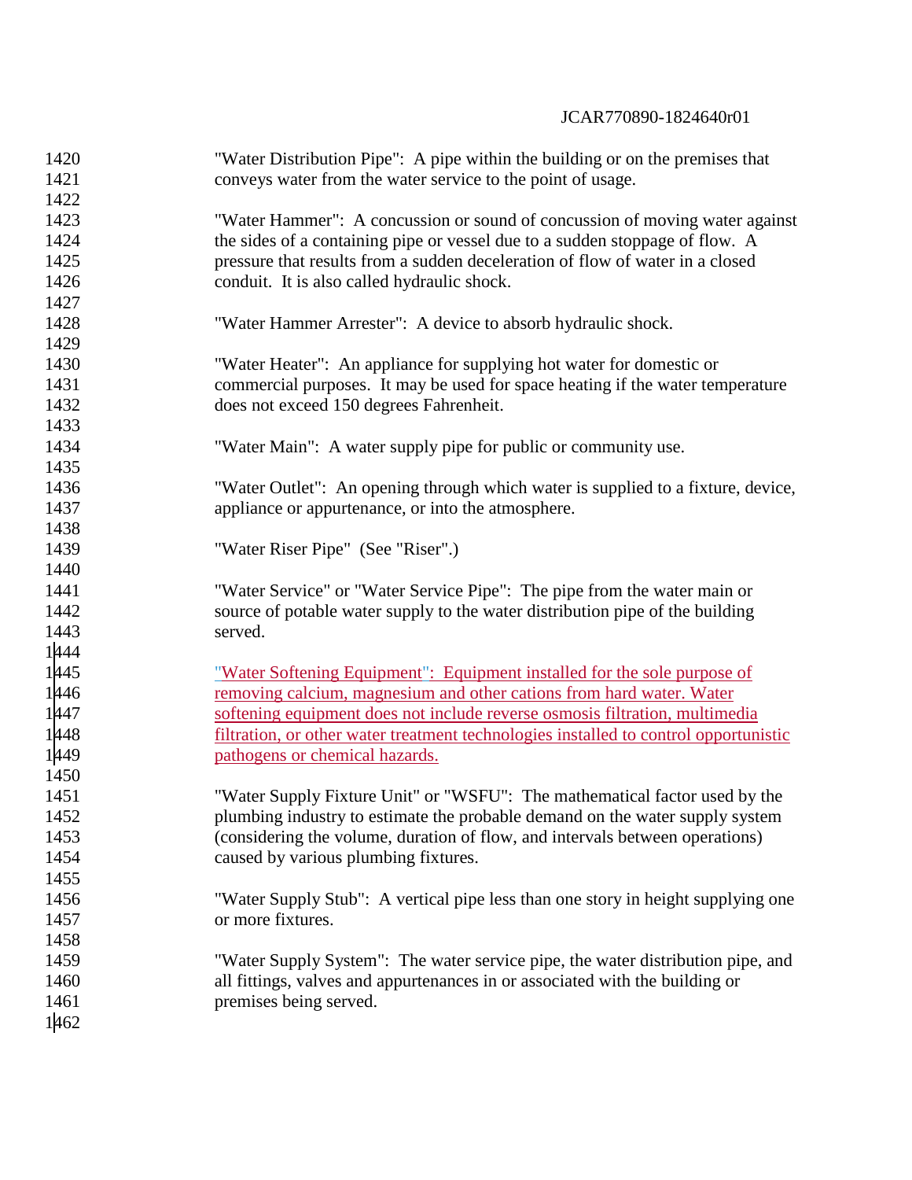"Water Distribution Pipe": A pipe within the building or on the premises that conveys water from the water service to the point of usage.

"Water Hammer": A concussion or sound of concussion of moving water against the sides of a containing pipe or vessel due to a sudden stoppage of flow. A pressure that results from a sudden deceleration of flow of water in a closed conduit. It is also called hydraulic shock.

"Water Hammer Arrester": A device to absorb hydraulic shock.

"Water Heater": An appliance for supplying hot water for domestic or commercial purposes. It may be used for space heating if the water temperature does not exceed 150 degrees Fahrenheit.

"Water Main": A water supply pipe for public or community use.

"Water Outlet": An opening through which water is supplied to a fixture, device, appliance or appurtenance, or into the atmosphere.

"Water Riser Pipe" (See "Riser".)

"Water Service" or "Water Service Pipe": The pipe from the water main or source of potable water supply to the water distribution pipe of the building served.

<u>"Water Softening Equipment": Equipment installed for the sole purpose of removing calcium, magnesium and other cations from hard water. Water softening equipment does not include reverse osmosis filtration, multimedia filtration, or other water treatment technologies installed to control opportunistic pathogens or chemical hazards.</u>

"Water Supply Fixture Unit" or "WSFU": The mathematical factor used by the plumbing industry to estimate the probable demand on the water supply system (considering the volume, duration of flow, and intervals between operations) caused by various plumbing fixtures.

"Water Supply Stub": A vertical pipe less than one story in height supplying one or more fixtures.

"Water Supply System": The water service pipe, the water distribution pipe, and all fittings, valves and appurtenances in or associated with the building or premises being served.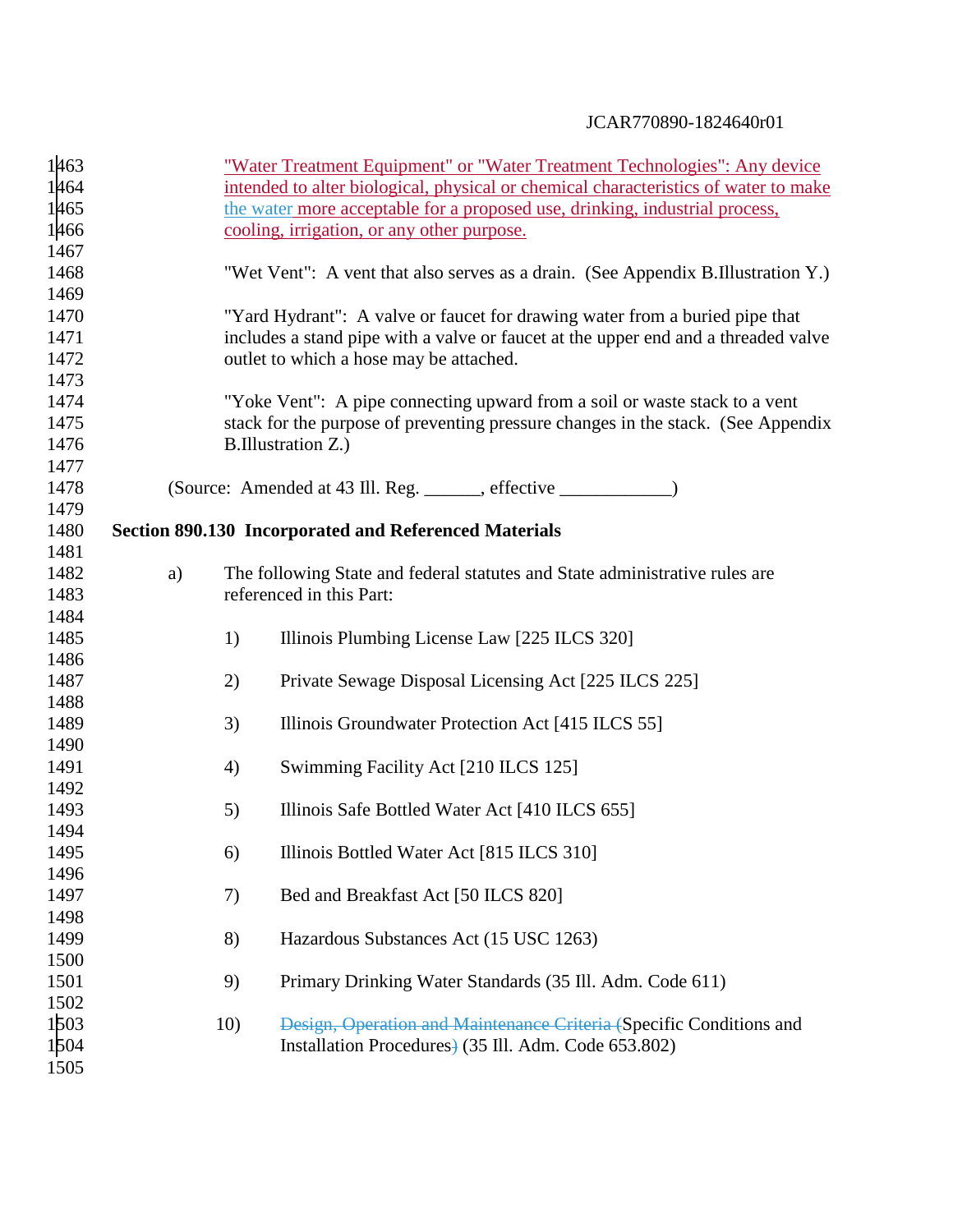"Water Treatment Equipment" or "Water Treatment Technologies": Any device intended to alter biological, physical or chemical characteristics of water to make the water more acceptable for a proposed use, drinking, industrial process, cooling, irrigation, or any other purpose.

"Wet Vent": A vent that also serves as a drain. (See Appendix B.Illustration Y.)

"Yard Hydrant": A valve or faucet for drawing water from a buried pipe that includes a stand pipe with a valve or faucet at the upper end and a threaded valve outlet to which a hose may be attached.

"Yoke Vent": A pipe connecting upward from a soil or waste stack to a vent stack for the purpose of preventing pressure changes in the stack. (See Appendix B.Illustration Z.)

(Source: Amended at 43 Ill. Reg. ______, effective ____________)

**Section 890.130 Incorporated and Referenced Materials**

a) The following State and federal statutes and State administrative rules are referenced in this Part:

1) Illinois Plumbing License Law [225 ILCS 320]

2) Private Sewage Disposal Licensing Act [225 ILCS 225]

3) Illinois Groundwater Protection Act [415 ILCS 55]

4) Swimming Facility Act [210 ILCS 125]

5) Illinois Safe Bottled Water Act [410 ILCS 655]

6) Illinois Bottled Water Act [815 ILCS 310]

7) Bed and Breakfast Act [50 ILCS 820]

8) Hazardous Substances Act (15 USC 1263)

9) Primary Drinking Water Standards (35 Ill. Adm. Code 611)

10) ~~Design, Operation and Maintenance Criteria (~~Specific Conditions and Installation Procedures~~)~~ (35 Ill. Adm. Code 653.802)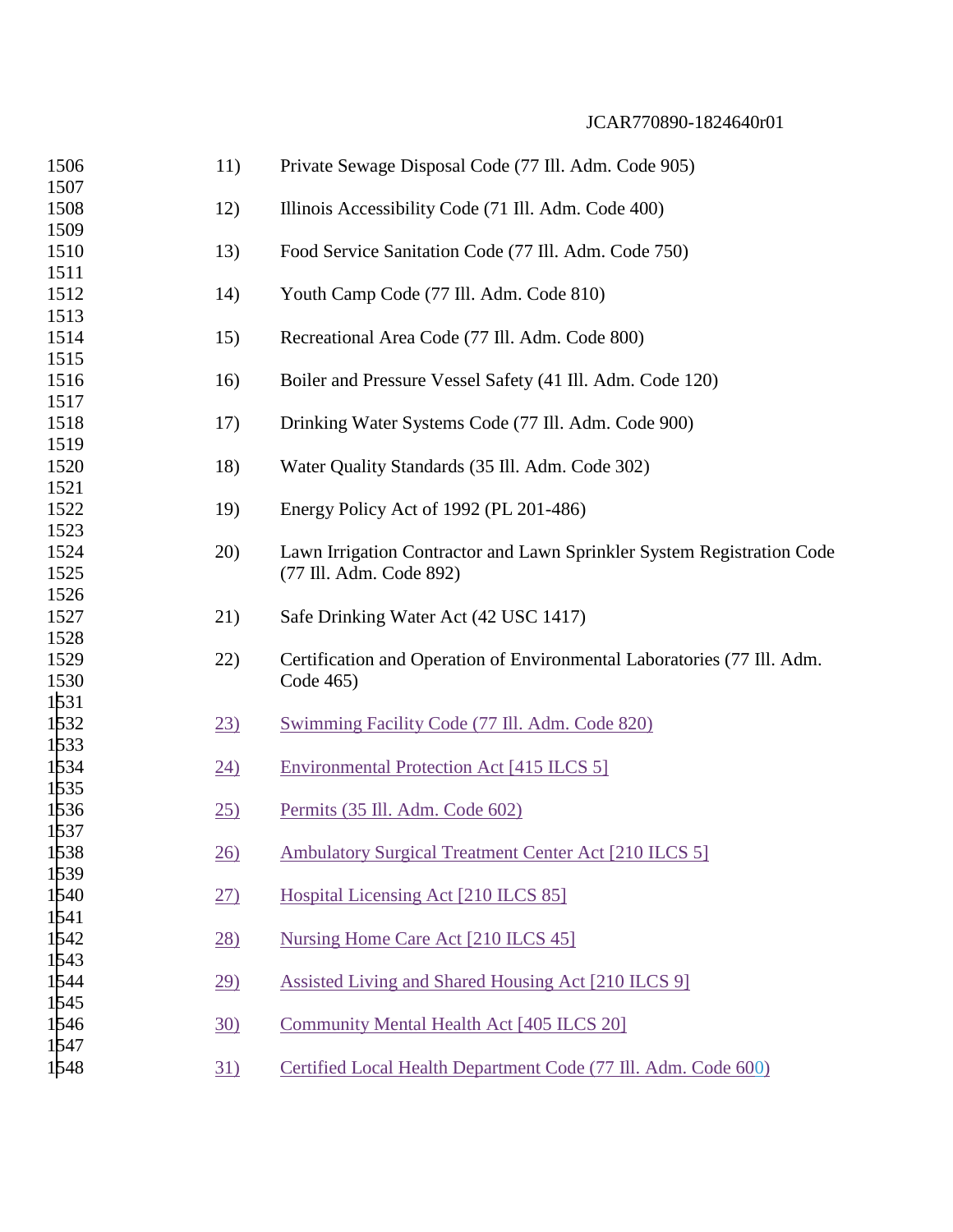11) Private Sewage Disposal Code (77 Ill. Adm. Code 905)

12) Illinois Accessibility Code (71 Ill. Adm. Code 400)

13) Food Service Sanitation Code (77 Ill. Adm. Code 750)

14) Youth Camp Code (77 Ill. Adm. Code 810)

15) Recreational Area Code (77 Ill. Adm. Code 800)

16) Boiler and Pressure Vessel Safety (41 Ill. Adm. Code 120)

17) Drinking Water Systems Code (77 Ill. Adm. Code 900)

18) Water Quality Standards (35 Ill. Adm. Code 302)

19) Energy Policy Act of 1992 (PL 201-486)

20) Lawn Irrigation Contractor and Lawn Sprinkler System Registration Code (77 Ill. Adm. Code 892)

21) Safe Drinking Water Act (42 USC 1417)

22) Certification and Operation of Environmental Laboratories (77 Ill. Adm. Code 465)

23) Swimming Facility Code (77 Ill. Adm. Code 820)

24) Environmental Protection Act [415 ILCS 5]

25) Permits (35 Ill. Adm. Code 602)

26) Ambulatory Surgical Treatment Center Act [210 ILCS 5]

27) Hospital Licensing Act [210 ILCS 85]

28) Nursing Home Care Act [210 ILCS 45]

29) Assisted Living and Shared Housing Act [210 ILCS 9]

30) Community Mental Health Act [405 ILCS 20]

31) Certified Local Health Department Code (77 Ill. Adm. Code 600)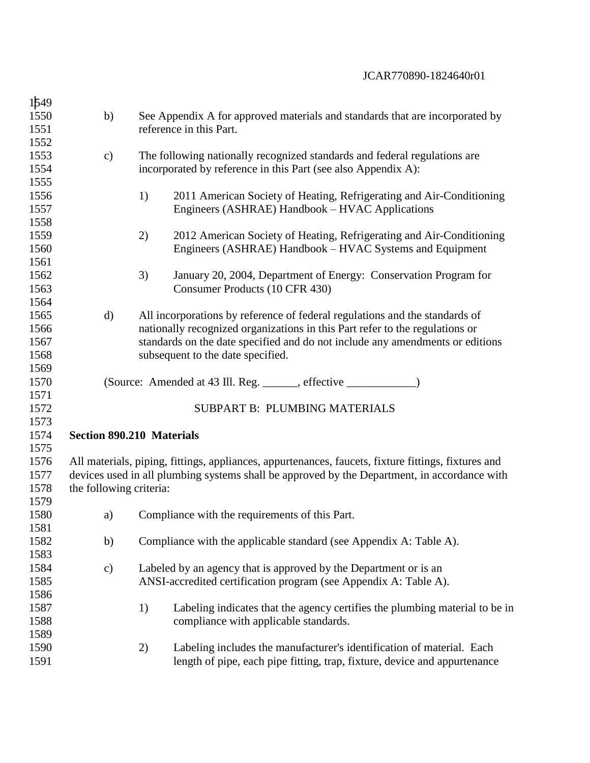b) See Appendix A for approved materials and standards that are incorporated by reference in this Part.

c) The following nationally recognized standards and federal regulations are incorporated by reference in this Part (see also Appendix A):

1) 2011 American Society of Heating, Refrigerating and Air-Conditioning Engineers (ASHRAE) Handbook – HVAC Applications

2) 2012 American Society of Heating, Refrigerating and Air-Conditioning Engineers (ASHRAE) Handbook – HVAC Systems and Equipment

3) January 20, 2004, Department of Energy: Conservation Program for Consumer Products (10 CFR 430)

d) All incorporations by reference of federal regulations and the standards of nationally recognized organizations in this Part refer to the regulations or standards on the date specified and do not include any amendments or editions subsequent to the date specified.

(Source: Amended at 43 Ill. Reg. ______, effective ____________)

SUBPART B: PLUMBING MATERIALS

**Section 890.210 Materials**

All materials, piping, fittings, appliances, appurtenances, faucets, fixture fittings, fixtures and devices used in all plumbing systems shall be approved by the Department, in accordance with the following criteria:

a) Compliance with the requirements of this Part.

b) Compliance with the applicable standard (see Appendix A: Table A).

c) Labeled by an agency that is approved by the Department or is an ANSI-accredited certification program (see Appendix A: Table A).

1) Labeling indicates that the agency certifies the plumbing material to be in compliance with applicable standards.

2) Labeling includes the manufacturer's identification of material. Each length of pipe, each pipe fitting, trap, fixture, device and appurtenance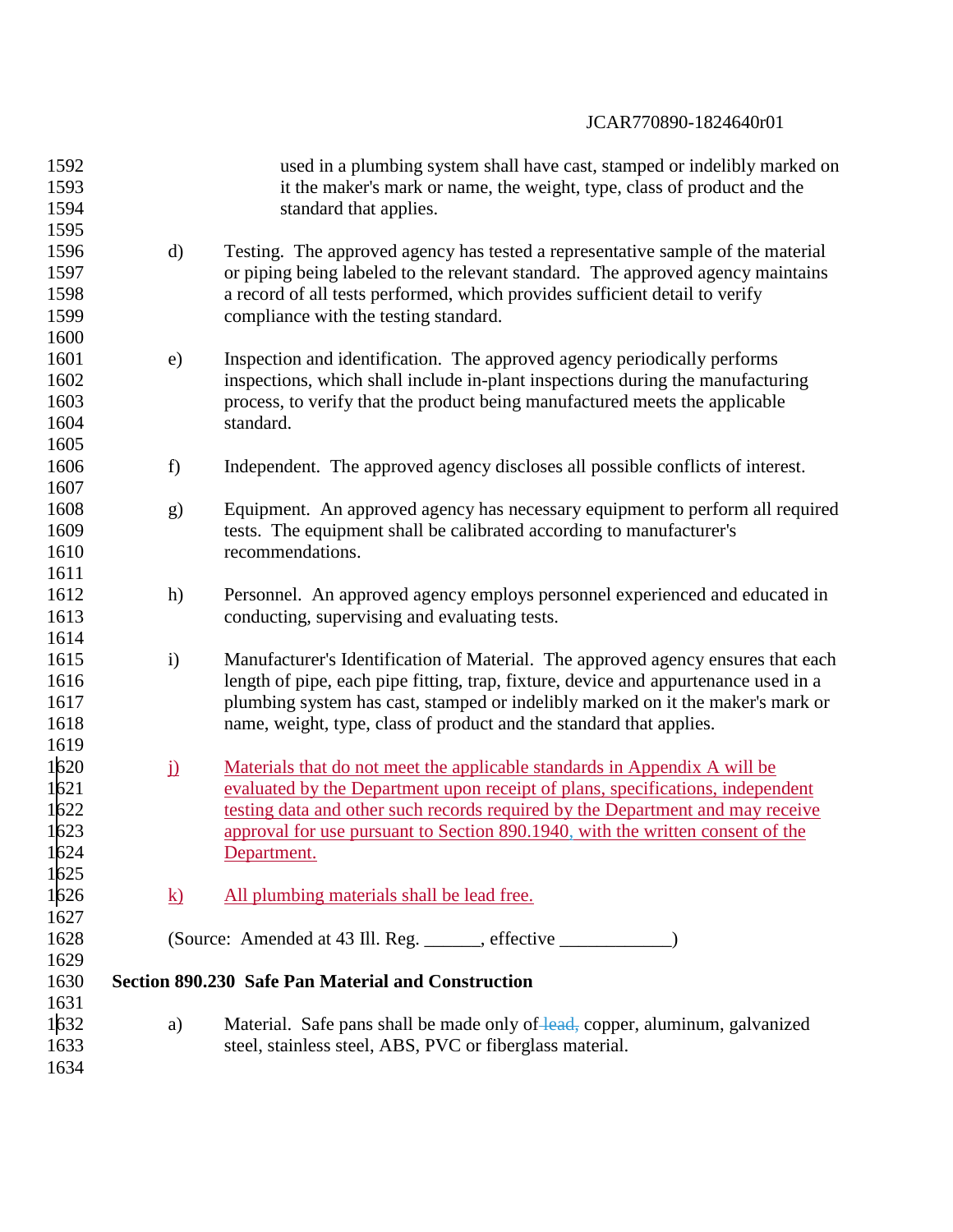used in a plumbing system shall have cast, stamped or indelibly marked on it the maker's mark or name, the weight, type, class of product and the standard that applies.

d) Testing. The approved agency has tested a representative sample of the material or piping being labeled to the relevant standard. The approved agency maintains a record of all tests performed, which provides sufficient detail to verify compliance with the testing standard.

e) Inspection and identification. The approved agency periodically performs inspections, which shall include in-plant inspections during the manufacturing process, to verify that the product being manufactured meets the applicable standard.

f) Independent. The approved agency discloses all possible conflicts of interest.

g) Equipment. An approved agency has necessary equipment to perform all required tests. The equipment shall be calibrated according to manufacturer's recommendations.

h) Personnel. An approved agency employs personnel experienced and educated in conducting, supervising and evaluating tests.

i) Manufacturer's Identification of Material. The approved agency ensures that each length of pipe, each pipe fitting, trap, fixture, device and appurtenance used in a plumbing system has cast, stamped or indelibly marked on it the maker's mark or name, weight, type, class of product and the standard that applies.

j) Materials that do not meet the applicable standards in Appendix A will be evaluated by the Department upon receipt of plans, specifications, independent testing data and other such records required by the Department and may receive approval for use pursuant to Section 890.1940, with the written consent of the Department.

k) All plumbing materials shall be lead free.

(Source: Amended at 43 Ill. Reg. ______, effective ____________)

**Section 890.230 Safe Pan Material and Construction**

a) Material. Safe pans shall be made only of ~~lead,~~ copper, aluminum, galvanized steel, stainless steel, ABS, PVC or fiberglass material.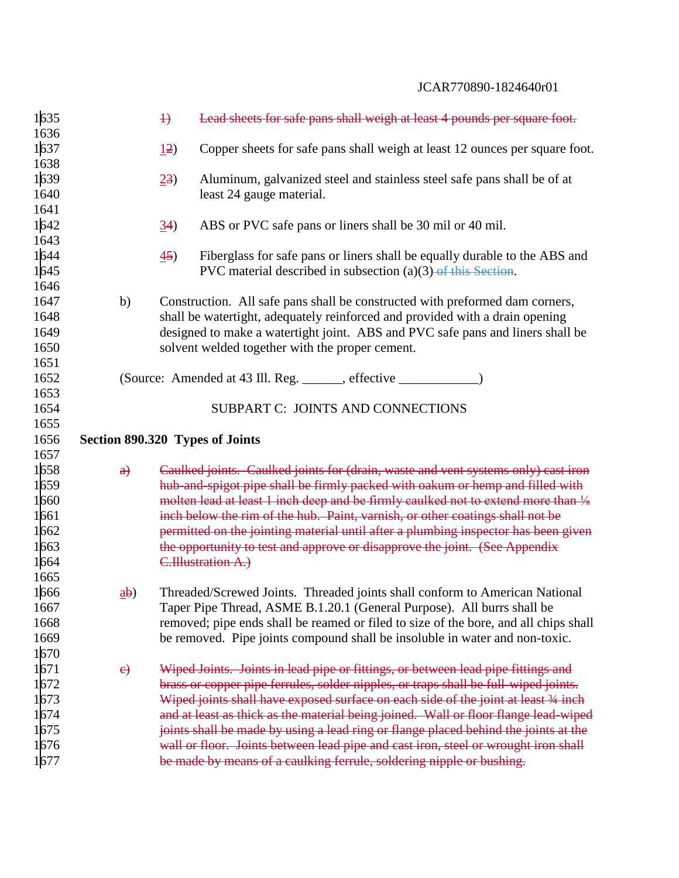1) ~~Lead sheets for safe pans shall weigh at least 4 pounds per square foot.~~

12) Copper sheets for safe pans shall weigh at least 12 ounces per square foot.

23) Aluminum, galvanized steel and stainless steel safe pans shall be of at least 24 gauge material.

34) ABS or PVC safe pans or liners shall be 30 mil or 40 mil.

45) Fiberglass for safe pans or liners shall be equally durable to the ABS and PVC material described in subsection (a)(3) ~~of this Section~~.

b) Construction. All safe pans shall be constructed with preformed dam corners, shall be watertight, adequately reinforced and provided with a drain opening designed to make a watertight joint. ABS and PVC safe pans and liners shall be solvent welded together with the proper cement.

(Source: Amended at 43 Ill. Reg. ______, effective ____________)

SUBPART C: JOINTS AND CONNECTIONS

**Section 890.320 Types of Joints**

~~a) Caulked joints. Caulked joints for (drain, waste and vent systems only) cast iron hub-and-spigot pipe shall be firmly packed with oakum or hemp and filled with molten lead at least 1 inch deep and be firmly caulked not to extend more than ⅛ inch below the rim of the hub. Paint, varnish, or other coatings shall not be permitted on the jointing material until after a plumbing inspector has been given the opportunity to test and approve or disapprove the joint. (See Appendix C.Illustration A.)~~

ab) Threaded/Screwed Joints. Threaded joints shall conform to American National Taper Pipe Thread, ASME B.1.20.1 (General Purpose). All burrs shall be removed; pipe ends shall be reamed or filed to size of the bore, and all chips shall be removed. Pipe joints compound shall be insoluble in water and non-toxic.

~~c) Wiped Joints. Joints in lead pipe or fittings, or between lead pipe fittings and brass or copper pipe ferrules, solder nipples, or traps shall be full-wiped joints. Wiped joints shall have exposed surface on each side of the joint at least ¾ inch and at least as thick as the material being joined. Wall or floor flange lead-wiped joints shall be made by using a lead ring or flange placed behind the joints at the wall or floor. Joints between lead pipe and cast iron, steel or wrought iron shall be made by means of a caulking ferrule, soldering nipple or bushing.~~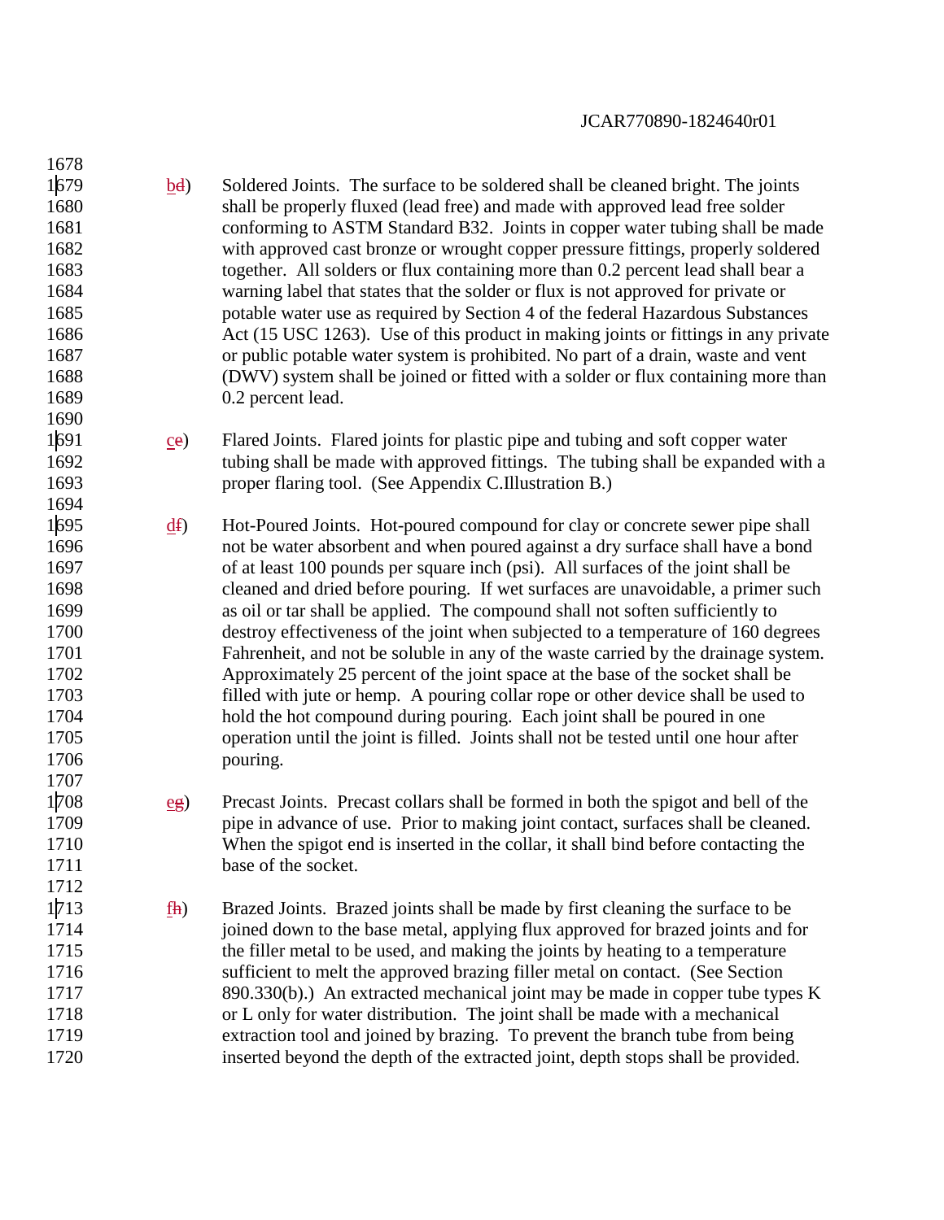bd) Soldered Joints. The surface to be soldered shall be cleaned bright. The joints shall be properly fluxed (lead free) and made with approved lead free solder conforming to ASTM Standard B32. Joints in copper water tubing shall be made with approved cast bronze or wrought copper pressure fittings, properly soldered together. All solders or flux containing more than 0.2 percent lead shall bear a warning label that states that the solder or flux is not approved for private or potable water use as required by Section 4 of the federal Hazardous Substances Act (15 USC 1263). Use of this product in making joints or fittings in any private or public potable water system is prohibited. No part of a drain, waste and vent (DWV) system shall be joined or fitted with a solder or flux containing more than 0.2 percent lead.

ce) Flared Joints. Flared joints for plastic pipe and tubing and soft copper water tubing shall be made with approved fittings. The tubing shall be expanded with a proper flaring tool. (See Appendix C.Illustration B.)

df) Hot-Poured Joints. Hot-poured compound for clay or concrete sewer pipe shall not be water absorbent and when poured against a dry surface shall have a bond of at least 100 pounds per square inch (psi). All surfaces of the joint shall be cleaned and dried before pouring. If wet surfaces are unavoidable, a primer such as oil or tar shall be applied. The compound shall not soften sufficiently to destroy effectiveness of the joint when subjected to a temperature of 160 degrees Fahrenheit, and not be soluble in any of the waste carried by the drainage system. Approximately 25 percent of the joint space at the base of the socket shall be filled with jute or hemp. A pouring collar rope or other device shall be used to hold the hot compound during pouring. Each joint shall be poured in one operation until the joint is filled. Joints shall not be tested until one hour after pouring.

eg) Precast Joints. Precast collars shall be formed in both the spigot and bell of the pipe in advance of use. Prior to making joint contact, surfaces shall be cleaned. When the spigot end is inserted in the collar, it shall bind before contacting the base of the socket.

fh) Brazed Joints. Brazed joints shall be made by first cleaning the surface to be joined down to the base metal, applying flux approved for brazed joints and for the filler metal to be used, and making the joints by heating to a temperature sufficient to melt the approved brazing filler metal on contact. (See Section 890.330(b).) An extracted mechanical joint may be made in copper tube types K or L only for water distribution. The joint shall be made with a mechanical extraction tool and joined by brazing. To prevent the branch tube from being inserted beyond the depth of the extracted joint, depth stops shall be provided.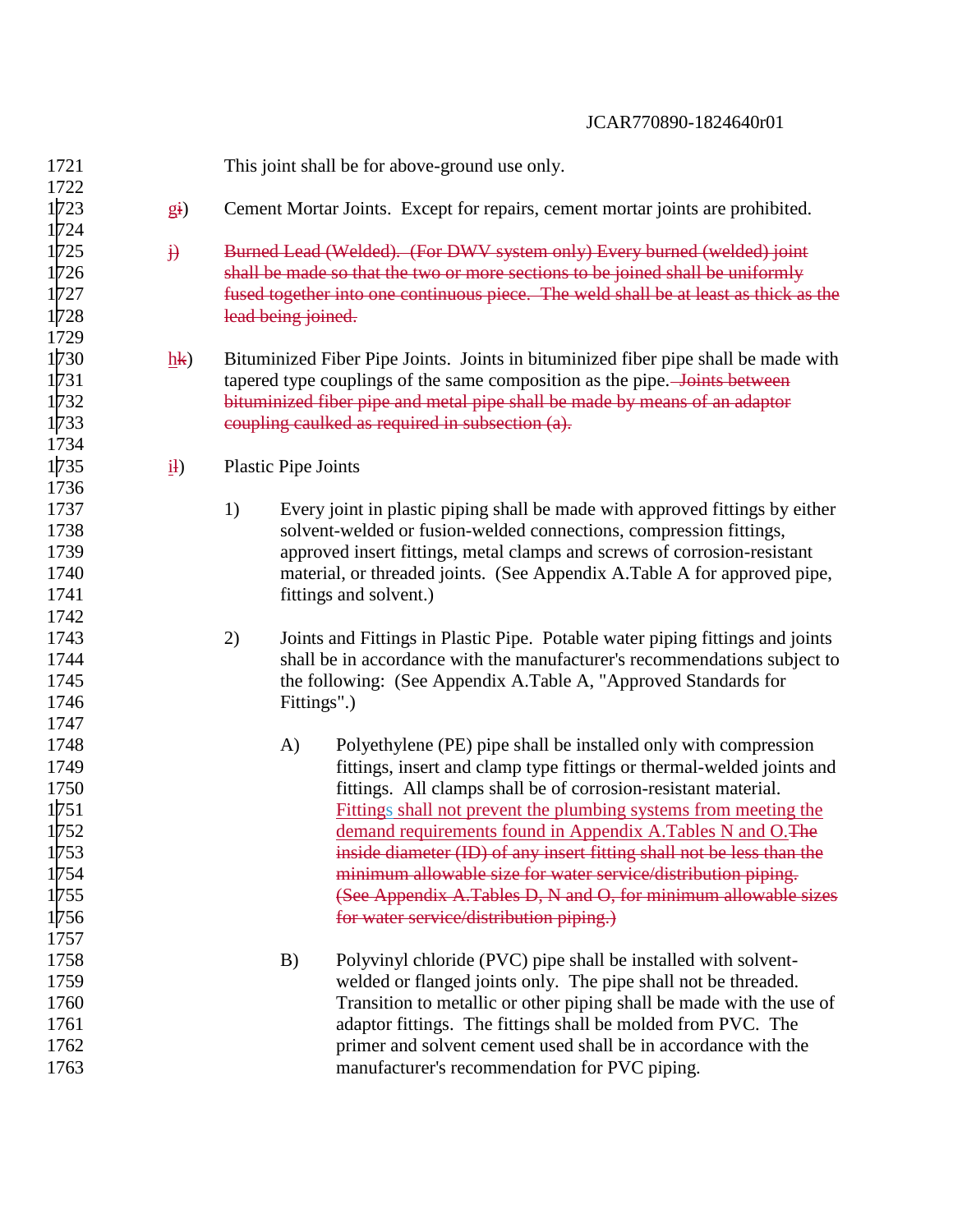This joint shall be for above-ground use only.

gi) Cement Mortar Joints. Except for repairs, cement mortar joints are prohibited.

j) ~~Burned Lead (Welded). (For DWV system only) Every burned (welded) joint shall be made so that the two or more sections to be joined shall be uniformly fused together into one continuous piece. The weld shall be at least as thick as the lead being joined.~~

hk) Bituminized Fiber Pipe Joints. Joints in bituminized fiber pipe shall be made with tapered type couplings of the same composition as the pipe. ~~Joints between bituminized fiber pipe and metal pipe shall be made by means of an adaptor coupling caulked as required in subsection (a).~~

il) Plastic Pipe Joints

1) Every joint in plastic piping shall be made with approved fittings by either solvent-welded or fusion-welded connections, compression fittings, approved insert fittings, metal clamps and screws of corrosion-resistant material, or threaded joints. (See Appendix A.Table A for approved pipe, fittings and solvent.)

2) Joints and Fittings in Plastic Pipe. Potable water piping fittings and joints shall be in accordance with the manufacturer's recommendations subject to the following: (See Appendix A.Table A, "Approved Standards for Fittings".)

A) Polyethylene (PE) pipe shall be installed only with compression fittings, insert and clamp type fittings or thermal-welded joints and fittings. All clamps shall be of corrosion-resistant material. Fittings shall not prevent the plumbing systems from meeting the demand requirements found in Appendix A.Tables N and O. ~~The inside diameter (ID) of any insert fitting shall not be less than the minimum allowable size for water service/distribution piping. (See Appendix A.Tables D, N and O, for minimum allowable sizes for water service/distribution piping.)~~

B) Polyvinyl chloride (PVC) pipe shall be installed with solvent-welded or flanged joints only. The pipe shall not be threaded. Transition to metallic or other piping shall be made with the use of adaptor fittings. The fittings shall be molded from PVC. The primer and solvent cement used shall be in accordance with the manufacturer's recommendation for PVC piping.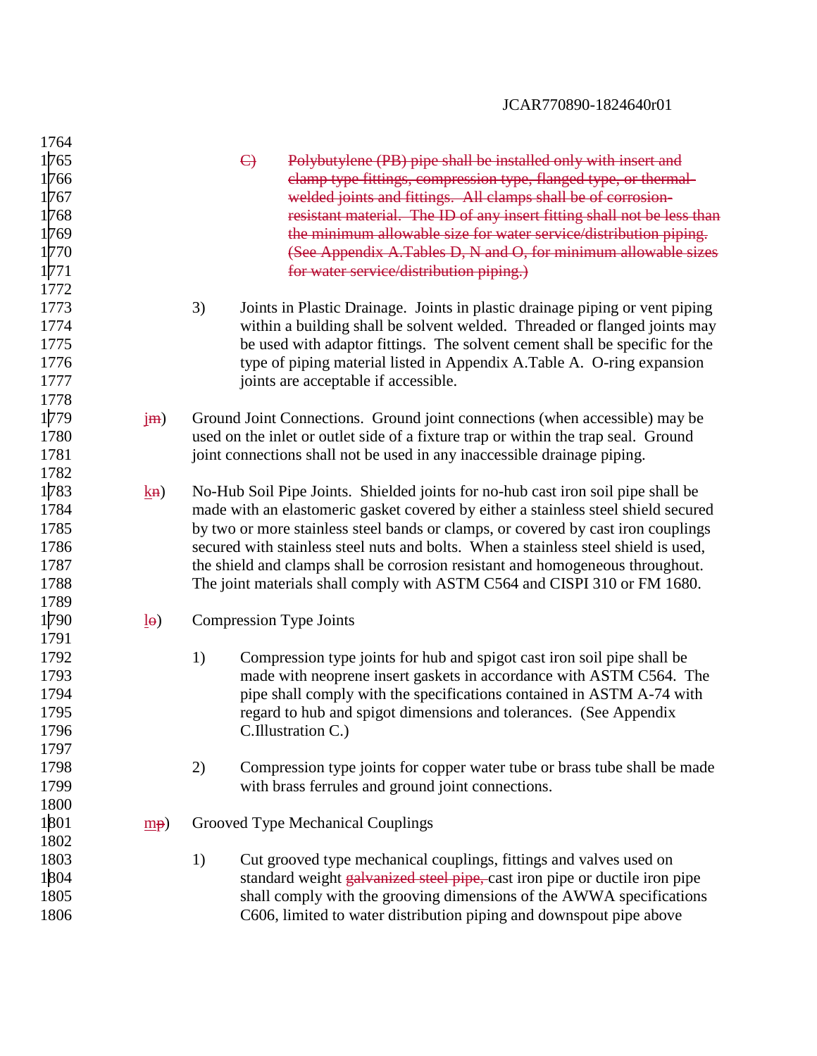~~C) Polybutylene (PB) pipe shall be installed only with insert and clamp type fittings, compression type, flanged type, or thermal-welded joints and fittings. All clamps shall be of corrosion-resistant material. The ID of any insert fitting shall not be less than the minimum allowable size for water service/distribution piping. (See Appendix A.Tables D, N and O, for minimum allowable sizes for water service/distribution piping.)~~

3) Joints in Plastic Drainage. Joints in plastic drainage piping or vent piping within a building shall be solvent welded. Threaded or flanged joints may be used with adaptor fittings. The solvent cement shall be specific for the type of piping material listed in Appendix A.Table A. O-ring expansion joints are acceptable if accessible.

j~~m~~) Ground Joint Connections. Ground joint connections (when accessible) may be used on the inlet or outlet side of a fixture trap or within the trap seal. Ground joint connections shall not be used in any inaccessible drainage piping.

k~~n~~) No-Hub Soil Pipe Joints. Shielded joints for no-hub cast iron soil pipe shall be made with an elastomeric gasket covered by either a stainless steel shield secured by two or more stainless steel bands or clamps, or covered by cast iron couplings secured with stainless steel nuts and bolts. When a stainless steel shield is used, the shield and clamps shall be corrosion resistant and homogeneous throughout. The joint materials shall comply with ASTM C564 and CISPI 310 or FM 1680.

l~~o~~) Compression Type Joints

1) Compression type joints for hub and spigot cast iron soil pipe shall be made with neoprene insert gaskets in accordance with ASTM C564. The pipe shall comply with the specifications contained in ASTM A-74 with regard to hub and spigot dimensions and tolerances. (See Appendix C.Illustration C.)

2) Compression type joints for copper water tube or brass tube shall be made with brass ferrules and ground joint connections.

m~~p~~) Grooved Type Mechanical Couplings

1) Cut grooved type mechanical couplings, fittings and valves used on standard weight ~~galvanized steel pipe,~~ cast iron pipe or ductile iron pipe shall comply with the grooving dimensions of the AWWA specifications C606, limited to water distribution piping and downspout pipe above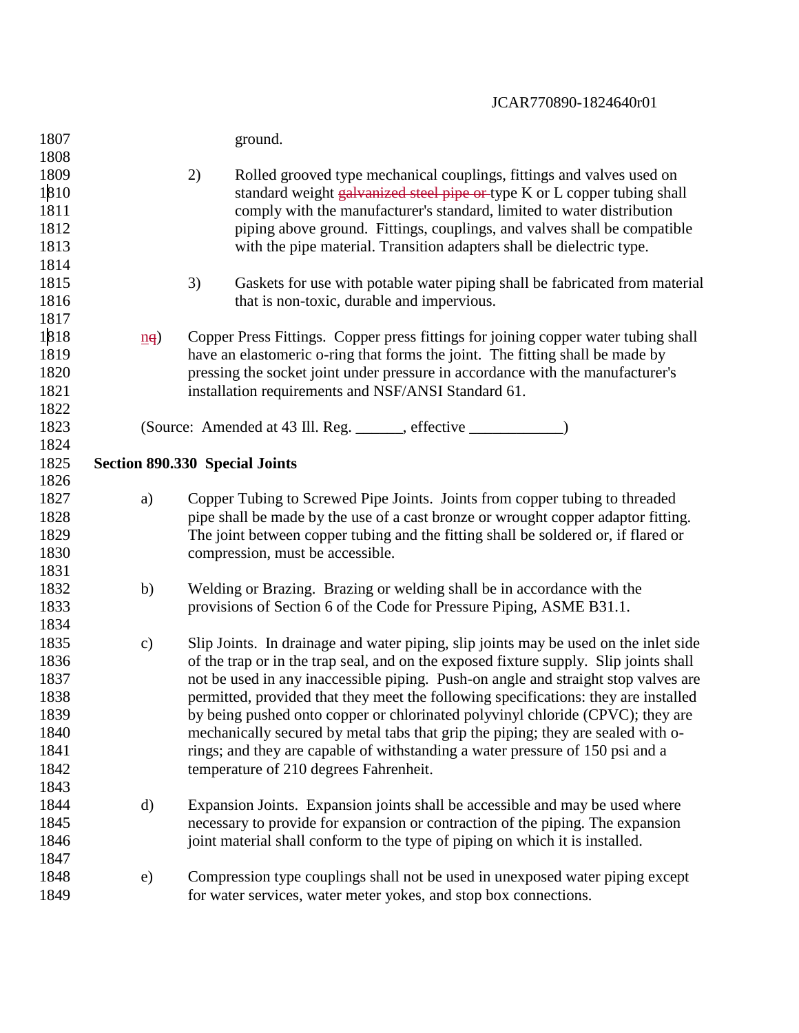ground.

2) Rolled grooved type mechanical couplings, fittings and valves used on standard weight ~~galvanized steel pipe or~~ type K or L copper tubing shall comply with the manufacturer's standard, limited to water distribution piping above ground. Fittings, couplings, and valves shall be compatible with the pipe material. Transition adapters shall be dielectric type.

3) Gaskets for use with potable water piping shall be fabricated from material that is non-toxic, durable and impervious.

n~~q~~) Copper Press Fittings. Copper press fittings for joining copper water tubing shall have an elastomeric o-ring that forms the joint. The fitting shall be made by pressing the socket joint under pressure in accordance with the manufacturer's installation requirements and NSF/ANSI Standard 61.

(Source: Amended at 43 Ill. Reg. ______, effective ____________)

**Section 890.330 Special Joints**

a) Copper Tubing to Screwed Pipe Joints. Joints from copper tubing to threaded pipe shall be made by the use of a cast bronze or wrought copper adaptor fitting. The joint between copper tubing and the fitting shall be soldered or, if flared or compression, must be accessible.

b) Welding or Brazing. Brazing or welding shall be in accordance with the provisions of Section 6 of the Code for Pressure Piping, ASME B31.1.

c) Slip Joints. In drainage and water piping, slip joints may be used on the inlet side of the trap or in the trap seal, and on the exposed fixture supply. Slip joints shall not be used in any inaccessible piping. Push-on angle and straight stop valves are permitted, provided that they meet the following specifications: they are installed by being pushed onto copper or chlorinated polyvinyl chloride (CPVC); they are mechanically secured by metal tabs that grip the piping; they are sealed with o-rings; and they are capable of withstanding a water pressure of 150 psi and a temperature of 210 degrees Fahrenheit.

d) Expansion Joints. Expansion joints shall be accessible and may be used where necessary to provide for expansion or contraction of the piping. The expansion joint material shall conform to the type of piping on which it is installed.

e) Compression type couplings shall not be used in unexposed water piping except for water services, water meter yokes, and stop box connections.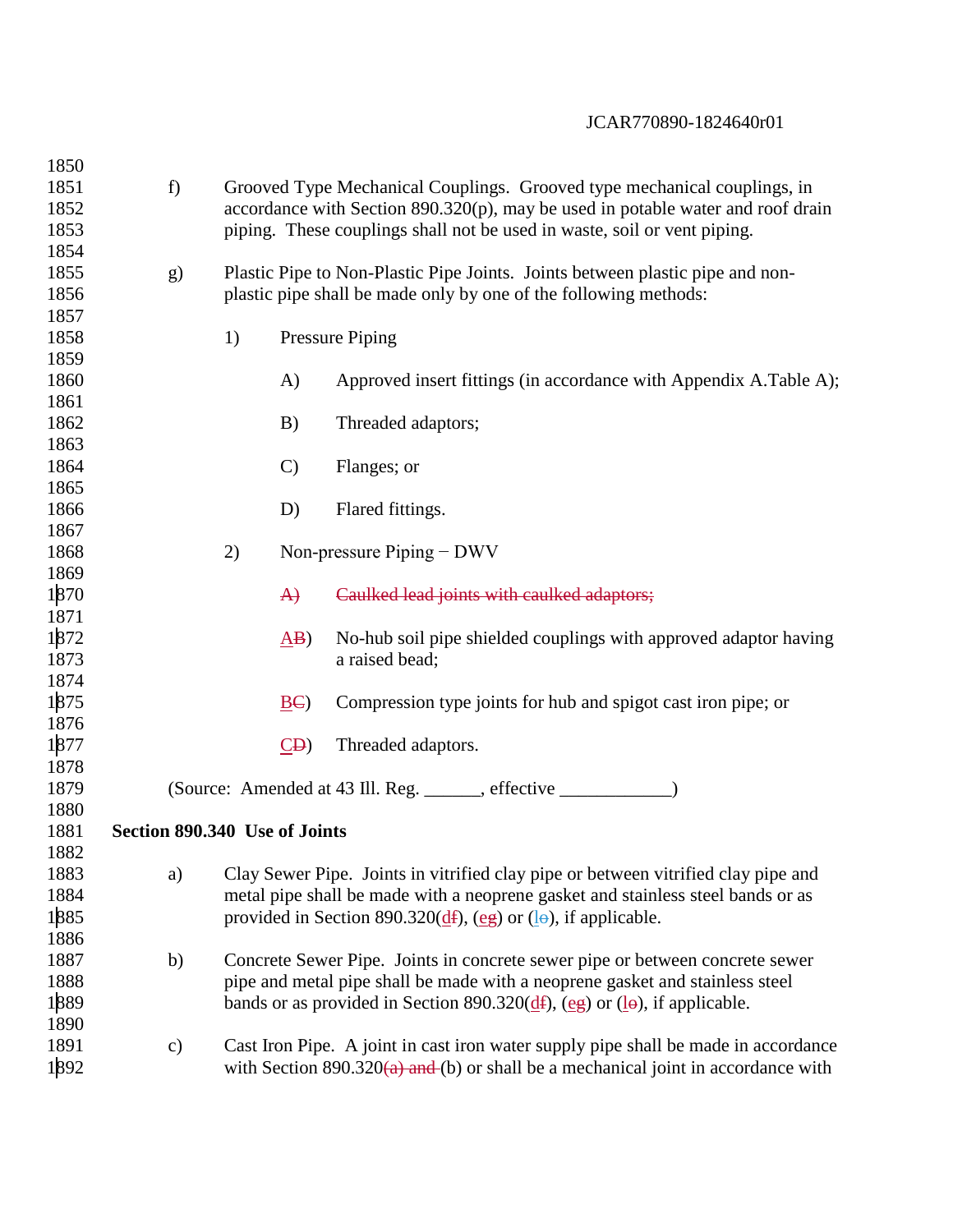f) Grooved Type Mechanical Couplings. Grooved type mechanical couplings, in accordance with Section 890.320(p), may be used in potable water and roof drain piping. These couplings shall not be used in waste, soil or vent piping.

g) Plastic Pipe to Non-Plastic Pipe Joints. Joints between plastic pipe and non-plastic pipe shall be made only by one of the following methods:

1) Pressure Piping

A) Approved insert fittings (in accordance with Appendix A.Table A);

B) Threaded adaptors;

C) Flanges; or

D) Flared fittings.

2) Non-pressure Piping − DWV

~~A) Caulked lead joints with caulked adaptors;~~

AB) No-hub soil pipe shielded couplings with approved adaptor having a raised bead;

BC) Compression type joints for hub and spigot cast iron pipe; or

CD) Threaded adaptors.

(Source: Amended at 43 Ill. Reg. ______, effective ____________)

**Section 890.340 Use of Joints**

a) Clay Sewer Pipe. Joints in vitrified clay pipe or between vitrified clay pipe and metal pipe shall be made with a neoprene gasket and stainless steel bands or as provided in Section 890.320(df), (eg) or (lo), if applicable.

b) Concrete Sewer Pipe. Joints in concrete sewer pipe or between concrete sewer pipe and metal pipe shall be made with a neoprene gasket and stainless steel bands or as provided in Section 890.320(df), (eg) or (lo), if applicable.

c) Cast Iron Pipe. A joint in cast iron water supply pipe shall be made in accordance with Section 890.320~~(a) and~~ (b) or shall be a mechanical joint in accordance with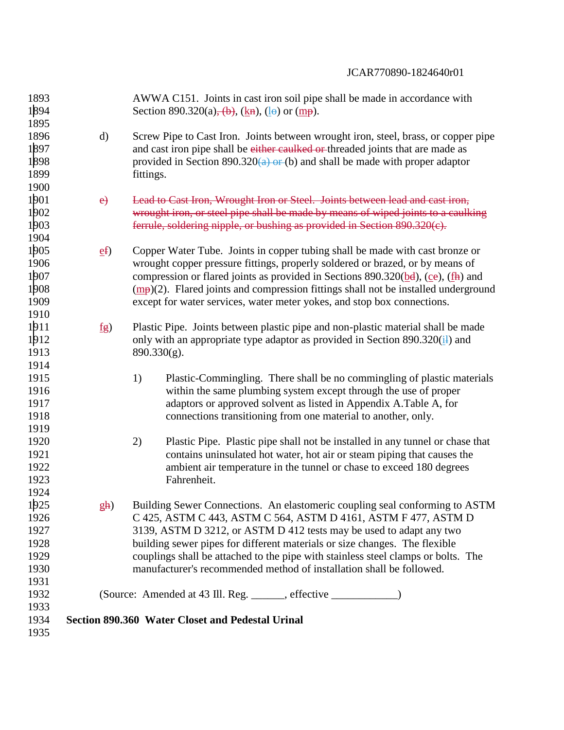AWWA C151. Joints in cast iron soil pipe shall be made in accordance with Section 890.320(a), (b), (kn), (lo) or (mp).

d) Screw Pipe to Cast Iron. Joints between wrought iron, steel, brass, or copper pipe and cast iron pipe shall be either caulked or threaded joints that are made as provided in Section 890.320(a) or (b) and shall be made with proper adaptor fittings.

e) Lead to Cast Iron, Wrought Iron or Steel. Joints between lead and cast iron, wrought iron, or steel pipe shall be made by means of wiped joints to a caulking ferrule, soldering nipple, or bushing as provided in Section 890.320(c).

ef) Copper Water Tube. Joints in copper tubing shall be made with cast bronze or wrought copper pressure fittings, properly soldered or brazed, or by means of compression or flared joints as provided in Sections 890.320(bd), (ce), (fh) and (mp)(2). Flared joints and compression fittings shall not be installed underground except for water services, water meter yokes, and stop box connections.

fg) Plastic Pipe. Joints between plastic pipe and non-plastic material shall be made only with an appropriate type adaptor as provided in Section 890.320(il) and 890.330(g).

1) Plastic-Commingling. There shall be no commingling of plastic materials within the same plumbing system except through the use of proper adaptors or approved solvent as listed in Appendix A.Table A, for connections transitioning from one material to another, only.

2) Plastic Pipe. Plastic pipe shall not be installed in any tunnel or chase that contains uninsulated hot water, hot air or steam piping that causes the ambient air temperature in the tunnel or chase to exceed 180 degrees Fahrenheit.

gh) Building Sewer Connections. An elastomeric coupling seal conforming to ASTM C 425, ASTM C 443, ASTM C 564, ASTM D 4161, ASTM F 477, ASTM D 3139, ASTM D 3212, or ASTM D 412 tests may be used to adapt any two building sewer pipes for different materials or size changes. The flexible couplings shall be attached to the pipe with stainless steel clamps or bolts. The manufacturer's recommended method of installation shall be followed.

(Source: Amended at 43 Ill. Reg. ______, effective ____________)

**Section 890.360 Water Closet and Pedestal Urinal**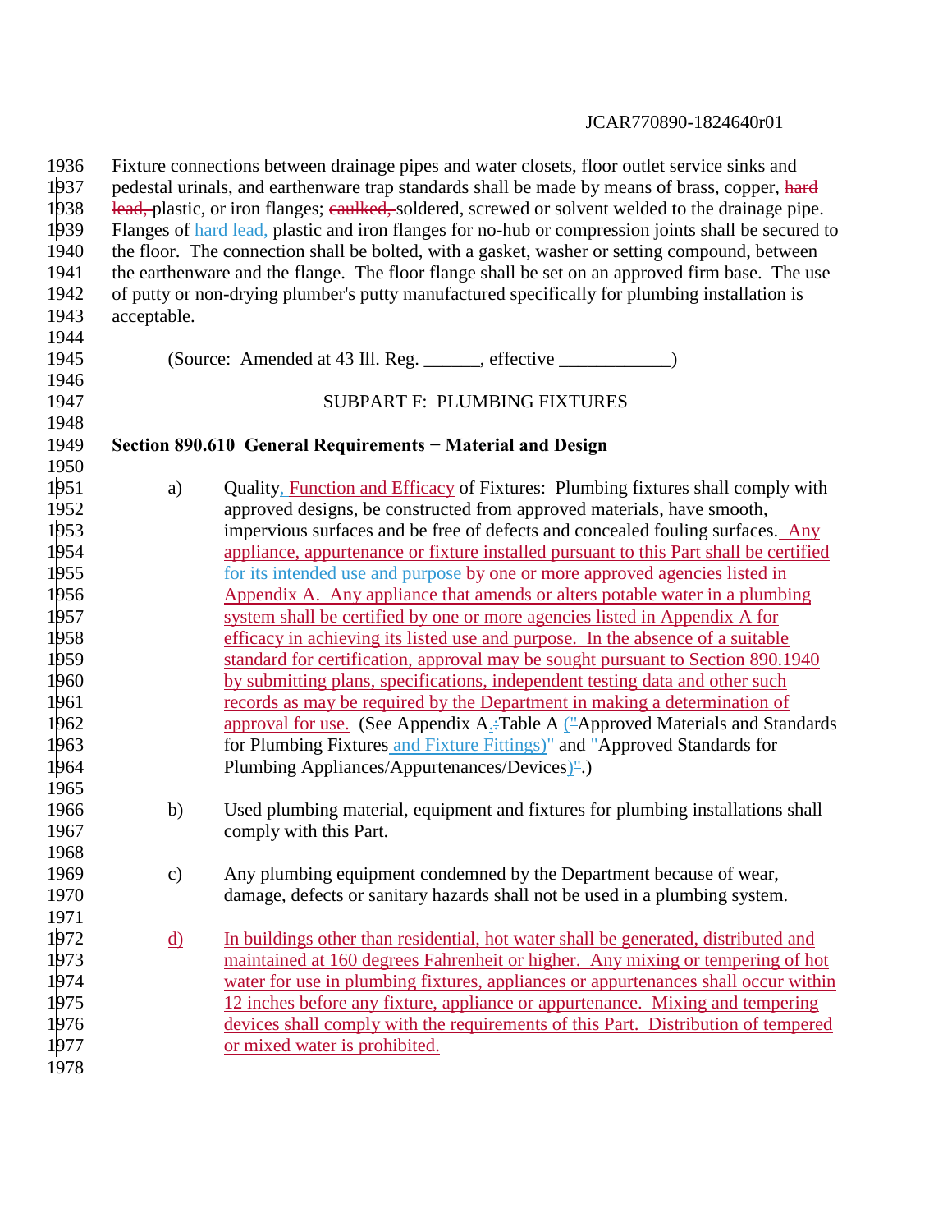Fixture connections between drainage pipes and water closets, floor outlet service sinks and pedestal urinals, and earthenware trap standards shall be made by means of brass, copper, ~~hard lead,~~ plastic, or iron flanges; ~~caulked,~~ soldered, screwed or solvent welded to the drainage pipe. Flanges of ~~hard lead,~~ plastic and iron flanges for no-hub or compression joints shall be secured to the floor. The connection shall be bolted, with a gasket, washer or setting compound, between the earthenware and the flange. The floor flange shall be set on an approved firm base. The use of putty or non-drying plumber's putty manufactured specifically for plumbing installation is acceptable.

(Source: Amended at 43 Ill. Reg. ______, effective ____________)

SUBPART F: PLUMBING FIXTURES

**Section 890.610 General Requirements − Material and Design**

a) Quality, Function and Efficacy of Fixtures: Plumbing fixtures shall comply with approved designs, be constructed from approved materials, have smooth, impervious surfaces and be free of defects and concealed fouling surfaces. Any appliance, appurtenance or fixture installed pursuant to this Part shall be certified for its intended use and purpose by one or more approved agencies listed in Appendix A. Any appliance that amends or alters potable water in a plumbing system shall be certified by one or more agencies listed in Appendix A for efficacy in achieving its listed use and purpose. In the absence of a suitable standard for certification, approval may be sought pursuant to Section 890.1940 by submitting plans, specifications, independent testing data and other such records as may be required by the Department in making a determination of approval for use. (See Appendix A.~~:~~Table A ("Approved Materials and Standards for Plumbing Fixtures and Fixture Fittings)~~"~~ and ~~"~~Approved Standards for Plumbing Appliances/Appurtenances/Devices)~~"~~.)

b) Used plumbing material, equipment and fixtures for plumbing installations shall comply with this Part.

c) Any plumbing equipment condemned by the Department because of wear, damage, defects or sanitary hazards shall not be used in a plumbing system.

d) In buildings other than residential, hot water shall be generated, distributed and maintained at 160 degrees Fahrenheit or higher. Any mixing or tempering of hot water for use in plumbing fixtures, appliances or appurtenances shall occur within 12 inches before any fixture, appliance or appurtenance. Mixing and tempering devices shall comply with the requirements of this Part. Distribution of tempered or mixed water is prohibited.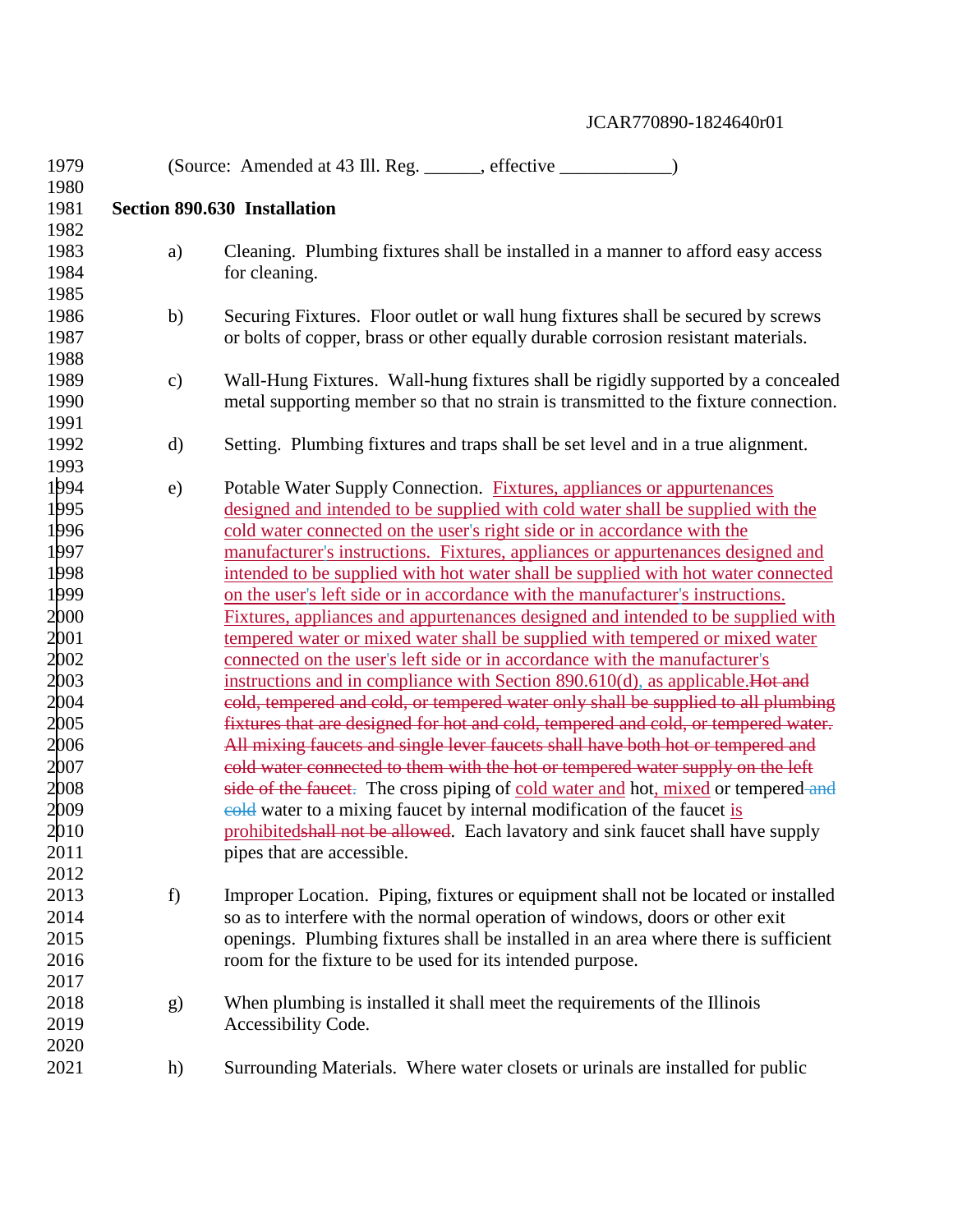(Source: Amended at 43 Ill. Reg. ______, effective ____________)

**Section 890.630 Installation**

a) Cleaning. Plumbing fixtures shall be installed in a manner to afford easy access for cleaning.

b) Securing Fixtures. Floor outlet or wall hung fixtures shall be secured by screws or bolts of copper, brass or other equally durable corrosion resistant materials.

c) Wall-Hung Fixtures. Wall-hung fixtures shall be rigidly supported by a concealed metal supporting member so that no strain is transmitted to the fixture connection.

d) Setting. Plumbing fixtures and traps shall be set level and in a true alignment.

e) Potable Water Supply Connection. Fixtures, appliances or appurtenances designed and intended to be supplied with cold water shall be supplied with the cold water connected on the user's right side or in accordance with the manufacturer's instructions. Fixtures, appliances or appurtenances designed and intended to be supplied with hot water shall be supplied with hot water connected on the user's left side or in accordance with the manufacturer's instructions. Fixtures, appliances and appurtenances designed and intended to be supplied with tempered water or mixed water shall be supplied with tempered or mixed water connected on the user's left side or in accordance with the manufacturer's instructions and in compliance with Section 890.610(d), as applicable.~~Hot and cold, tempered and cold, or tempered water only shall be supplied to all plumbing fixtures that are designed for hot and cold, tempered and cold, or tempered water. All mixing faucets and single lever faucets shall have both hot or tempered and cold water connected to them with the hot or tempered water supply on the left side of the faucet.~~ The cross piping of cold water and hot, mixed or tempered ~~and cold~~ water to a mixing faucet by internal modification of the faucet is prohibited~~shall not be allowed~~. Each lavatory and sink faucet shall have supply pipes that are accessible.

f) Improper Location. Piping, fixtures or equipment shall not be located or installed so as to interfere with the normal operation of windows, doors or other exit openings. Plumbing fixtures shall be installed in an area where there is sufficient room for the fixture to be used for its intended purpose.

g) When plumbing is installed it shall meet the requirements of the Illinois Accessibility Code.

h) Surrounding Materials. Where water closets or urinals are installed for public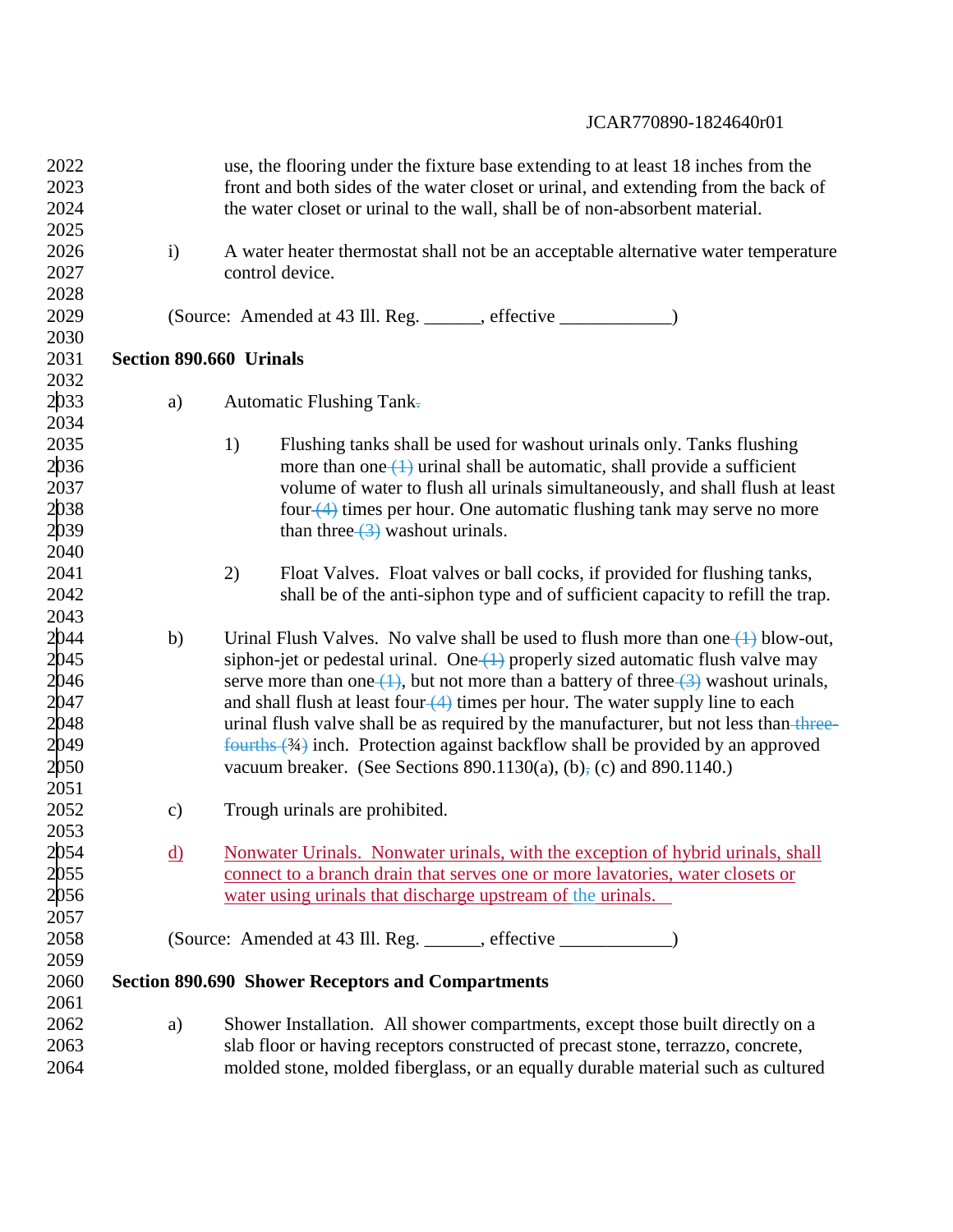use, the flooring under the fixture base extending to at least 18 inches from the front and both sides of the water closet or urinal, and extending from the back of the water closet or urinal to the wall, shall be of non-absorbent material.

i) A water heater thermostat shall not be an acceptable alternative water temperature control device.

(Source: Amended at 43 Ill. Reg. ______, effective ____________)

**Section 890.660 Urinals**

a) Automatic Flushing Tank.

1) Flushing tanks shall be used for washout urinals only. Tanks flushing more than one (1) urinal shall be automatic, shall provide a sufficient volume of water to flush all urinals simultaneously, and shall flush at least four (4) times per hour. One automatic flushing tank may serve no more than three (3) washout urinals.

2) Float Valves. Float valves or ball cocks, if provided for flushing tanks, shall be of the anti-siphon type and of sufficient capacity to refill the trap.

b) Urinal Flush Valves. No valve shall be used to flush more than one (1) blow-out, siphon-jet or pedestal urinal. One (1) properly sized automatic flush valve may serve more than one (1), but not more than a battery of three (3) washout urinals, and shall flush at least four (4) times per hour. The water supply line to each urinal flush valve shall be as required by the manufacturer, but not less than three-fourths (¾) inch. Protection against backflow shall be provided by an approved vacuum breaker. (See Sections 890.1130(a), (b), (c) and 890.1140.)

c) Trough urinals are prohibited.

d) Nonwater Urinals. Nonwater urinals, with the exception of hybrid urinals, shall connect to a branch drain that serves one or more lavatories, water closets or water using urinals that discharge upstream of the urinals.

(Source: Amended at 43 Ill. Reg. ______, effective ____________)

**Section 890.690 Shower Receptors and Compartments**

a) Shower Installation. All shower compartments, except those built directly on a slab floor or having receptors constructed of precast stone, terrazzo, concrete, molded stone, molded fiberglass, or an equally durable material such as cultured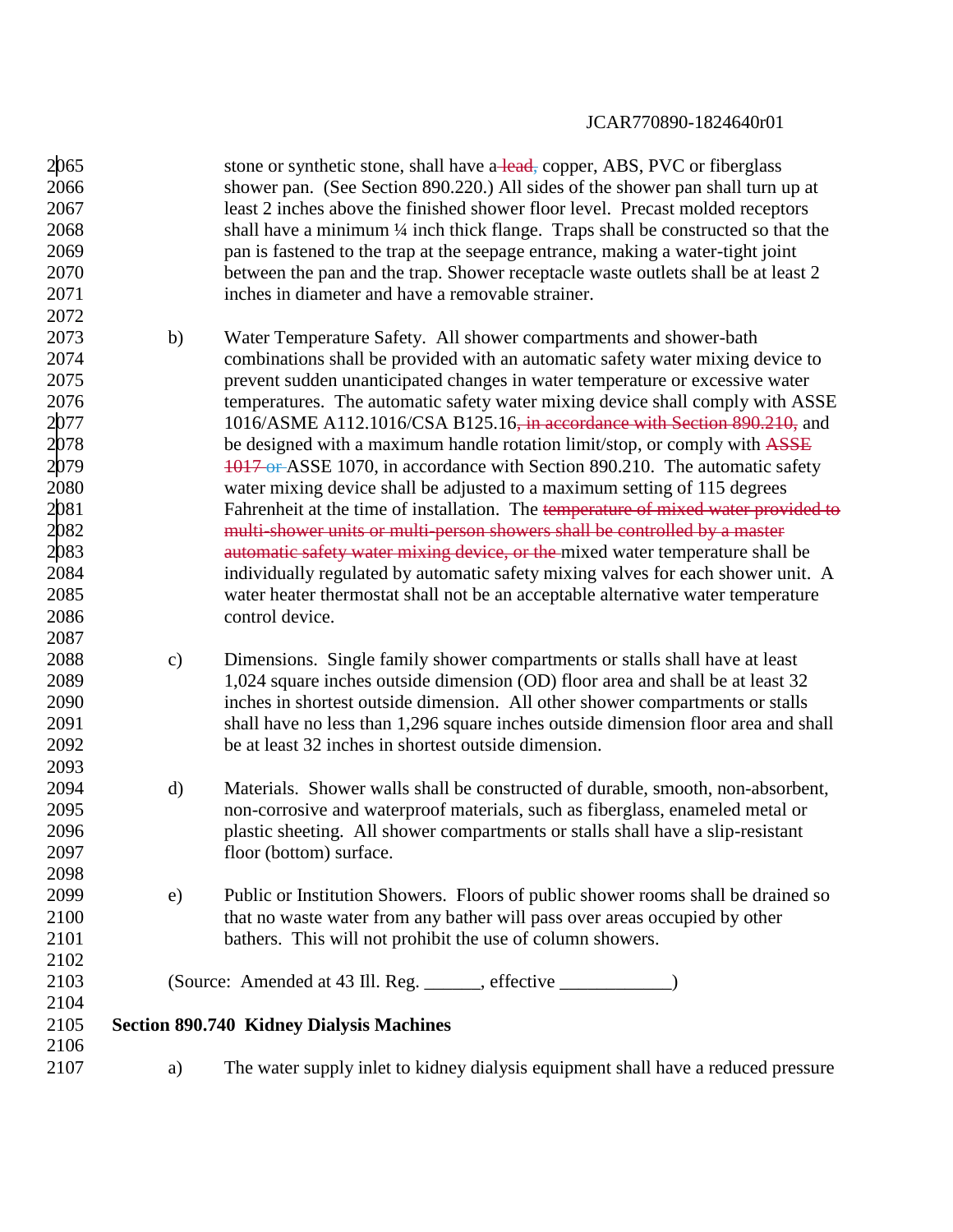stone or synthetic stone, shall have a ~~lead,~~ copper, ABS, PVC or fiberglass shower pan. (See Section 890.220.) All sides of the shower pan shall turn up at least 2 inches above the finished shower floor level. Precast molded receptors shall have a minimum ¼ inch thick flange. Traps shall be constructed so that the pan is fastened to the trap at the seepage entrance, making a water-tight joint between the pan and the trap. Shower receptacle waste outlets shall be at least 2 inches in diameter and have a removable strainer.

b) Water Temperature Safety. All shower compartments and shower-bath combinations shall be provided with an automatic safety water mixing device to prevent sudden unanticipated changes in water temperature or excessive water temperatures. The automatic safety water mixing device shall comply with ASSE 1016/ASME A112.1016/CSA B125.16~~, in accordance with Section 890.210,~~ and be designed with a maximum handle rotation limit/stop, or comply with ~~ASSE 1017 or~~ ASSE 1070, in accordance with Section 890.210. The automatic safety water mixing device shall be adjusted to a maximum setting of 115 degrees Fahrenheit at the time of installation. The ~~temperature of mixed water provided to multi-shower units or multi-person showers shall be controlled by a master automatic safety water mixing device, or the~~ mixed water temperature shall be individually regulated by automatic safety mixing valves for each shower unit. A water heater thermostat shall not be an acceptable alternative water temperature control device.

c) Dimensions. Single family shower compartments or stalls shall have at least 1,024 square inches outside dimension (OD) floor area and shall be at least 32 inches in shortest outside dimension. All other shower compartments or stalls shall have no less than 1,296 square inches outside dimension floor area and shall be at least 32 inches in shortest outside dimension.

d) Materials. Shower walls shall be constructed of durable, smooth, non-absorbent, non-corrosive and waterproof materials, such as fiberglass, enameled metal or plastic sheeting. All shower compartments or stalls shall have a slip-resistant floor (bottom) surface.

e) Public or Institution Showers. Floors of public shower rooms shall be drained so that no waste water from any bather will pass over areas occupied by other bathers. This will not prohibit the use of column showers.

(Source: Amended at 43 Ill. Reg. ______, effective ____________)

**Section 890.740 Kidney Dialysis Machines**

a) The water supply inlet to kidney dialysis equipment shall have a reduced pressure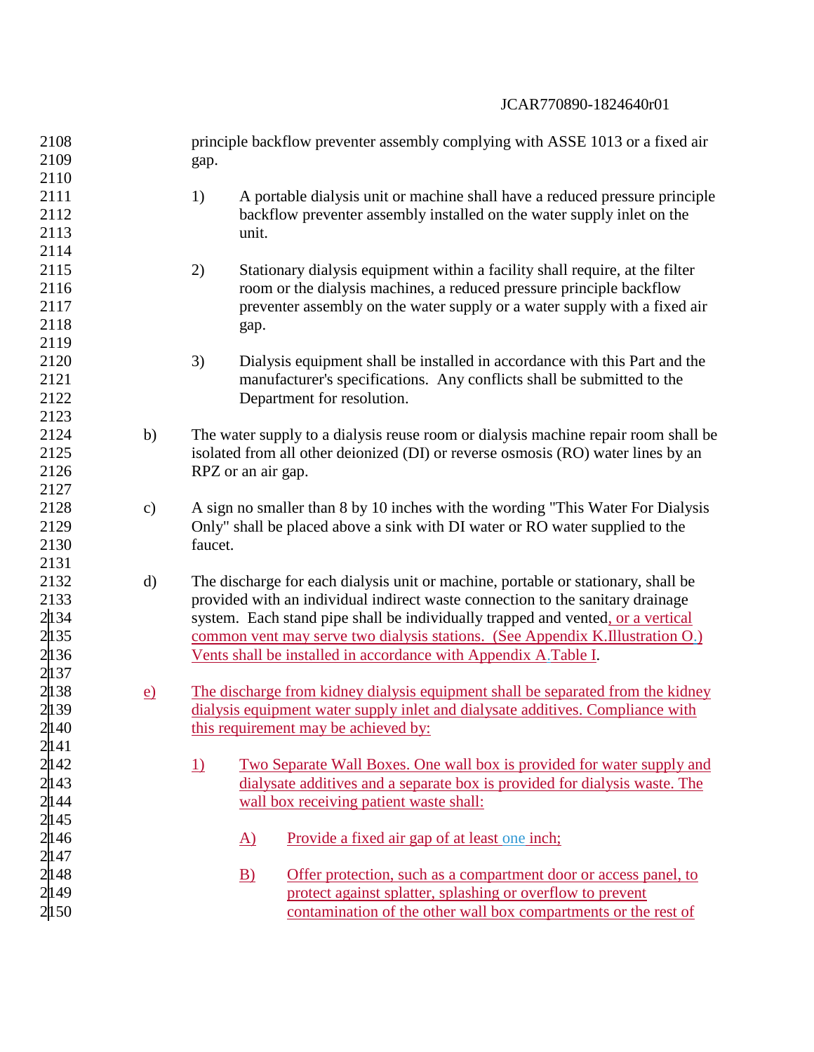principle backflow preventer assembly complying with ASSE 1013 or a fixed air gap.

1) A portable dialysis unit or machine shall have a reduced pressure principle backflow preventer assembly installed on the water supply inlet on the unit.

2) Stationary dialysis equipment within a facility shall require, at the filter room or the dialysis machines, a reduced pressure principle backflow preventer assembly on the water supply or a water supply with a fixed air gap.

3) Dialysis equipment shall be installed in accordance with this Part and the manufacturer's specifications. Any conflicts shall be submitted to the Department for resolution.

b) The water supply to a dialysis reuse room or dialysis machine repair room shall be isolated from all other deionized (DI) or reverse osmosis (RO) water lines by an RPZ or an air gap.

c) A sign no smaller than 8 by 10 inches with the wording "This Water For Dialysis Only" shall be placed above a sink with DI water or RO water supplied to the faucet.

d) The discharge for each dialysis unit or machine, portable or stationary, shall be provided with an individual indirect waste connection to the sanitary drainage system. Each stand pipe shall be individually trapped and vented, or a vertical common vent may serve two dialysis stations. (See Appendix K.Illustration O.) Vents shall be installed in accordance with Appendix A.Table I.

e) The discharge from kidney dialysis equipment shall be separated from the kidney dialysis equipment water supply inlet and dialysate additives. Compliance with this requirement may be achieved by:

1) Two Separate Wall Boxes. One wall box is provided for water supply and dialysate additives and a separate box is provided for dialysis waste. The wall box receiving patient waste shall:

A) Provide a fixed air gap of at least one inch;

B) Offer protection, such as a compartment door or access panel, to protect against splatter, splashing or overflow to prevent contamination of the other wall box compartments or the rest of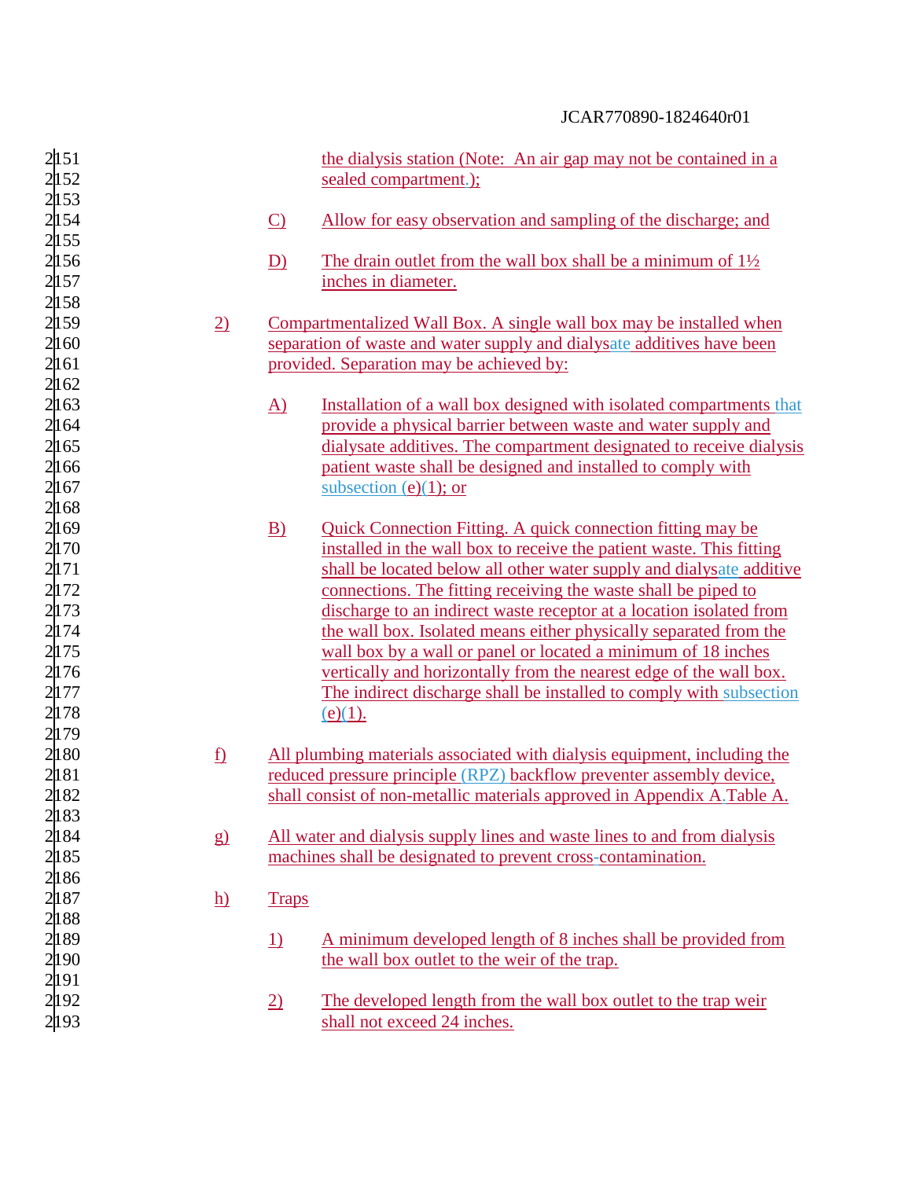the dialysis station (Note: An air gap may not be contained in a sealed compartment.);

C) Allow for easy observation and sampling of the discharge; and

D) The drain outlet from the wall box shall be a minimum of 1½ inches in diameter.

2) Compartmentalized Wall Box. A single wall box may be installed when separation of waste and water supply and dialysate additives have been provided. Separation may be achieved by:

A) Installation of a wall box designed with isolated compartments that provide a physical barrier between waste and water supply and dialysate additives. The compartment designated to receive dialysis patient waste shall be designed and installed to comply with subsection (e)(1); or

B) Quick Connection Fitting. A quick connection fitting may be installed in the wall box to receive the patient waste. This fitting shall be located below all other water supply and dialysate additive connections. The fitting receiving the waste shall be piped to discharge to an indirect waste receptor at a location isolated from the wall box. Isolated means either physically separated from the wall box by a wall or panel or located a minimum of 18 inches vertically and horizontally from the nearest edge of the wall box. The indirect discharge shall be installed to comply with subsection (e)(1).

f) All plumbing materials associated with dialysis equipment, including the reduced pressure principle (RPZ) backflow preventer assembly device, shall consist of non-metallic materials approved in Appendix A.Table A.

g) All water and dialysis supply lines and waste lines to and from dialysis machines shall be designated to prevent cross-contamination.

h) Traps

1) A minimum developed length of 8 inches shall be provided from the wall box outlet to the weir of the trap.

2) The developed length from the wall box outlet to the trap weir shall not exceed 24 inches.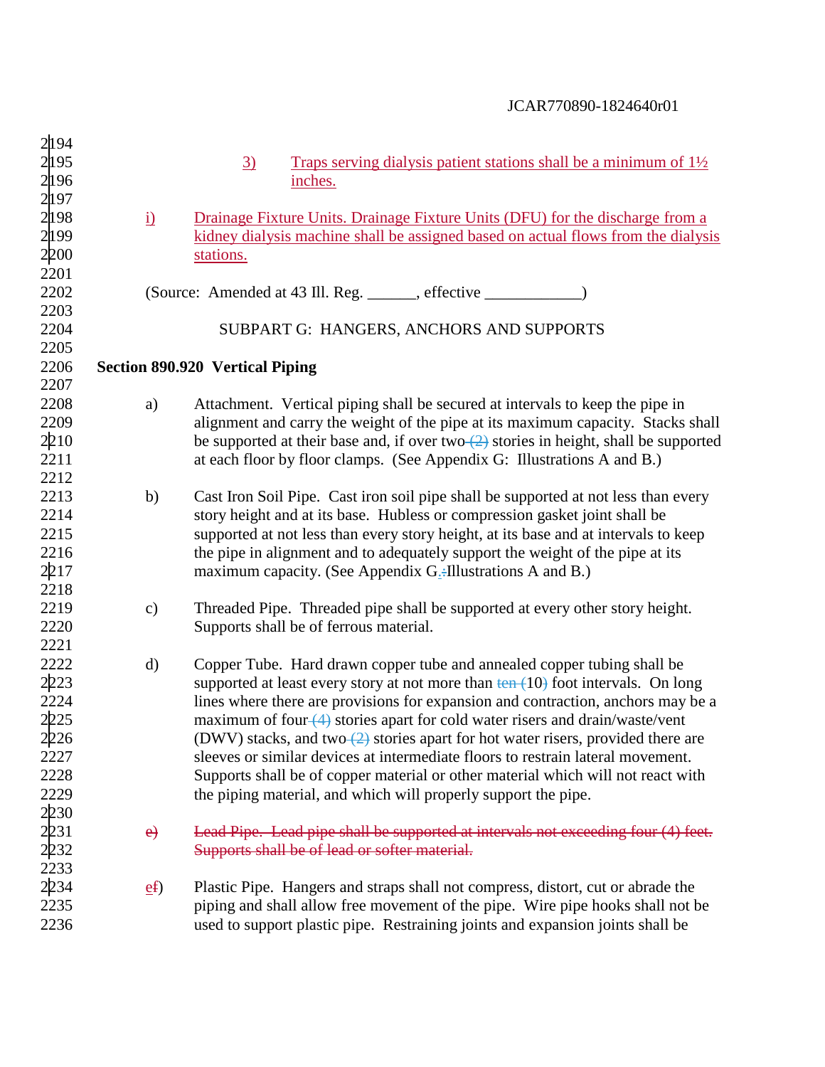3) Traps serving dialysis patient stations shall be a minimum of 1½ inches.

i) Drainage Fixture Units. Drainage Fixture Units (DFU) for the discharge from a kidney dialysis machine shall be assigned based on actual flows from the dialysis stations.

(Source: Amended at 43 Ill. Reg. ______, effective ____________)

## SUBPART G: HANGERS, ANCHORS AND SUPPORTS

**Section 890.920 Vertical Piping**

a) Attachment. Vertical piping shall be secured at intervals to keep the pipe in alignment and carry the weight of the pipe at its maximum capacity. Stacks shall be supported at their base and, if over two ~~(2)~~ stories in height, shall be supported at each floor by floor clamps. (See Appendix G: Illustrations A and B.)

b) Cast Iron Soil Pipe. Cast iron soil pipe shall be supported at not less than every story height and at its base. Hubless or compression gasket joint shall be supported at not less than every story height, at its base and at intervals to keep the pipe in alignment and to adequately support the weight of the pipe at its maximum capacity. (See Appendix G.~~:~~ Illustrations A and B.)

c) Threaded Pipe. Threaded pipe shall be supported at every other story height. Supports shall be of ferrous material.

d) Copper Tube. Hard drawn copper tube and annealed copper tubing shall be supported at least every story at not more than ~~ten (~~10~~)~~ foot intervals. On long lines where there are provisions for expansion and contraction, anchors may be a maximum of four ~~(4)~~ stories apart for cold water risers and drain/waste/vent (DWV) stacks, and two ~~(2)~~ stories apart for hot water risers, provided there are sleeves or similar devices at intermediate floors to restrain lateral movement. Supports shall be of copper material or other material which will not react with the piping material, and which will properly support the pipe.

~~e) Lead Pipe. Lead pipe shall be supported at intervals not exceeding four (4) feet. Supports shall be of lead or softer material.~~

e~~f~~) Plastic Pipe. Hangers and straps shall not compress, distort, cut or abrade the piping and shall allow free movement of the pipe. Wire pipe hooks shall not be used to support plastic pipe. Restraining joints and expansion joints shall be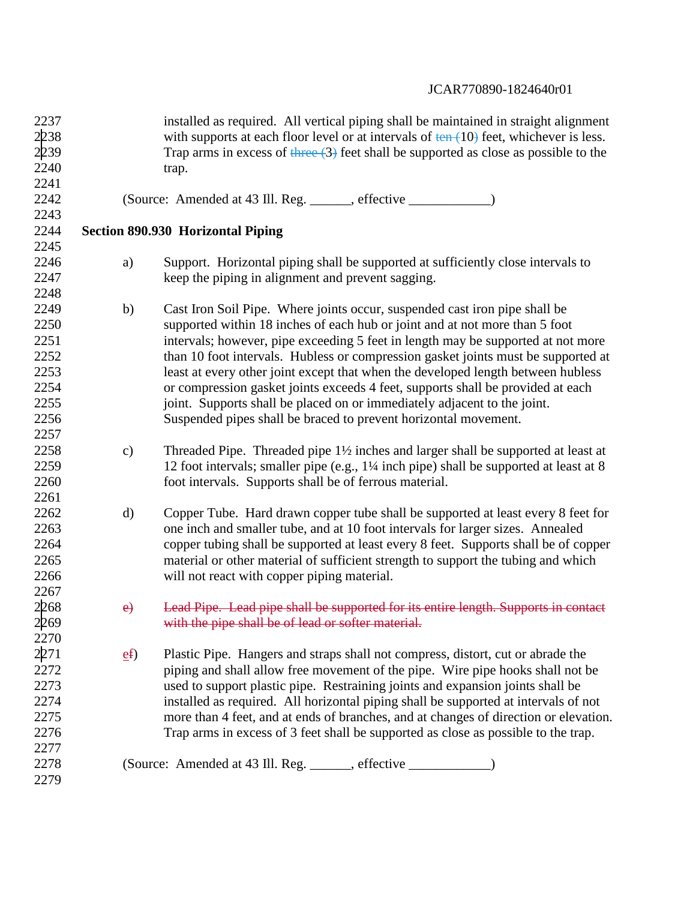installed as required. All vertical piping shall be maintained in straight alignment with supports at each floor level or at intervals of ~~ten (~~10~~)~~ feet, whichever is less. Trap arms in excess of ~~three (~~3~~)~~ feet shall be supported as close as possible to the trap.

(Source: Amended at 43 Ill. Reg. ______, effective ____________)

**Section 890.930 Horizontal Piping**

a) Support. Horizontal piping shall be supported at sufficiently close intervals to keep the piping in alignment and prevent sagging.

b) Cast Iron Soil Pipe. Where joints occur, suspended cast iron pipe shall be supported within 18 inches of each hub or joint and at not more than 5 foot intervals; however, pipe exceeding 5 feet in length may be supported at not more than 10 foot intervals. Hubless or compression gasket joints must be supported at least at every other joint except that when the developed length between hubless or compression gasket joints exceeds 4 feet, supports shall be provided at each joint. Supports shall be placed on or immediately adjacent to the joint. Suspended pipes shall be braced to prevent horizontal movement.

c) Threaded Pipe. Threaded pipe 1½ inches and larger shall be supported at least at 12 foot intervals; smaller pipe (e.g., 1¼ inch pipe) shall be supported at least at 8 foot intervals. Supports shall be of ferrous material.

d) Copper Tube. Hard drawn copper tube shall be supported at least every 8 feet for one inch and smaller tube, and at 10 foot intervals for larger sizes. Annealed copper tubing shall be supported at least every 8 feet. Supports shall be of copper material or other material of sufficient strength to support the tubing and which will not react with copper piping material.

~~e) Lead Pipe. Lead pipe shall be supported for its entire length. Supports in contact with the pipe shall be of lead or softer material.~~

e~~f~~) Plastic Pipe. Hangers and straps shall not compress, distort, cut or abrade the piping and shall allow free movement of the pipe. Wire pipe hooks shall not be used to support plastic pipe. Restraining joints and expansion joints shall be installed as required. All horizontal piping shall be supported at intervals of not more than 4 feet, and at ends of branches, and at changes of direction or elevation. Trap arms in excess of 3 feet shall be supported as close as possible to the trap.

(Source: Amended at 43 Ill. Reg. ______, effective ____________)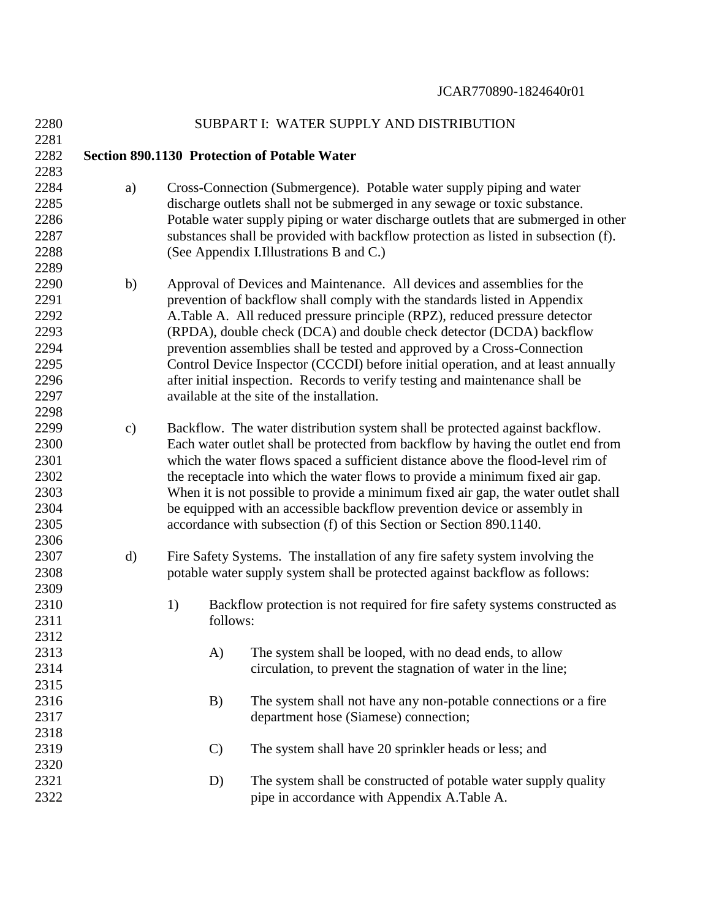SUBPART I: WATER SUPPLY AND DISTRIBUTION

**Section 890.1130 Protection of Potable Water**

a) Cross-Connection (Submergence). Potable water supply piping and water discharge outlets shall not be submerged in any sewage or toxic substance. Potable water supply piping or water discharge outlets that are submerged in other substances shall be provided with backflow protection as listed in subsection (f). (See Appendix I.Illustrations B and C.)

b) Approval of Devices and Maintenance. All devices and assemblies for the prevention of backflow shall comply with the standards listed in Appendix A.Table A. All reduced pressure principle (RPZ), reduced pressure detector (RPDA), double check (DCA) and double check detector (DCDA) backflow prevention assemblies shall be tested and approved by a Cross-Connection Control Device Inspector (CCCDI) before initial operation, and at least annually after initial inspection. Records to verify testing and maintenance shall be available at the site of the installation.

c) Backflow. The water distribution system shall be protected against backflow. Each water outlet shall be protected from backflow by having the outlet end from which the water flows spaced a sufficient distance above the flood-level rim of the receptacle into which the water flows to provide a minimum fixed air gap. When it is not possible to provide a minimum fixed air gap, the water outlet shall be equipped with an accessible backflow prevention device or assembly in accordance with subsection (f) of this Section or Section 890.1140.

d) Fire Safety Systems. The installation of any fire safety system involving the potable water supply system shall be protected against backflow as follows:

1) Backflow protection is not required for fire safety systems constructed as follows:

A) The system shall be looped, with no dead ends, to allow circulation, to prevent the stagnation of water in the line;

B) The system shall not have any non-potable connections or a fire department hose (Siamese) connection;

C) The system shall have 20 sprinkler heads or less; and

D) The system shall be constructed of potable water supply quality pipe in accordance with Appendix A.Table A.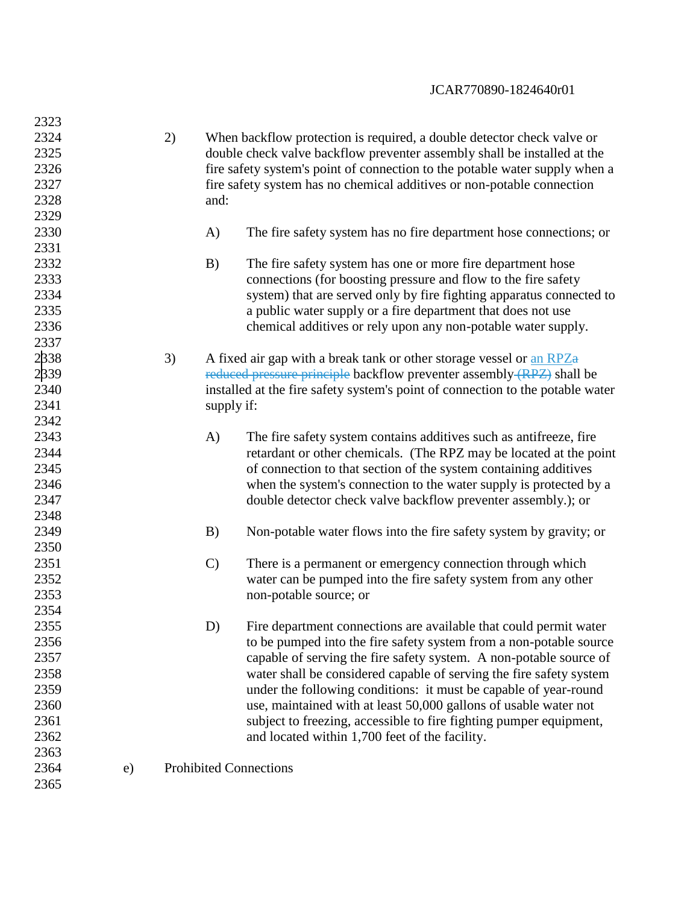2) When backflow protection is required, a double detector check valve or double check valve backflow preventer assembly shall be installed at the fire safety system's point of connection to the potable water supply when a fire safety system has no chemical additives or non-potable connection and:

   A) The fire safety system has no fire department hose connections; or

   B) The fire safety system has one or more fire department hose connections (for boosting pressure and flow to the fire safety system) that are served only by fire fighting apparatus connected to a public water supply or a fire department that does not use chemical additives or rely upon any non-potable water supply.

3) A fixed air gap with a break tank or other storage vessel or an RPZ~~a reduced pressure principle~~ backflow preventer assembly ~~(RPZ)~~ shall be installed at the fire safety system's point of connection to the potable water supply if:

   A) The fire safety system contains additives such as antifreeze, fire retardant or other chemicals. (The RPZ may be located at the point of connection to that section of the system containing additives when the system's connection to the water supply is protected by a double detector check valve backflow preventer assembly.); or

   B) Non-potable water flows into the fire safety system by gravity; or

   C) There is a permanent or emergency connection through which water can be pumped into the fire safety system from any other non-potable source; or

   D) Fire department connections are available that could permit water to be pumped into the fire safety system from a non-potable source capable of serving the fire safety system. A non-potable source of water shall be considered capable of serving the fire safety system under the following conditions: it must be capable of year-round use, maintained with at least 50,000 gallons of usable water not subject to freezing, accessible to fire fighting pumper equipment, and located within 1,700 feet of the facility.

e) Prohibited Connections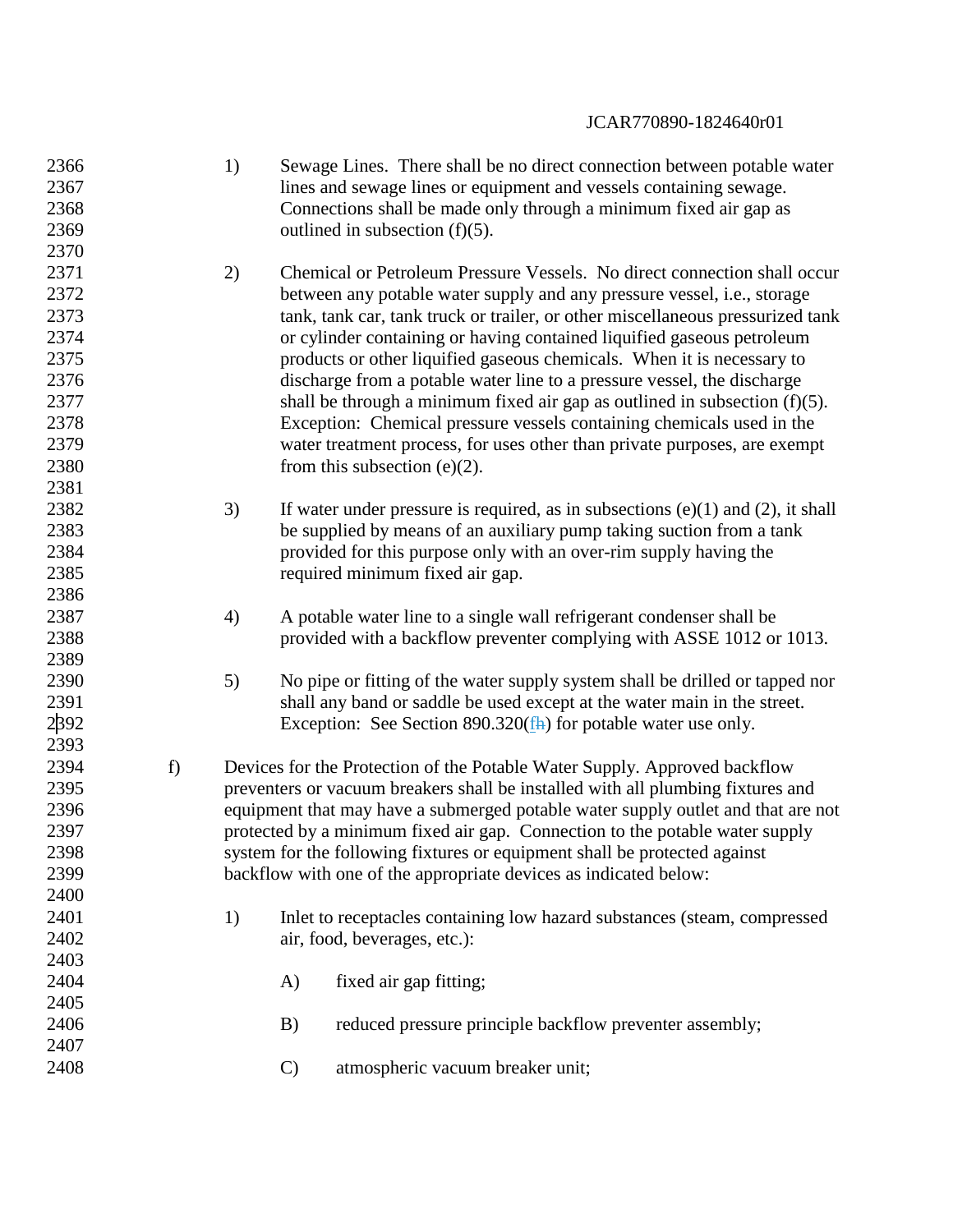1) Sewage Lines. There shall be no direct connection between potable water lines and sewage lines or equipment and vessels containing sewage. Connections shall be made only through a minimum fixed air gap as outlined in subsection (f)(5).

2) Chemical or Petroleum Pressure Vessels. No direct connection shall occur between any potable water supply and any pressure vessel, i.e., storage tank, tank car, tank truck or trailer, or other miscellaneous pressurized tank or cylinder containing or having contained liquified gaseous petroleum products or other liquified gaseous chemicals. When it is necessary to discharge from a potable water line to a pressure vessel, the discharge shall be through a minimum fixed air gap as outlined in subsection (f)(5). Exception: Chemical pressure vessels containing chemicals used in the water treatment process, for uses other than private purposes, are exempt from this subsection (e)(2).

3) If water under pressure is required, as in subsections (e)(1) and (2), it shall be supplied by means of an auxiliary pump taking suction from a tank provided for this purpose only with an over-rim supply having the required minimum fixed air gap.

4) A potable water line to a single wall refrigerant condenser shall be provided with a backflow preventer complying with ASSE 1012 or 1013.

5) No pipe or fitting of the water supply system shall be drilled or tapped nor shall any band or saddle be used except at the water main in the street. Exception: See Section 890.320(f~~h~~) for potable water use only.

f) Devices for the Protection of the Potable Water Supply. Approved backflow preventers or vacuum breakers shall be installed with all plumbing fixtures and equipment that may have a submerged potable water supply outlet and that are not protected by a minimum fixed air gap. Connection to the potable water supply system for the following fixtures or equipment shall be protected against backflow with one of the appropriate devices as indicated below:

1) Inlet to receptacles containing low hazard substances (steam, compressed air, food, beverages, etc.):

A) fixed air gap fitting;

B) reduced pressure principle backflow preventer assembly;

C) atmospheric vacuum breaker unit;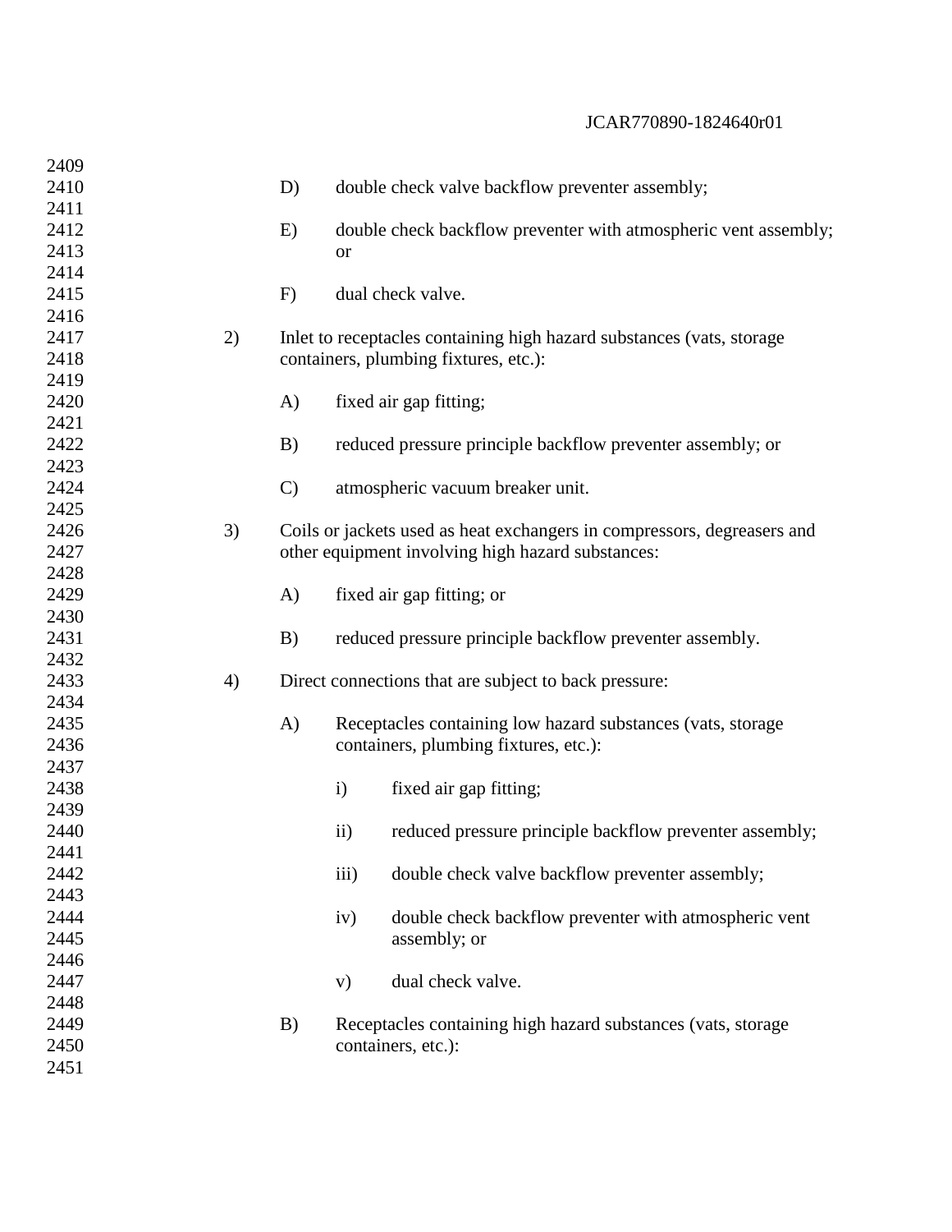D) double check valve backflow preventer assembly;

E) double check backflow preventer with atmospheric vent assembly; or

F) dual check valve.

2) Inlet to receptacles containing high hazard substances (vats, storage containers, plumbing fixtures, etc.):

A) fixed air gap fitting;

B) reduced pressure principle backflow preventer assembly; or

C) atmospheric vacuum breaker unit.

3) Coils or jackets used as heat exchangers in compressors, degreasers and other equipment involving high hazard substances:

A) fixed air gap fitting; or

B) reduced pressure principle backflow preventer assembly.

4) Direct connections that are subject to back pressure:

A) Receptacles containing low hazard substances (vats, storage containers, plumbing fixtures, etc.):

i) fixed air gap fitting;

ii) reduced pressure principle backflow preventer assembly;

iii) double check valve backflow preventer assembly;

iv) double check backflow preventer with atmospheric vent assembly; or

v) dual check valve.

B) Receptacles containing high hazard substances (vats, storage containers, etc.):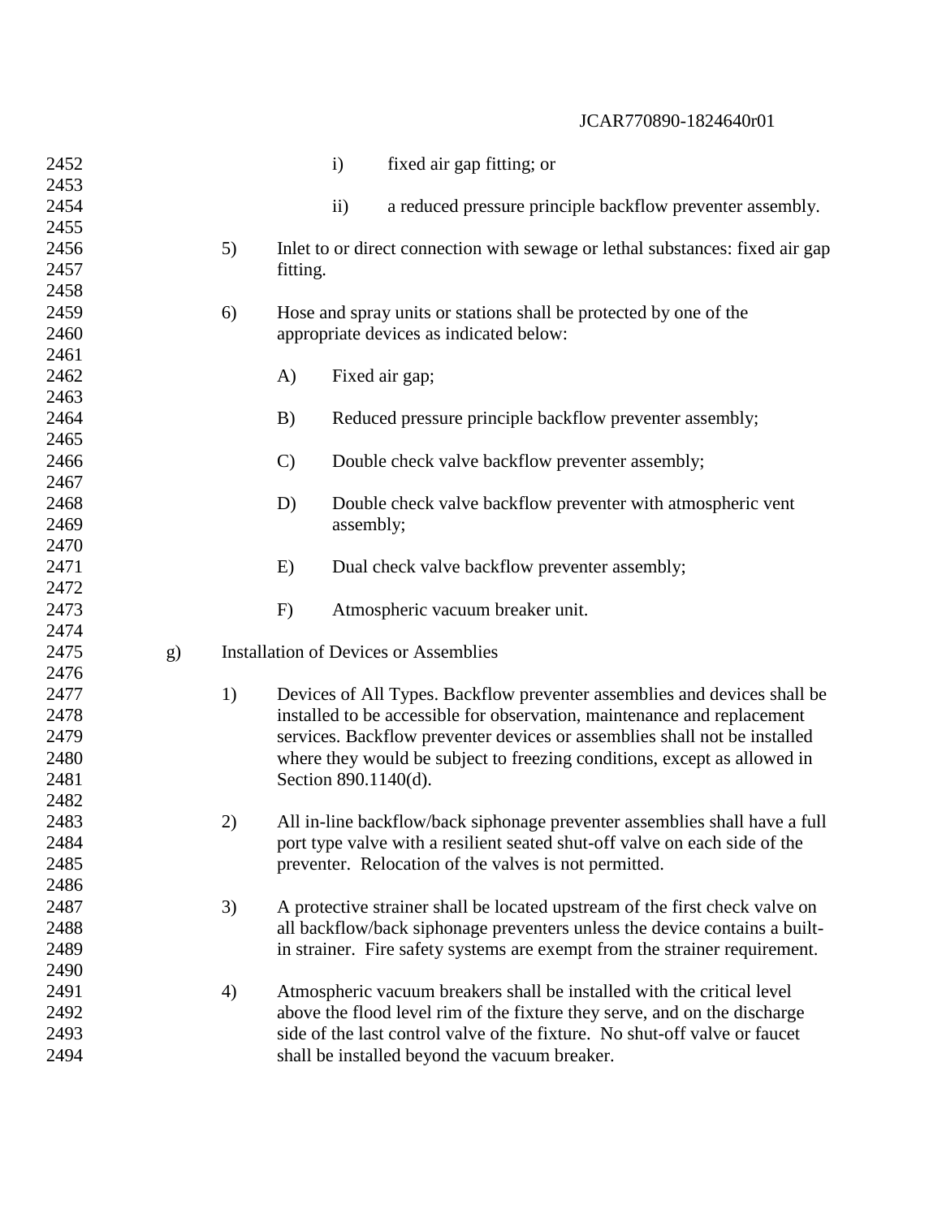i) fixed air gap fitting; or

ii) a reduced pressure principle backflow preventer assembly.

5) Inlet to or direct connection with sewage or lethal substances: fixed air gap fitting.

6) Hose and spray units or stations shall be protected by one of the appropriate devices as indicated below:

A) Fixed air gap;

B) Reduced pressure principle backflow preventer assembly;

C) Double check valve backflow preventer assembly;

D) Double check valve backflow preventer with atmospheric vent assembly;

E) Dual check valve backflow preventer assembly;

F) Atmospheric vacuum breaker unit.

g) Installation of Devices or Assemblies

1) Devices of All Types. Backflow preventer assemblies and devices shall be installed to be accessible for observation, maintenance and replacement services. Backflow preventer devices or assemblies shall not be installed where they would be subject to freezing conditions, except as allowed in Section 890.1140(d).

2) All in-line backflow/back siphonage preventer assemblies shall have a full port type valve with a resilient seated shut-off valve on each side of the preventer. Relocation of the valves is not permitted.

3) A protective strainer shall be located upstream of the first check valve on all backflow/back siphonage preventers unless the device contains a built-in strainer. Fire safety systems are exempt from the strainer requirement.

4) Atmospheric vacuum breakers shall be installed with the critical level above the flood level rim of the fixture they serve, and on the discharge side of the last control valve of the fixture. No shut-off valve or faucet shall be installed beyond the vacuum breaker.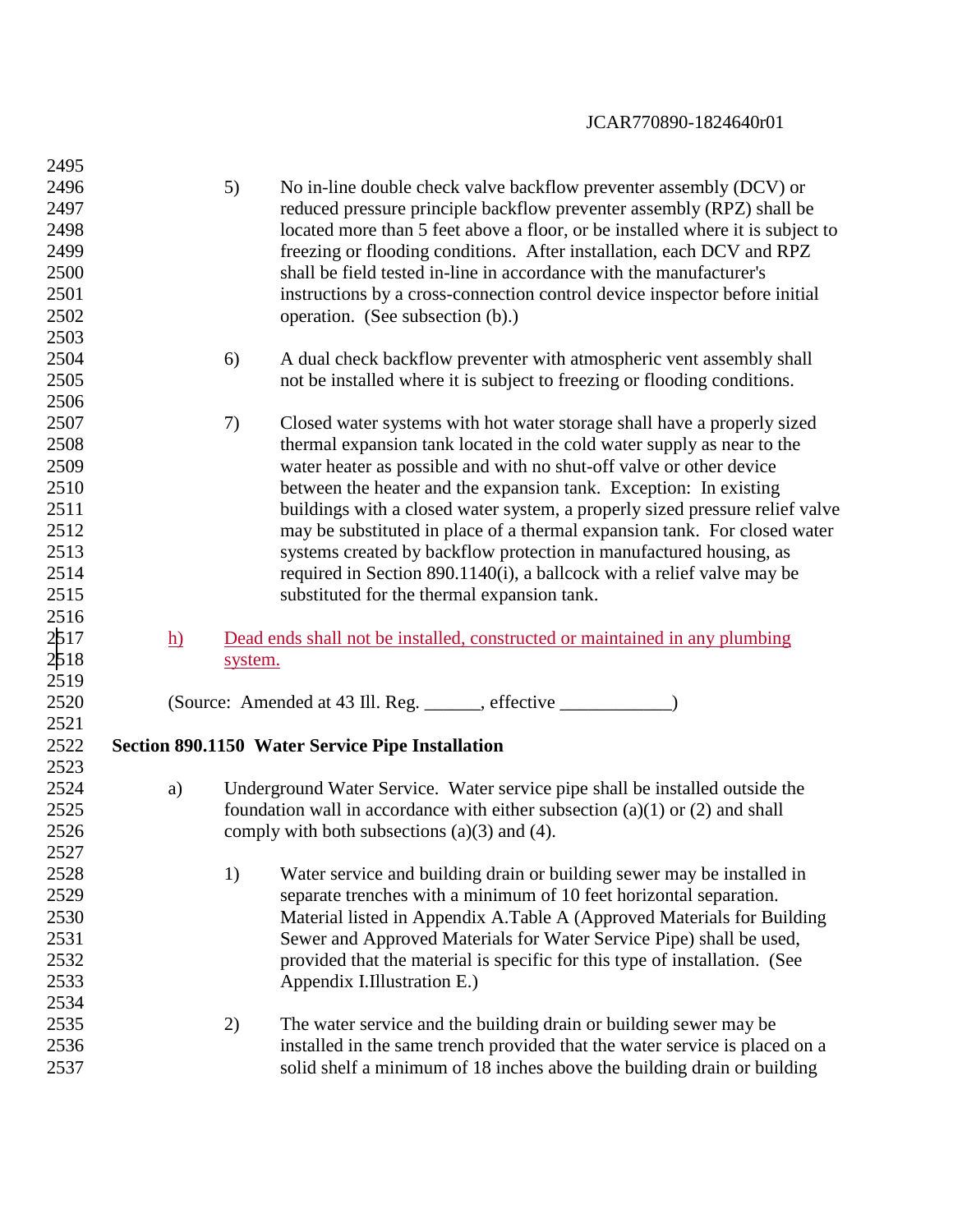5) No in-line double check valve backflow preventer assembly (DCV) or reduced pressure principle backflow preventer assembly (RPZ) shall be located more than 5 feet above a floor, or be installed where it is subject to freezing or flooding conditions. After installation, each DCV and RPZ shall be field tested in-line in accordance with the manufacturer's instructions by a cross-connection control device inspector before initial operation. (See subsection (b).)

6) A dual check backflow preventer with atmospheric vent assembly shall not be installed where it is subject to freezing or flooding conditions.

7) Closed water systems with hot water storage shall have a properly sized thermal expansion tank located in the cold water supply as near to the water heater as possible and with no shut-off valve or other device between the heater and the expansion tank. Exception: In existing buildings with a closed water system, a properly sized pressure relief valve may be substituted in place of a thermal expansion tank. For closed water systems created by backflow protection in manufactured housing, as required in Section 890.1140(i), a ballcock with a relief valve may be substituted for the thermal expansion tank.

h) Dead ends shall not be installed, constructed or maintained in any plumbing system.

(Source: Amended at 43 Ill. Reg. ______, effective ____________)

**Section 890.1150 Water Service Pipe Installation**

a) Underground Water Service. Water service pipe shall be installed outside the foundation wall in accordance with either subsection (a)(1) or (2) and shall comply with both subsections (a)(3) and (4).

1) Water service and building drain or building sewer may be installed in separate trenches with a minimum of 10 feet horizontal separation. Material listed in Appendix A.Table A (Approved Materials for Building Sewer and Approved Materials for Water Service Pipe) shall be used, provided that the material is specific for this type of installation. (See Appendix I.Illustration E.)

2) The water service and the building drain or building sewer may be installed in the same trench provided that the water service is placed on a solid shelf a minimum of 18 inches above the building drain or building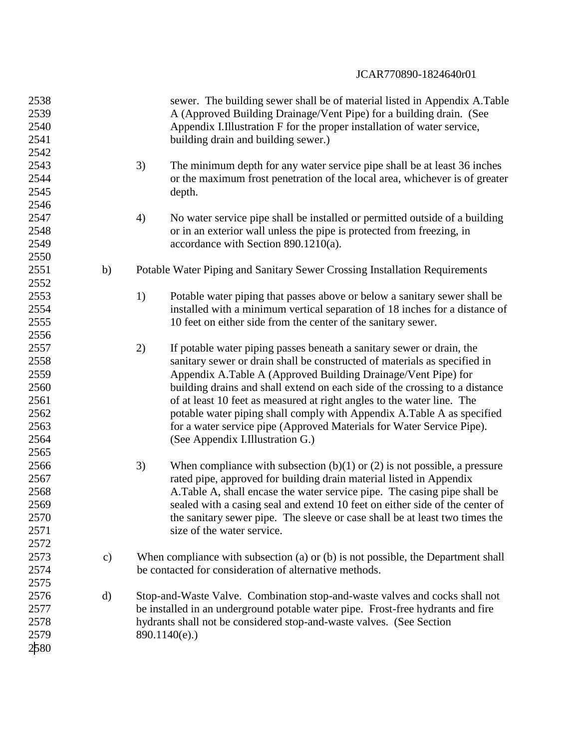sewer. The building sewer shall be of material listed in Appendix A.Table A (Approved Building Drainage/Vent Pipe) for a building drain. (See Appendix I.Illustration F for the proper installation of water service, building drain and building sewer.)

3) The minimum depth for any water service pipe shall be at least 36 inches or the maximum frost penetration of the local area, whichever is of greater depth.

4) No water service pipe shall be installed or permitted outside of a building or in an exterior wall unless the pipe is protected from freezing, in accordance with Section 890.1210(a).

b) Potable Water Piping and Sanitary Sewer Crossing Installation Requirements

1) Potable water piping that passes above or below a sanitary sewer shall be installed with a minimum vertical separation of 18 inches for a distance of 10 feet on either side from the center of the sanitary sewer.

2) If potable water piping passes beneath a sanitary sewer or drain, the sanitary sewer or drain shall be constructed of materials as specified in Appendix A.Table A (Approved Building Drainage/Vent Pipe) for building drains and shall extend on each side of the crossing to a distance of at least 10 feet as measured at right angles to the water line. The potable water piping shall comply with Appendix A.Table A as specified for a water service pipe (Approved Materials for Water Service Pipe). (See Appendix I.Illustration G.)

3) When compliance with subsection (b)(1) or (2) is not possible, a pressure rated pipe, approved for building drain material listed in Appendix A.Table A, shall encase the water service pipe. The casing pipe shall be sealed with a casing seal and extend 10 feet on either side of the center of the sanitary sewer pipe. The sleeve or case shall be at least two times the size of the water service.

c) When compliance with subsection (a) or (b) is not possible, the Department shall be contacted for consideration of alternative methods.

d) Stop-and-Waste Valve. Combination stop-and-waste valves and cocks shall not be installed in an underground potable water pipe. Frost-free hydrants and fire hydrants shall not be considered stop-and-waste valves. (See Section 890.1140(e).)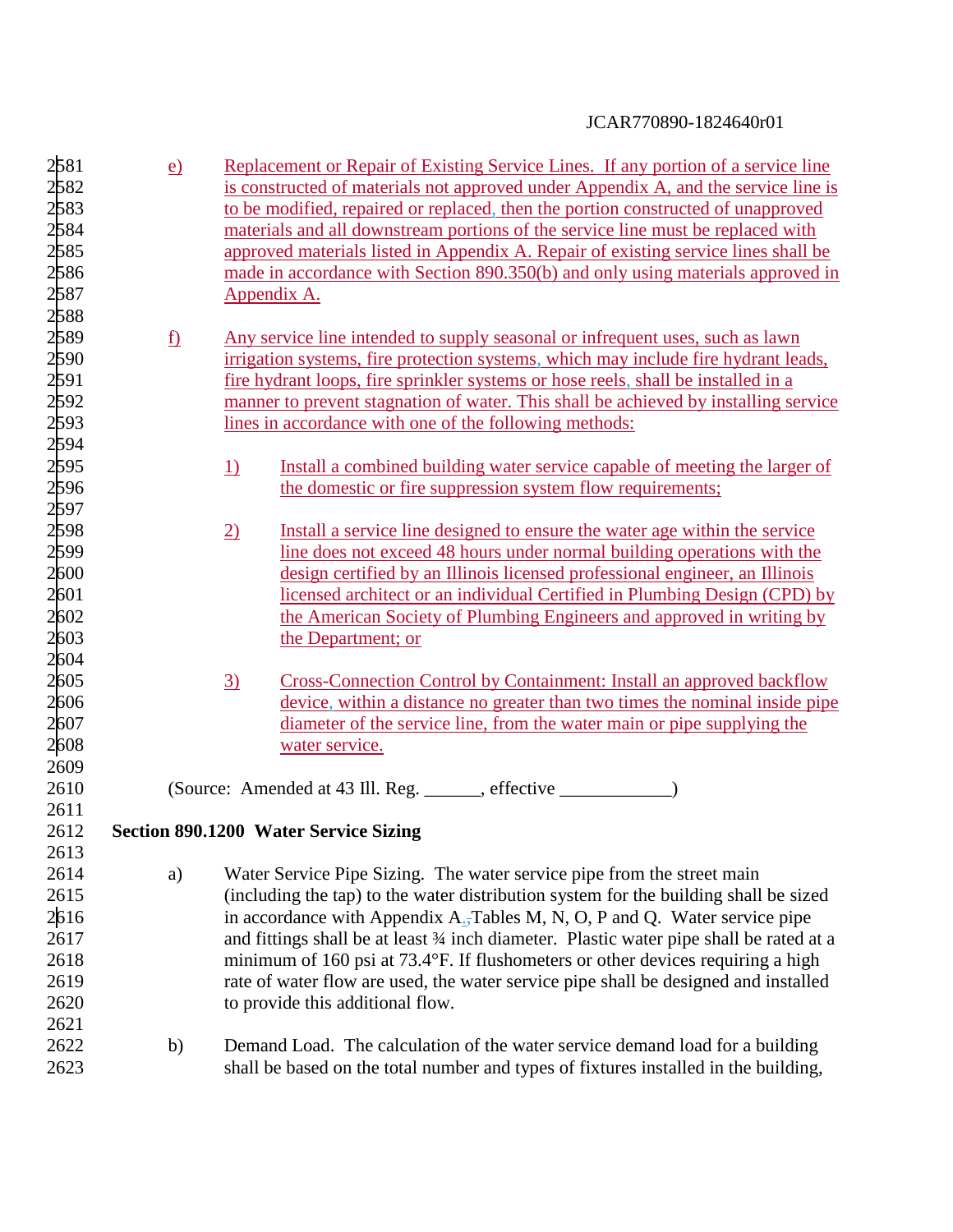e) Replacement or Repair of Existing Service Lines. If any portion of a service line is constructed of materials not approved under Appendix A, and the service line is to be modified, repaired or replaced, then the portion constructed of unapproved materials and all downstream portions of the service line must be replaced with approved materials listed in Appendix A. Repair of existing service lines shall be made in accordance with Section 890.350(b) and only using materials approved in Appendix A.

f) Any service line intended to supply seasonal or infrequent uses, such as lawn irrigation systems, fire protection systems, which may include fire hydrant leads, fire hydrant loops, fire sprinkler systems or hose reels, shall be installed in a manner to prevent stagnation of water. This shall be achieved by installing service lines in accordance with one of the following methods:

1) Install a combined building water service capable of meeting the larger of the domestic or fire suppression system flow requirements;

2) Install a service line designed to ensure the water age within the service line does not exceed 48 hours under normal building operations with the design certified by an Illinois licensed professional engineer, an Illinois licensed architect or an individual Certified in Plumbing Design (CPD) by the American Society of Plumbing Engineers and approved in writing by the Department; or

3) Cross-Connection Control by Containment: Install an approved backflow device, within a distance no greater than two times the nominal inside pipe diameter of the service line, from the water main or pipe supplying the water service.

(Source: Amended at 43 Ill. Reg. ______, effective ____________)

**Section 890.1200 Water Service Sizing**

a) Water Service Pipe Sizing. The water service pipe from the street main (including the tap) to the water distribution system for the building shall be sized in accordance with Appendix A., Tables M, N, O, P and Q. Water service pipe and fittings shall be at least ¾ inch diameter. Plastic water pipe shall be rated at a minimum of 160 psi at 73.4°F. If flushometers or other devices requiring a high rate of water flow are used, the water service pipe shall be designed and installed to provide this additional flow.

b) Demand Load. The calculation of the water service demand load for a building shall be based on the total number and types of fixtures installed in the building,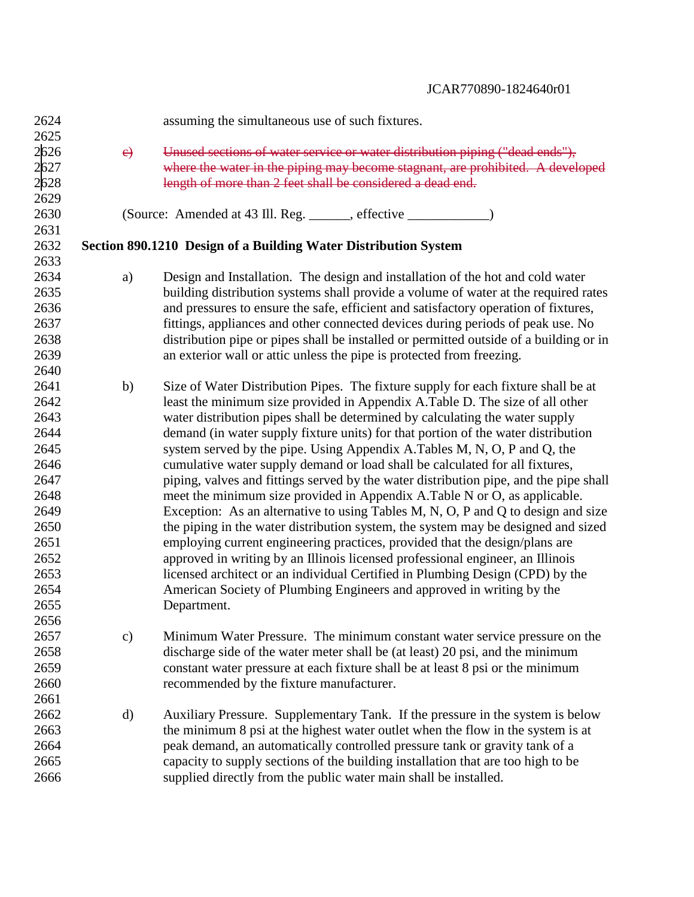assuming the simultaneous use of such fixtures.

~~e) Unused sections of water service or water distribution piping ("dead ends"), where the water in the piping may become stagnant, are prohibited. A developed length of more than 2 feet shall be considered a dead end.~~

(Source: Amended at 43 Ill. Reg. ______, effective ____________)

**Section 890.1210 Design of a Building Water Distribution System**

a) Design and Installation. The design and installation of the hot and cold water building distribution systems shall provide a volume of water at the required rates and pressures to ensure the safe, efficient and satisfactory operation of fixtures, fittings, appliances and other connected devices during periods of peak use. No distribution pipe or pipes shall be installed or permitted outside of a building or in an exterior wall or attic unless the pipe is protected from freezing.

b) Size of Water Distribution Pipes. The fixture supply for each fixture shall be at least the minimum size provided in Appendix A.Table D. The size of all other water distribution pipes shall be determined by calculating the water supply demand (in water supply fixture units) for that portion of the water distribution system served by the pipe. Using Appendix A.Tables M, N, O, P and Q, the cumulative water supply demand or load shall be calculated for all fixtures, piping, valves and fittings served by the water distribution pipe, and the pipe shall meet the minimum size provided in Appendix A.Table N or O, as applicable. Exception: As an alternative to using Tables M, N, O, P and Q to design and size the piping in the water distribution system, the system may be designed and sized employing current engineering practices, provided that the design/plans are approved in writing by an Illinois licensed professional engineer, an Illinois licensed architect or an individual Certified in Plumbing Design (CPD) by the American Society of Plumbing Engineers and approved in writing by the Department.

c) Minimum Water Pressure. The minimum constant water service pressure on the discharge side of the water meter shall be (at least) 20 psi, and the minimum constant water pressure at each fixture shall be at least 8 psi or the minimum recommended by the fixture manufacturer.

d) Auxiliary Pressure. Supplementary Tank. If the pressure in the system is below the minimum 8 psi at the highest water outlet when the flow in the system is at peak demand, an automatically controlled pressure tank or gravity tank of a capacity to supply sections of the building installation that are too high to be supplied directly from the public water main shall be installed.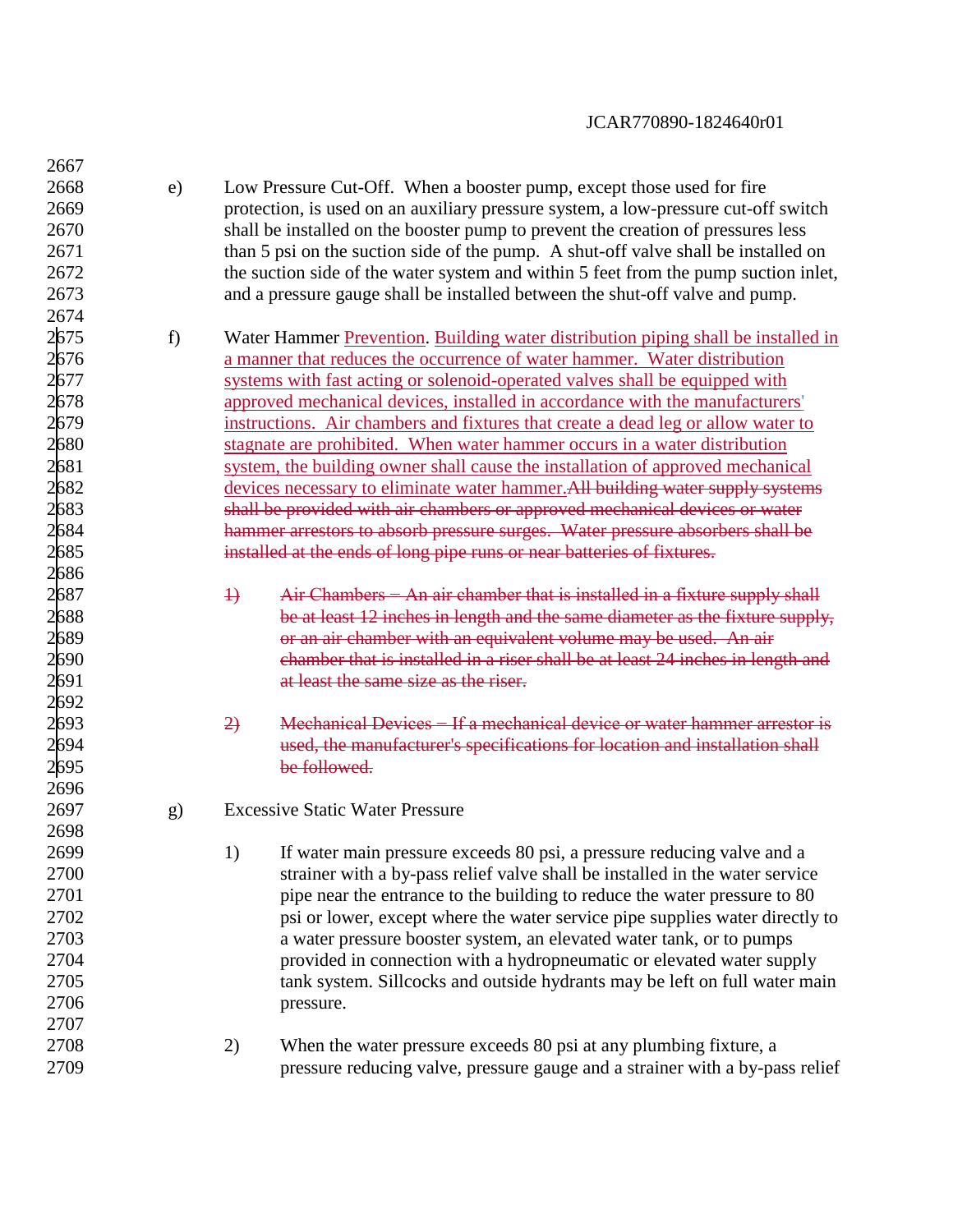e) Low Pressure Cut-Off. When a booster pump, except those used for fire protection, is used on an auxiliary pressure system, a low-pressure cut-off switch shall be installed on the booster pump to prevent the creation of pressures less than 5 psi on the suction side of the pump. A shut-off valve shall be installed on the suction side of the water system and within 5 feet from the pump suction inlet, and a pressure gauge shall be installed between the shut-off valve and pump.

f) Water Hammer <u>Prevention</u>. <u>Building water distribution piping shall be installed in a manner that reduces the occurrence of water hammer. Water distribution systems with fast acting or solenoid-operated valves shall be equipped with approved mechanical devices, installed in accordance with the manufacturers' instructions. Air chambers and fixtures that create a dead leg or allow water to stagnate are prohibited. When water hammer occurs in a water distribution system, the building owner shall cause the installation of approved mechanical devices necessary to eliminate water hammer.</u>~~All building water supply systems shall be provided with air chambers or approved mechanical devices or water hammer arrestors to absorb pressure surges. Water pressure absorbers shall be installed at the ends of long pipe runs or near batteries of fixtures.~~

~~1) Air Chambers – An air chamber that is installed in a fixture supply shall be at least 12 inches in length and the same diameter as the fixture supply, or an air chamber with an equivalent volume may be used. An air chamber that is installed in a riser shall be at least 24 inches in length and at least the same size as the riser.~~

~~2) Mechanical Devices – If a mechanical device or water hammer arrestor is used, the manufacturer's specifications for location and installation shall be followed.~~

g) Excessive Static Water Pressure

1) If water main pressure exceeds 80 psi, a pressure reducing valve and a strainer with a by-pass relief valve shall be installed in the water service pipe near the entrance to the building to reduce the water pressure to 80 psi or lower, except where the water service pipe supplies water directly to a water pressure booster system, an elevated water tank, or to pumps provided in connection with a hydropneumatic or elevated water supply tank system. Sillcocks and outside hydrants may be left on full water main pressure.

2) When the water pressure exceeds 80 psi at any plumbing fixture, a pressure reducing valve, pressure gauge and a strainer with a by-pass relief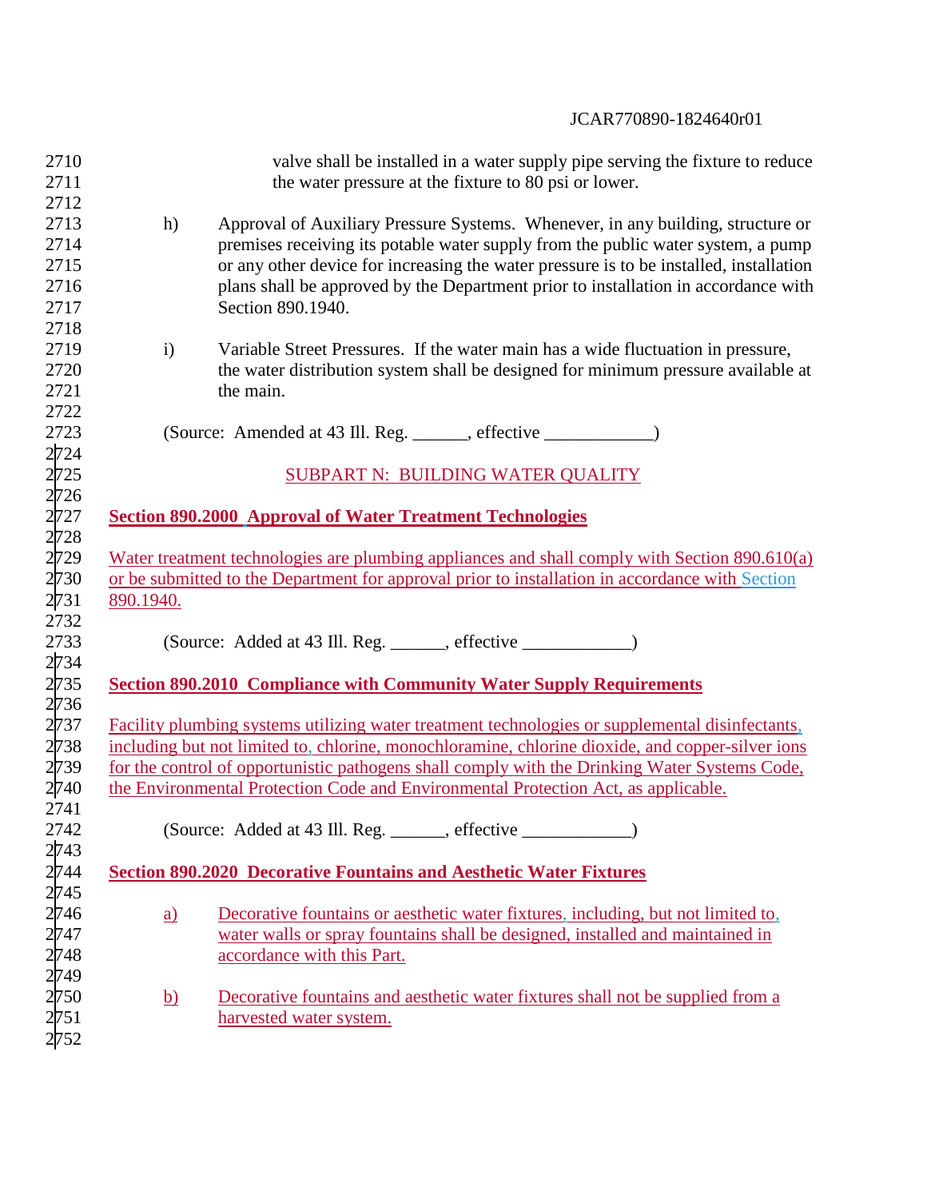valve shall be installed in a water supply pipe serving the fixture to reduce the water pressure at the fixture to 80 psi or lower.

h) Approval of Auxiliary Pressure Systems. Whenever, in any building, structure or premises receiving its potable water supply from the public water system, a pump or any other device for increasing the water pressure is to be installed, installation plans shall be approved by the Department prior to installation in accordance with Section 890.1940.

i) Variable Street Pressures. If the water main has a wide fluctuation in pressure, the water distribution system shall be designed for minimum pressure available at the main.

(Source: Amended at 43 Ill. Reg. ______, effective ____________)

SUBPART N: BUILDING WATER QUALITY

**Section 890.2000 Approval of Water Treatment Technologies**

Water treatment technologies are plumbing appliances and shall comply with Section 890.610(a) or be submitted to the Department for approval prior to installation in accordance with Section 890.1940.

(Source: Added at 43 Ill. Reg. ______, effective ____________)

**Section 890.2010 Compliance with Community Water Supply Requirements**

Facility plumbing systems utilizing water treatment technologies or supplemental disinfectants, including but not limited to, chlorine, monochloramine, chlorine dioxide, and copper-silver ions for the control of opportunistic pathogens shall comply with the Drinking Water Systems Code, the Environmental Protection Code and Environmental Protection Act, as applicable.

(Source: Added at 43 Ill. Reg. ______, effective ____________)

**Section 890.2020 Decorative Fountains and Aesthetic Water Fixtures**

a) Decorative fountains or aesthetic water fixtures, including, but not limited to, water walls or spray fountains shall be designed, installed and maintained in accordance with this Part.

b) Decorative fountains and aesthetic water fixtures shall not be supplied from a harvested water system.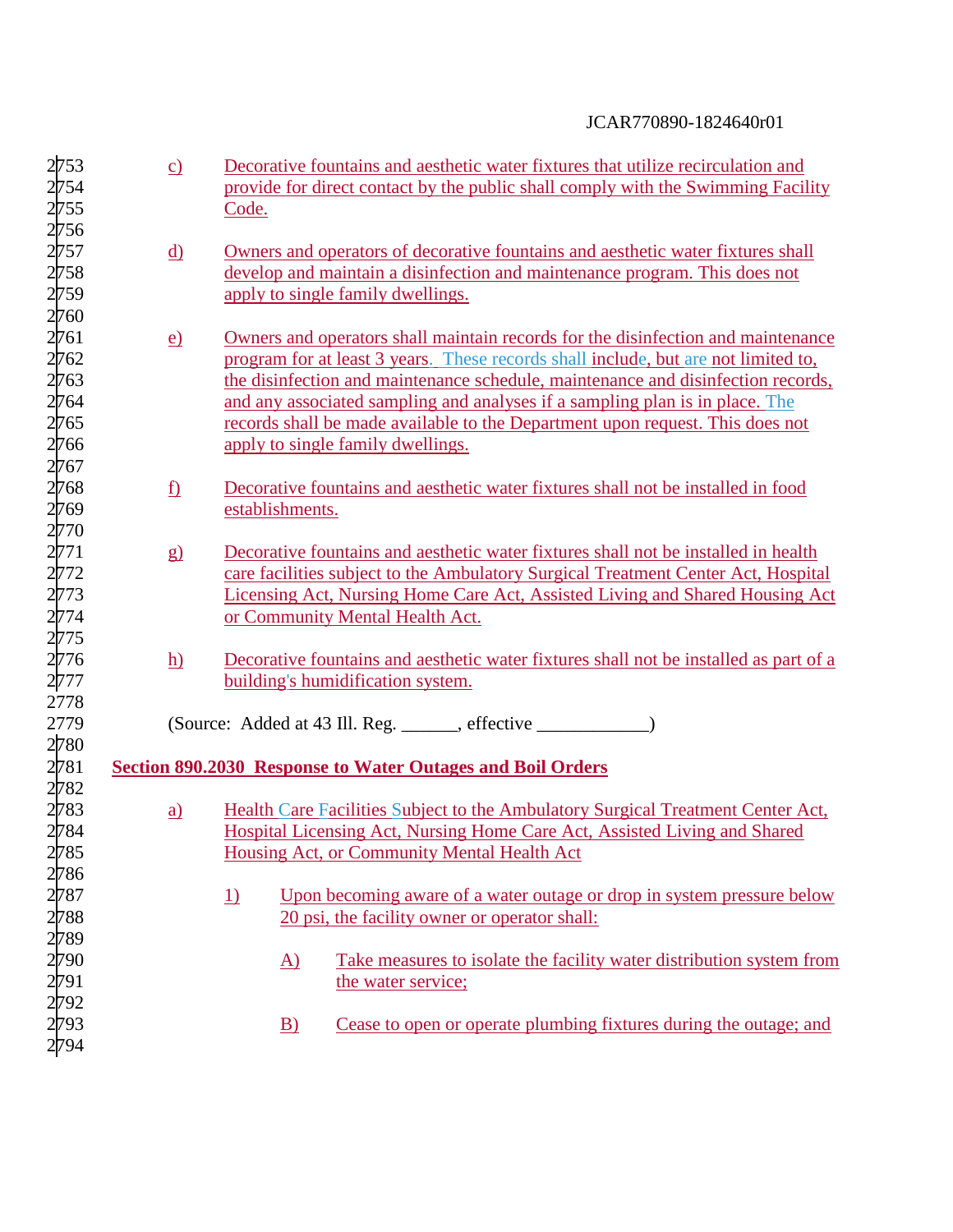c) Decorative fountains and aesthetic water fixtures that utilize recirculation and provide for direct contact by the public shall comply with the Swimming Facility Code.

d) Owners and operators of decorative fountains and aesthetic water fixtures shall develop and maintain a disinfection and maintenance program. This does not apply to single family dwellings.

e) Owners and operators shall maintain records for the disinfection and maintenance program for at least 3 years. These records shall include, but are not limited to, the disinfection and maintenance schedule, maintenance and disinfection records, and any associated sampling and analyses if a sampling plan is in place. The records shall be made available to the Department upon request. This does not apply to single family dwellings.

f) Decorative fountains and aesthetic water fixtures shall not be installed in food establishments.

g) Decorative fountains and aesthetic water fixtures shall not be installed in health care facilities subject to the Ambulatory Surgical Treatment Center Act, Hospital Licensing Act, Nursing Home Care Act, Assisted Living and Shared Housing Act or Community Mental Health Act.

h) Decorative fountains and aesthetic water fixtures shall not be installed as part of a building's humidification system.

(Source: Added at 43 Ill. Reg. ______, effective ____________)

**Section 890.2030 Response to Water Outages and Boil Orders**

a) Health Care Facilities Subject to the Ambulatory Surgical Treatment Center Act, Hospital Licensing Act, Nursing Home Care Act, Assisted Living and Shared Housing Act, or Community Mental Health Act

1) Upon becoming aware of a water outage or drop in system pressure below 20 psi, the facility owner or operator shall:

A) Take measures to isolate the facility water distribution system from the water service;

B) Cease to open or operate plumbing fixtures during the outage; and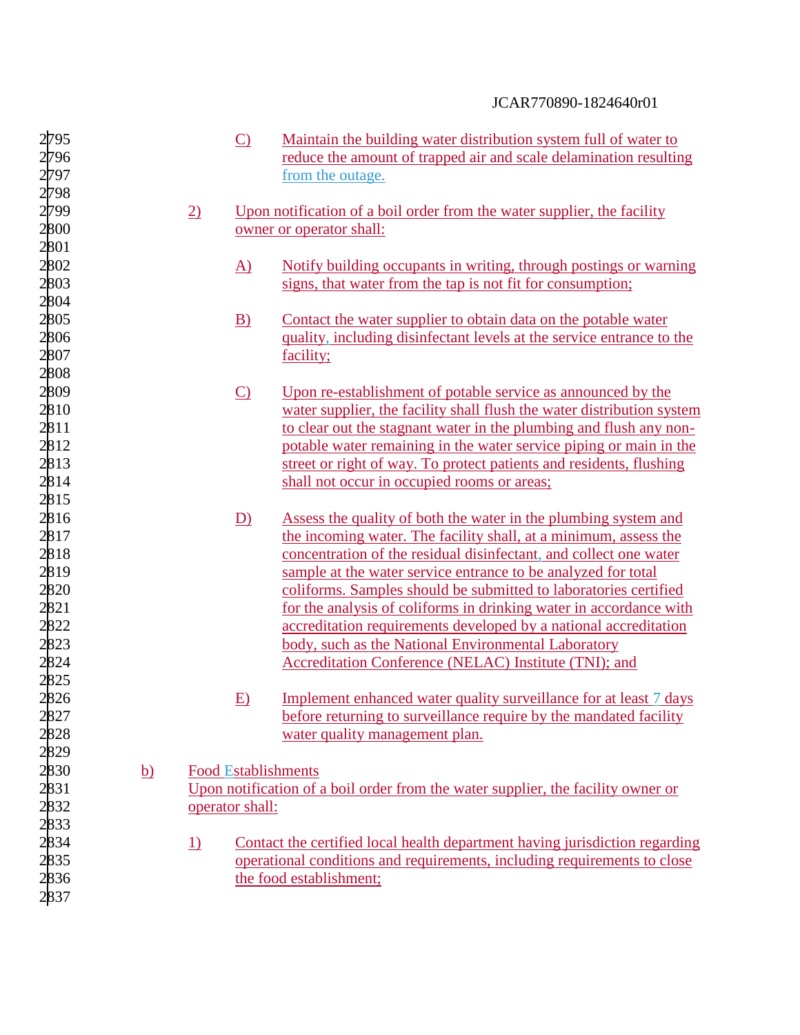C) Maintain the building water distribution system full of water to reduce the amount of trapped air and scale delamination resulting from the outage.

2) Upon notification of a boil order from the water supplier, the facility owner or operator shall:

A) Notify building occupants in writing, through postings or warning signs, that water from the tap is not fit for consumption;

B) Contact the water supplier to obtain data on the potable water quality, including disinfectant levels at the service entrance to the facility;

C) Upon re-establishment of potable service as announced by the water supplier, the facility shall flush the water distribution system to clear out the stagnant water in the plumbing and flush any non-potable water remaining in the water service piping or main in the street or right of way. To protect patients and residents, flushing shall not occur in occupied rooms or areas;

D) Assess the quality of both the water in the plumbing system and the incoming water. The facility shall, at a minimum, assess the concentration of the residual disinfectant, and collect one water sample at the water service entrance to be analyzed for total coliforms. Samples should be submitted to laboratories certified for the analysis of coliforms in drinking water in accordance with accreditation requirements developed by a national accreditation body, such as the National Environmental Laboratory Accreditation Conference (NELAC) Institute (TNI); and

E) Implement enhanced water quality surveillance for at least 7 days before returning to surveillance require by the mandated facility water quality management plan.

b) Food Establishments
Upon notification of a boil order from the water supplier, the facility owner or operator shall:

1) Contact the certified local health department having jurisdiction regarding operational conditions and requirements, including requirements to close the food establishment;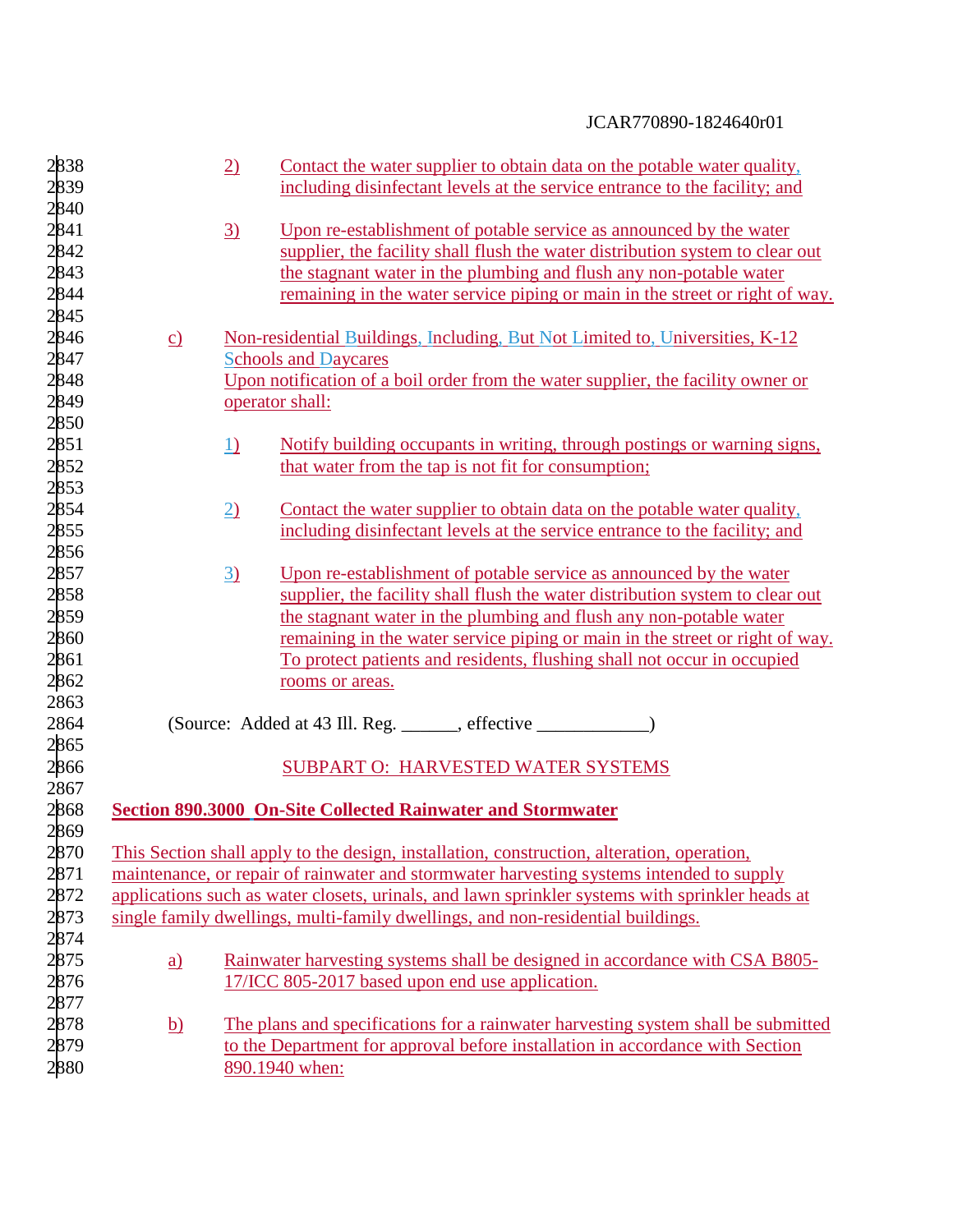2) Contact the water supplier to obtain data on the potable water quality, including disinfectant levels at the service entrance to the facility; and

3) Upon re-establishment of potable service as announced by the water supplier, the facility shall flush the water distribution system to clear out the stagnant water in the plumbing and flush any non-potable water remaining in the water service piping or main in the street or right of way.

c) Non-residential Buildings, Including, But Not Limited to, Universities, K-12 Schools and Daycares

Upon notification of a boil order from the water supplier, the facility owner or operator shall:

1) Notify building occupants in writing, through postings or warning signs, that water from the tap is not fit for consumption;

2) Contact the water supplier to obtain data on the potable water quality, including disinfectant levels at the service entrance to the facility; and

3) Upon re-establishment of potable service as announced by the water supplier, the facility shall flush the water distribution system to clear out the stagnant water in the plumbing and flush any non-potable water remaining in the water service piping or main in the street or right of way. To protect patients and residents, flushing shall not occur in occupied rooms or areas.

(Source: Added at 43 Ill. Reg. ______, effective ____________)

## SUBPART O: HARVESTED WATER SYSTEMS

### Section 890.3000 On-Site Collected Rainwater and Stormwater

This Section shall apply to the design, installation, construction, alteration, operation, maintenance, or repair of rainwater and stormwater harvesting systems intended to supply applications such as water closets, urinals, and lawn sprinkler systems with sprinkler heads at single family dwellings, multi-family dwellings, and non-residential buildings.

a) Rainwater harvesting systems shall be designed in accordance with CSA B805-17/ICC 805-2017 based upon end use application.

b) The plans and specifications for a rainwater harvesting system shall be submitted to the Department for approval before installation in accordance with Section 890.1940 when: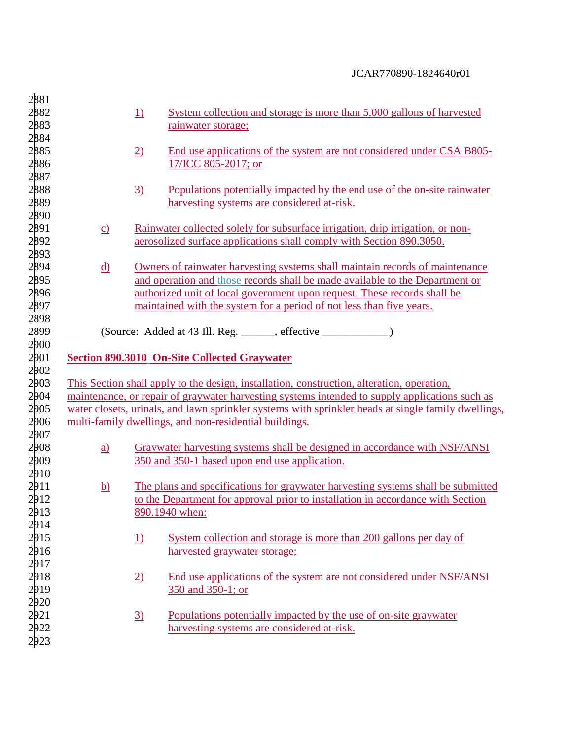1) System collection and storage is more than 5,000 gallons of harvested rainwater storage;

2) End use applications of the system are not considered under CSA B805-17/ICC 805-2017; or

3) Populations potentially impacted by the end use of the on-site rainwater harvesting systems are considered at-risk.

c) Rainwater collected solely for subsurface irrigation, drip irrigation, or non-aerosolized surface applications shall comply with Section 890.3050.

d) Owners of rainwater harvesting systems shall maintain records of maintenance and operation and those records shall be made available to the Department or authorized unit of local government upon request. These records shall be maintained with the system for a period of not less than five years.

(Source: Added at 43 Ill. Reg. ______, effective ____________)

**Section 890.3010 On-Site Collected Graywater**

This Section shall apply to the design, installation, construction, alteration, operation, maintenance, or repair of graywater harvesting systems intended to supply applications such as water closets, urinals, and lawn sprinkler systems with sprinkler heads at single family dwellings, multi-family dwellings, and non-residential buildings.

a) Graywater harvesting systems shall be designed in accordance with NSF/ANSI 350 and 350-1 based upon end use application.

b) The plans and specifications for graywater harvesting systems shall be submitted to the Department for approval prior to installation in accordance with Section 890.1940 when:

1) System collection and storage is more than 200 gallons per day of harvested graywater storage;

2) End use applications of the system are not considered under NSF/ANSI 350 and 350-1; or

3) Populations potentially impacted by the use of on-site graywater harvesting systems are considered at-risk.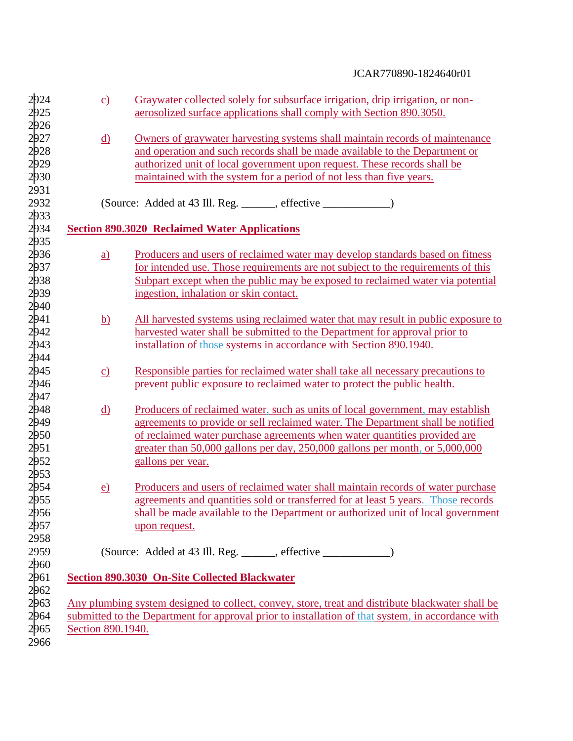c) Graywater collected solely for subsurface irrigation, drip irrigation, or non-aerosolized surface applications shall comply with Section 890.3050.

d) Owners of graywater harvesting systems shall maintain records of maintenance and operation and such records shall be made available to the Department or authorized unit of local government upon request. These records shall be maintained with the system for a period of not less than five years.

(Source: Added at 43 Ill. Reg. ______, effective ____________)

**Section 890.3020 Reclaimed Water Applications**

a) Producers and users of reclaimed water may develop standards based on fitness for intended use. Those requirements are not subject to the requirements of this Subpart except when the public may be exposed to reclaimed water via potential ingestion, inhalation or skin contact.

b) All harvested systems using reclaimed water that may result in public exposure to harvested water shall be submitted to the Department for approval prior to installation of those systems in accordance with Section 890.1940.

c) Responsible parties for reclaimed water shall take all necessary precautions to prevent public exposure to reclaimed water to protect the public health.

d) Producers of reclaimed water, such as units of local government, may establish agreements to provide or sell reclaimed water. The Department shall be notified of reclaimed water purchase agreements when water quantities provided are greater than 50,000 gallons per day, 250,000 gallons per month, or 5,000,000 gallons per year.

e) Producers and users of reclaimed water shall maintain records of water purchase agreements and quantities sold or transferred for at least 5 years. Those records shall be made available to the Department or authorized unit of local government upon request.

(Source: Added at 43 Ill. Reg. ______, effective ____________)

**Section 890.3030 On-Site Collected Blackwater**

Any plumbing system designed to collect, convey, store, treat and distribute blackwater shall be submitted to the Department for approval prior to installation of that system, in accordance with Section 890.1940.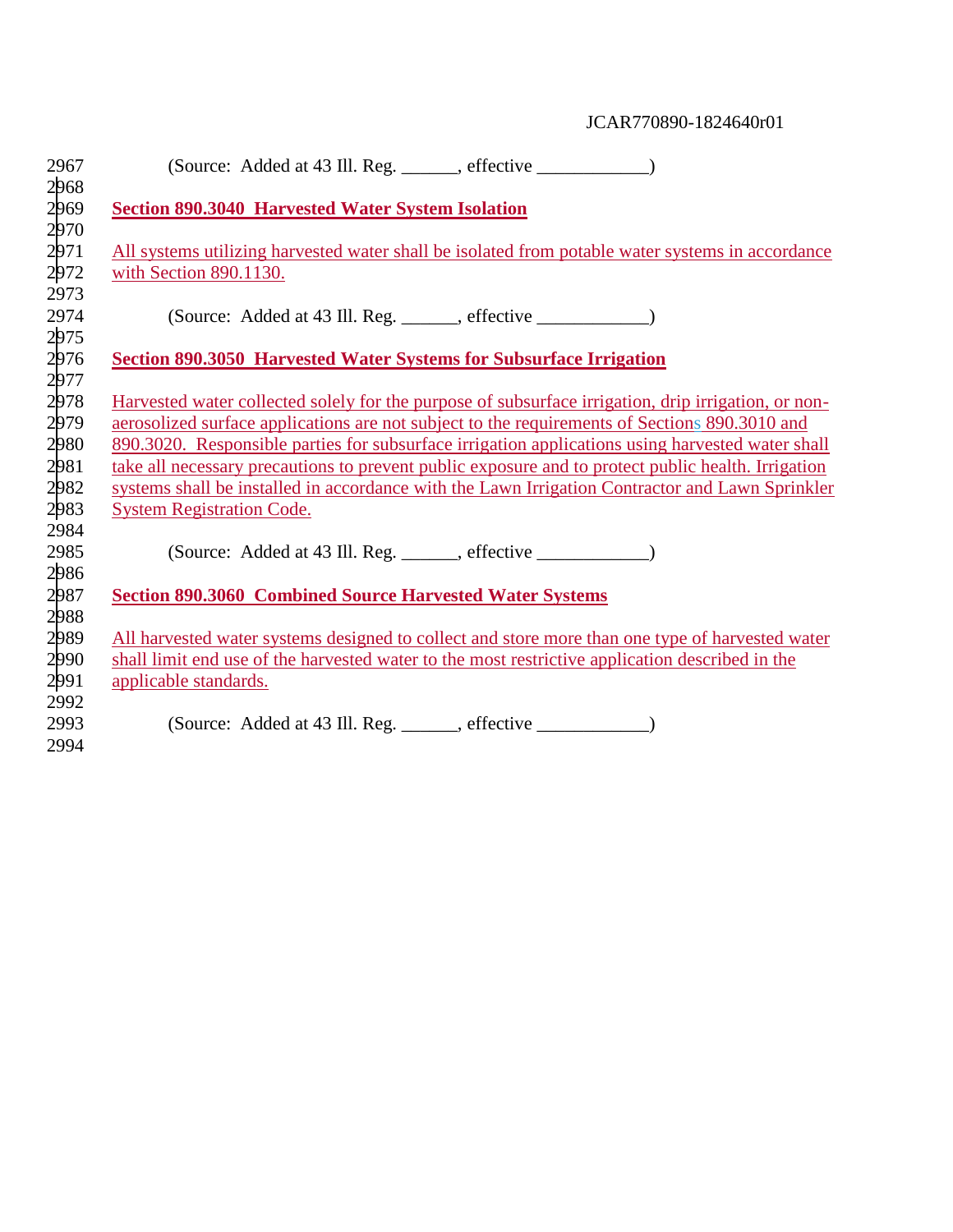(Source: Added at 43 Ill. Reg. ______, effective ____________)

**Section 890.3040 Harvested Water System Isolation**

All systems utilizing harvested water shall be isolated from potable water systems in accordance with Section 890.1130.

(Source: Added at 43 Ill. Reg. ______, effective ____________)

**Section 890.3050 Harvested Water Systems for Subsurface Irrigation**

Harvested water collected solely for the purpose of subsurface irrigation, drip irrigation, or non-aerosolized surface applications are not subject to the requirements of Sections 890.3010 and 890.3020. Responsible parties for subsurface irrigation applications using harvested water shall take all necessary precautions to prevent public exposure and to protect public health. Irrigation systems shall be installed in accordance with the Lawn Irrigation Contractor and Lawn Sprinkler System Registration Code.

(Source: Added at 43 Ill. Reg. ______, effective ____________)

**Section 890.3060 Combined Source Harvested Water Systems**

All harvested water systems designed to collect and store more than one type of harvested water shall limit end use of the harvested water to the most restrictive application described in the applicable standards.

(Source: Added at 43 Ill. Reg. ______, effective ____________)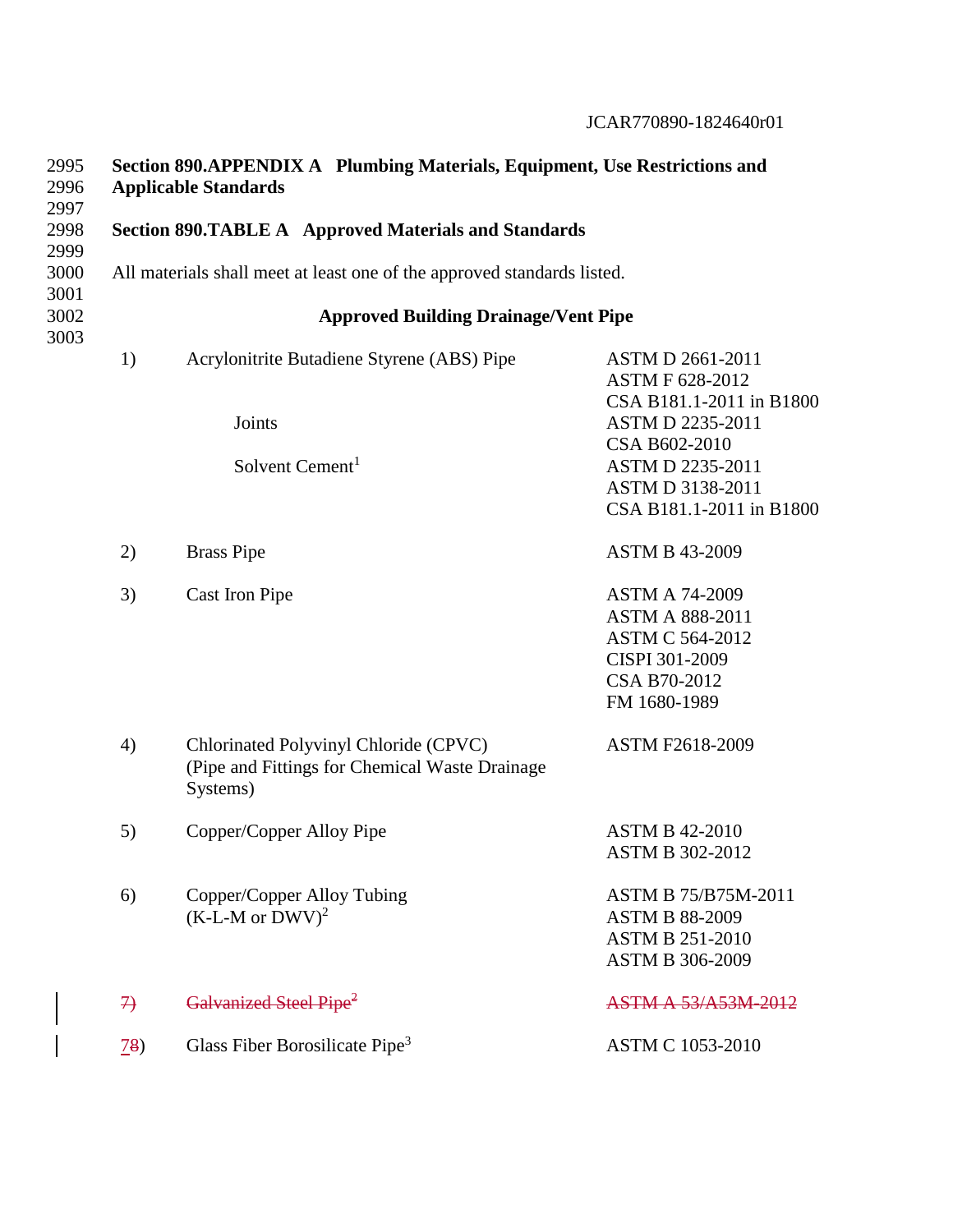**Section 890.APPENDIX A Plumbing Materials, Equipment, Use Restrictions and Applicable Standards**

**Section 890.TABLE A Approved Materials and Standards**

All materials shall meet at least one of the approved standards listed.

**Approved Building Drainage/Vent Pipe**

| | | |
|---|---|---|
| 1) | Acrylonitrite Butadiene Styrene (ABS) Pipe | ASTM D 2661-2011<br>ASTM F 628-2012<br>CSA B181.1-2011 in B1800 |
| | Joints | ASTM D 2235-2011<br>CSA B602-2010 |
| | Solvent Cement[1] | ASTM D 2235-2011<br>ASTM D 3138-2011<br>CSA B181.1-2011 in B1800 |
| 2) | Brass Pipe | ASTM B 43-2009 |
| 3) | Cast Iron Pipe | ASTM A 74-2009<br>ASTM A 888-2011<br>ASTM C 564-2012<br>CISPI 301-2009<br>CSA B70-2012<br>FM 1680-1989 |
| 4) | Chlorinated Polyvinyl Chloride (CPVC) (Pipe and Fittings for Chemical Waste Drainage Systems) | ASTM F2618-2009 |
| 5) | Copper/Copper Alloy Pipe | ASTM B 42-2010<br>ASTM B 302-2012 |
| 6) | Copper/Copper Alloy Tubing (K-L-M or DWV)[2] | ASTM B 75/B75M-2011<br>ASTM B 88-2009<br>ASTM B 251-2010<br>ASTM B 306-2009 |
| ~~7)~~ | ~~Galvanized Steel Pipe[2]~~ | ~~ASTM A 53/A53M-2012~~ |
| <u>7</u>~~8~~) | Glass Fiber Borosilicate Pipe[3] | ASTM C 1053-2010 |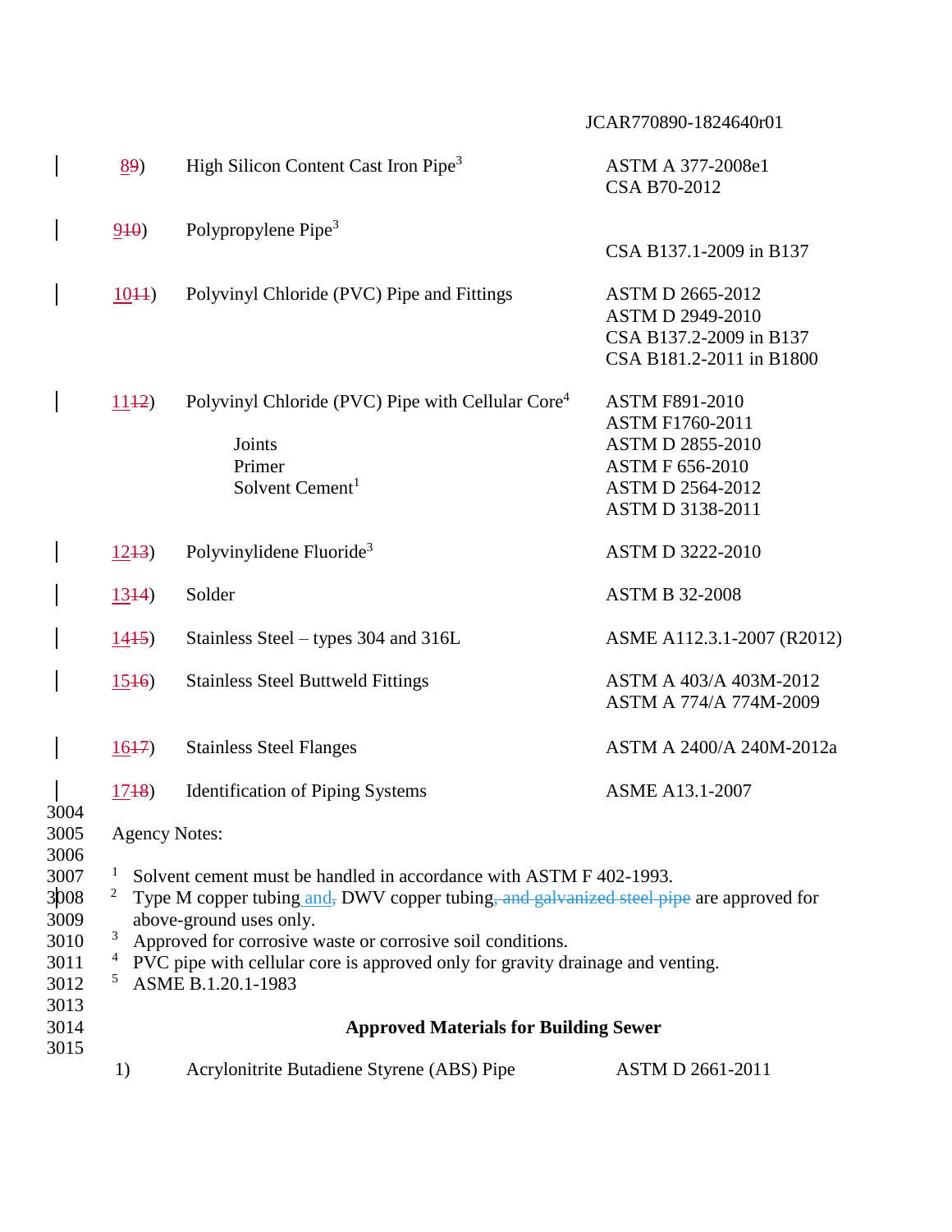| | | |
|---|---|---|
| 89) | High Silicon Content Cast Iron Pipe[3] | ASTM A 377-2008e1<br>CSA B70-2012 |
| 910) | Polypropylene Pipe[3] | CSA B137.1-2009 in B137 |
| 1011) | Polyvinyl Chloride (PVC) Pipe and Fittings | ASTM D 2665-2012<br>ASTM D 2949-2010<br>CSA B137.2-2009 in B137<br>CSA B181.2-2011 in B1800 |
| 1112) | Polyvinyl Chloride (PVC) Pipe with Cellular Core[4] | ASTM F891-2010<br>ASTM F1760-2011 |
| | Joints | ASTM D 2855-2010 |
| | Primer | ASTM F 656-2010 |
| | Solvent Cement[1] | ASTM D 2564-2012<br>ASTM D 3138-2011 |
| 1213) | Polyvinylidene Fluoride[3] | ASTM D 3222-2010 |
| 1314) | Solder | ASTM B 32-2008 |
| 1415) | Stainless Steel – types 304 and 316L | ASME A112.3.1-2007 (R2012) |
| 1516) | Stainless Steel Buttweld Fittings | ASTM A 403/A 403M-2012<br>ASTM A 774/A 774M-2009 |
| 1617) | Stainless Steel Flanges | ASTM A 2400/A 240M-2012a |
| 1718) | Identification of Piping Systems | ASME A13.1-2007 |

Agency Notes:

[1] Solvent cement must be handled in accordance with ASTM F 402-1993.
[2] Type M copper tubing and, DWV copper tubing, and galvanized steel pipe are approved for above-ground uses only.
[3] Approved for corrosive waste or corrosive soil conditions.
[4] PVC pipe with cellular core is approved only for gravity drainage and venting.
[5] ASME B.1.20.1-1983

**Approved Materials for Building Sewer**

| | | |
|---|---|---|
| 1) | Acrylonitrite Butadiene Styrene (ABS) Pipe | ASTM D 2661-2011 |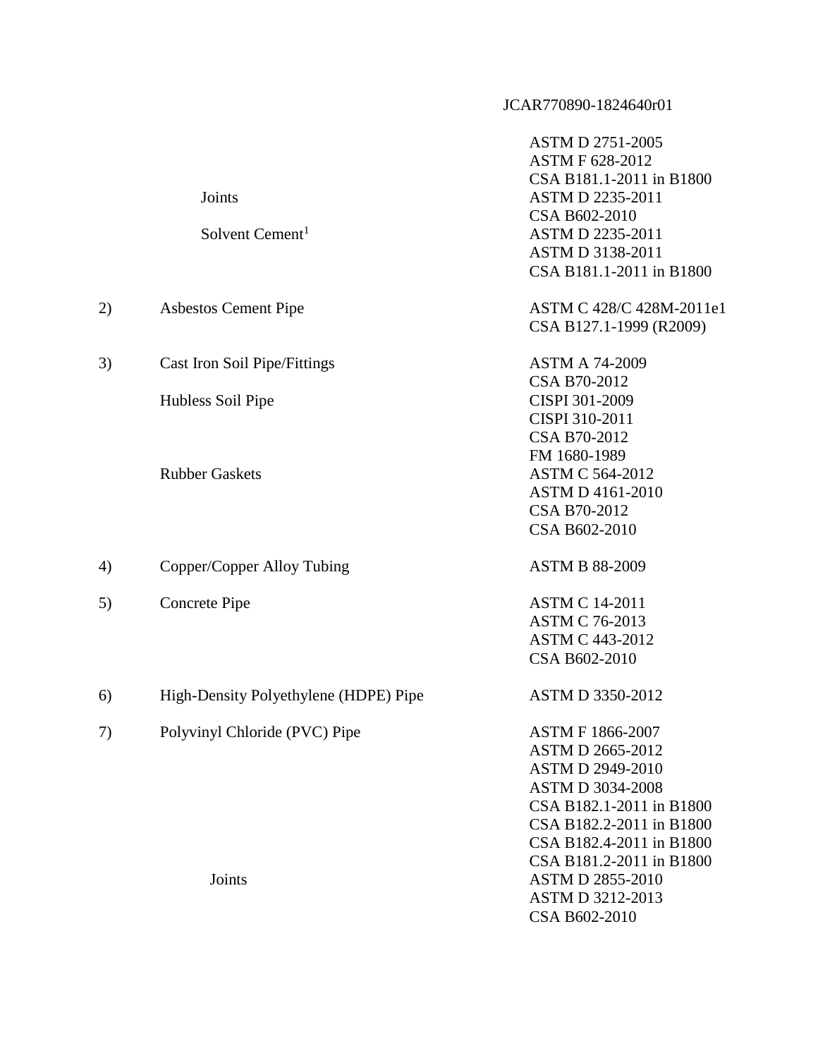| | | |
|---|---|---|
| | | ASTM D 2751-2005 |
| | | ASTM F 628-2012 |
| | | CSA B181.1-2011 in B1800 |
| | Joints | ASTM D 2235-2011 |
| | | CSA B602-2010 |
| | Solvent Cement[1] | ASTM D 2235-2011 |
| | | ASTM D 3138-2011 |
| | | CSA B181.1-2011 in B1800 |
| 2) | Asbestos Cement Pipe | ASTM C 428/C 428M-2011e1 |
| | | CSA B127.1-1999 (R2009) |
| 3) | Cast Iron Soil Pipe/Fittings | ASTM A 74-2009 |
| | | CSA B70-2012 |
| | Hubless Soil Pipe | CISPI 301-2009 |
| | | CISPI 310-2011 |
| | | CSA B70-2012 |
| | | FM 1680-1989 |
| | Rubber Gaskets | ASTM C 564-2012 |
| | | ASTM D 4161-2010 |
| | | CSA B70-2012 |
| | | CSA B602-2010 |
| 4) | Copper/Copper Alloy Tubing | ASTM B 88-2009 |
| 5) | Concrete Pipe | ASTM C 14-2011 |
| | | ASTM C 76-2013 |
| | | ASTM C 443-2012 |
| | | CSA B602-2010 |
| 6) | High-Density Polyethylene (HDPE) Pipe | ASTM D 3350-2012 |
| 7) | Polyvinyl Chloride (PVC) Pipe | ASTM F 1866-2007 |
| | | ASTM D 2665-2012 |
| | | ASTM D 2949-2010 |
| | | ASTM D 3034-2008 |
| | | CSA B182.1-2011 in B1800 |
| | | CSA B182.2-2011 in B1800 |
| | | CSA B182.4-2011 in B1800 |
| | | CSA B181.2-2011 in B1800 |
| | Joints | ASTM D 2855-2010 |
| | | ASTM D 3212-2013 |
| | | CSA B602-2010 |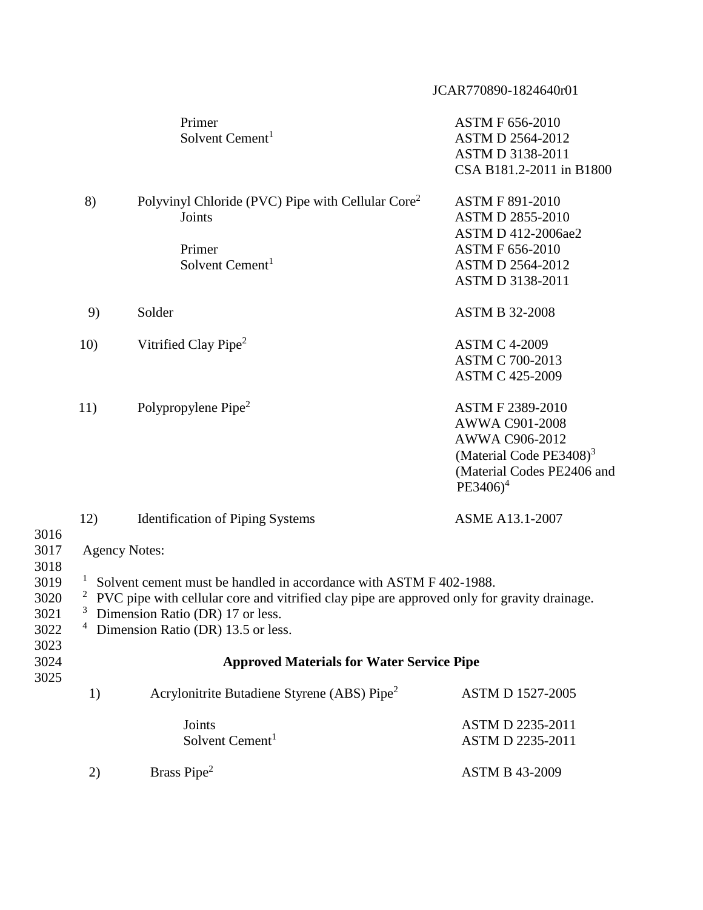| | | |
|---|---|---|
| | Primer | ASTM F 656-2010 |
| | Solvent Cement[1] | ASTM D 2564-2012 |
| | | ASTM D 3138-2011 |
| | | CSA B181.2-2011 in B1800 |
| 8) | Polyvinyl Chloride (PVC) Pipe with Cellular Core[2] | ASTM F 891-2010 |
| | Joints | ASTM D 2855-2010 |
| | | ASTM D 412-2006ae2 |
| | Primer | ASTM F 656-2010 |
| | Solvent Cement[1] | ASTM D 2564-2012 |
| | | ASTM D 3138-2011 |
| 9) | Solder | ASTM B 32-2008 |
| 10) | Vitrified Clay Pipe[2] | ASTM C 4-2009 |
| | | ASTM C 700-2013 |
| | | ASTM C 425-2009 |
| 11) | Polypropylene Pipe[2] | ASTM F 2389-2010 |
| | | AWWA C901-2008 |
| | | AWWA C906-2012 |
| | | (Material Code PE3408)[3] |
| | | (Material Codes PE2406 and PE3406)[4] |
| 12) | Identification of Piping Systems | ASME A13.1-2007 |

Agency Notes:

[1] Solvent cement must be handled in accordance with ASTM F 402-1988.
[2] PVC pipe with cellular core and vitrified clay pipe are approved only for gravity drainage.
[3] Dimension Ratio (DR) 17 or less.
[4] Dimension Ratio (DR) 13.5 or less.

**Approved Materials for Water Service Pipe**

| | | |
|---|---|---|
| 1) | Acrylonitrite Butadiene Styrene (ABS) Pipe[2] | ASTM D 1527-2005 |
| | Joints | ASTM D 2235-2011 |
| | Solvent Cement[1] | ASTM D 2235-2011 |
| 2) | Brass Pipe[2] | ASTM B 43-2009 |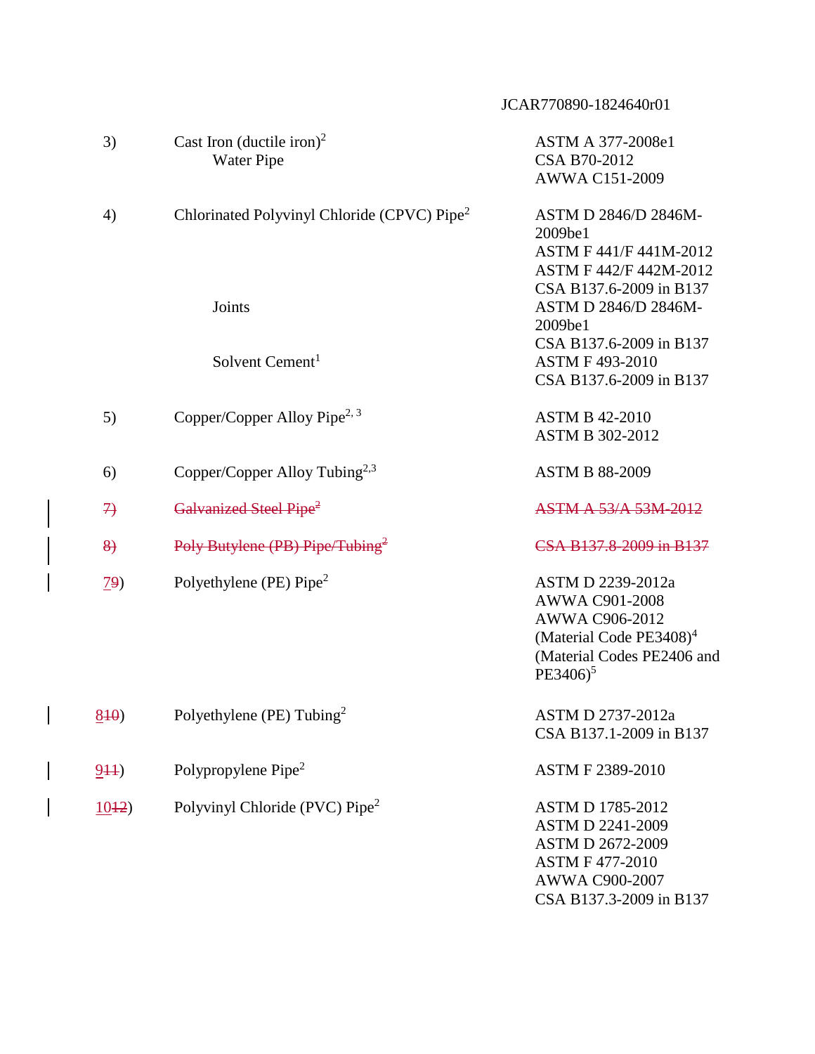| | | |
|---|---|---|
| 3) | Cast Iron (ductile iron)[2]<br>Water Pipe | ASTM A 377-2008e1<br>CSA B70-2012<br>AWWA C151-2009 |
| 4) | Chlorinated Polyvinyl Chloride (CPVC) Pipe[2] | ASTM D 2846/D 2846M-2009be1<br>ASTM F 441/F 441M-2012<br>ASTM F 442/F 442M-2012<br>CSA B137.6-2009 in B137 |
| | Joints | ASTM D 2846/D 2846M-2009be1<br>CSA B137.6-2009 in B137 |
| | Solvent Cement[1] | ASTM F 493-2010<br>CSA B137.6-2009 in B137 |
| 5) | Copper/Copper Alloy Pipe[2, 3] | ASTM B 42-2010<br>ASTM B 302-2012 |
| 6) | Copper/Copper Alloy Tubing[2,3] | ASTM B 88-2009 |
| ~~7)~~ | ~~Galvanized Steel Pipe[2]~~ | ~~ASTM A 53/A 53M-2012~~ |
| ~~8)~~ | ~~Poly Butylene (PB) Pipe/Tubing[2]~~ | ~~CSA B137.8-2009 in B137~~ |
| 7~~9~~) | Polyethylene (PE) Pipe[2] | ASTM D 2239-2012a<br>AWWA C901-2008<br>AWWA C906-2012<br>(Material Code PE3408)[4]<br>(Material Codes PE2406 and PE3406)[5] |
| 8~~10~~) | Polyethylene (PE) Tubing[2] | ASTM D 2737-2012a<br>CSA B137.1-2009 in B137 |
| 9~~11~~) | Polypropylene Pipe[2] | ASTM F 2389-2010 |
| 10~~12~~) | Polyvinyl Chloride (PVC) Pipe[2] | ASTM D 1785-2012<br>ASTM D 2241-2009<br>ASTM D 2672-2009<br>ASTM F 477-2010<br>AWWA C900-2007<br>CSA B137.3-2009 in B137 |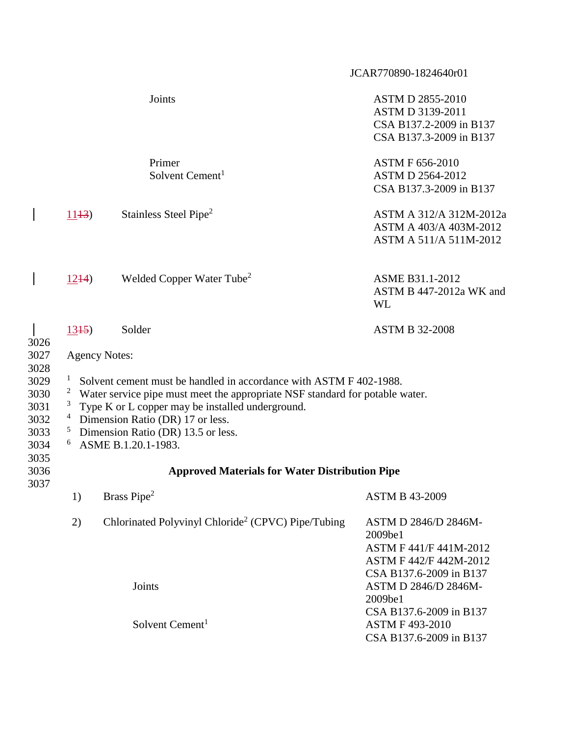| | | |
|---|---|---|
| | Joints | ASTM D 2855-2010<br>ASTM D 3139-2011<br>CSA B137.2-2009 in B137<br>CSA B137.3-2009 in B137 |
| | Primer<br>Solvent Cement[1] | ASTM F 656-2010<br>ASTM D 2564-2012<br>CSA B137.3-2009 in B137 |
| 11~~13~~) | Stainless Steel Pipe[2] | ASTM A 312/A 312M-2012a<br>ASTM A 403/A 403M-2012<br>ASTM A 511/A 511M-2012 |
| 12~~14~~) | Welded Copper Water Tube[2] | ASME B31.1-2012<br>ASTM B 447-2012a WK and WL |
| 13~~15~~) | Solder | ASTM B 32-2008 |

Agency Notes:

[1] Solvent cement must be handled in accordance with ASTM F 402-1988.
[2] Water service pipe must meet the appropriate NSF standard for potable water.
[3] Type K or L copper may be installed underground.
[4] Dimension Ratio (DR) 17 or less.
[5] Dimension Ratio (DR) 13.5 or less.
[6] ASME B.1.20.1-1983.

**Approved Materials for Water Distribution Pipe**

| | | |
|---|---|---|
| 1) | Brass Pipe[2] | ASTM B 43-2009 |
| 2) | Chlorinated Polyvinyl Chloride[2] (CPVC) Pipe/Tubing | ASTM D 2846/D 2846M-2009be1<br>ASTM F 441/F 441M-2012<br>ASTM F 442/F 442M-2012<br>CSA B137.6-2009 in B137 |
| | Joints | ASTM D 2846/D 2846M-2009be1<br>CSA B137.6-2009 in B137 |
| | Solvent Cement[1] | ASTM F 493-2010<br>CSA B137.6-2009 in B137 |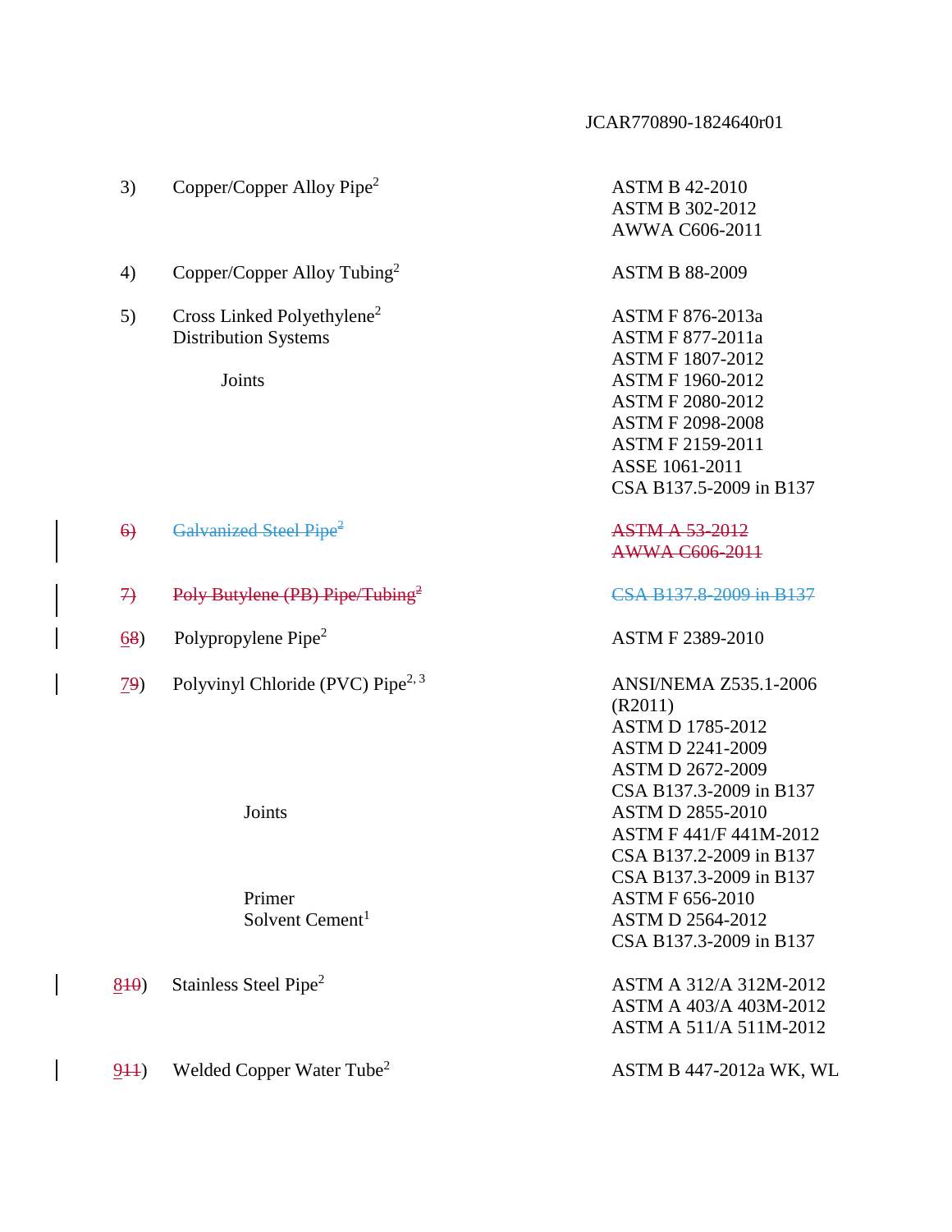| | | |
|---|---|---|
| 3) | Copper/Copper Alloy Pipe[2] | ASTM B 42-2010<br>ASTM B 302-2012<br>AWWA C606-2011 |
| 4) | Copper/Copper Alloy Tubing[2] | ASTM B 88-2009 |
| 5) | Cross Linked Polyethylene[2] Distribution Systems | ASTM F 876-2013a<br>ASTM F 877-2011a<br>ASTM F 1807-2012 |
| | Joints | ASTM F 1960-2012<br>ASTM F 2080-2012<br>ASTM F 2098-2008<br>ASTM F 2159-2011<br>ASSE 1061-2011<br>CSA B137.5-2009 in B137 |
| ~~6)~~ | ~~Galvanized Steel Pipe[2]~~ | ~~ASTM A 53-2012~~<br>~~AWWA C606-2011~~ |
| ~~7)~~ | ~~Poly Butylene (PB) Pipe/Tubing[2]~~ | ~~CSA B137.8-2009 in B137~~ |
| 6~~8~~) | Polypropylene Pipe[2] | ASTM F 2389-2010 |
| 7~~9~~) | Polyvinyl Chloride (PVC) Pipe[2, 3] | ANSI/NEMA Z535.1-2006 (R2011)<br>ASTM D 1785-2012<br>ASTM D 2241-2009<br>ASTM D 2672-2009<br>CSA B137.3-2009 in B137 |
| | Joints | ASTM D 2855-2010<br>ASTM F 441/F 441M-2012<br>CSA B137.2-2009 in B137<br>CSA B137.3-2009 in B137 |
| | Primer | ASTM F 656-2010 |
| | Solvent Cement[1] | ASTM D 2564-2012<br>CSA B137.3-2009 in B137 |
| 8~~10~~) | Stainless Steel Pipe[2] | ASTM A 312/A 312M-2012<br>ASTM A 403/A 403M-2012<br>ASTM A 511/A 511M-2012 |
| 9~~11~~) | Welded Copper Water Tube[2] | ASTM B 447-2012a WK, WL |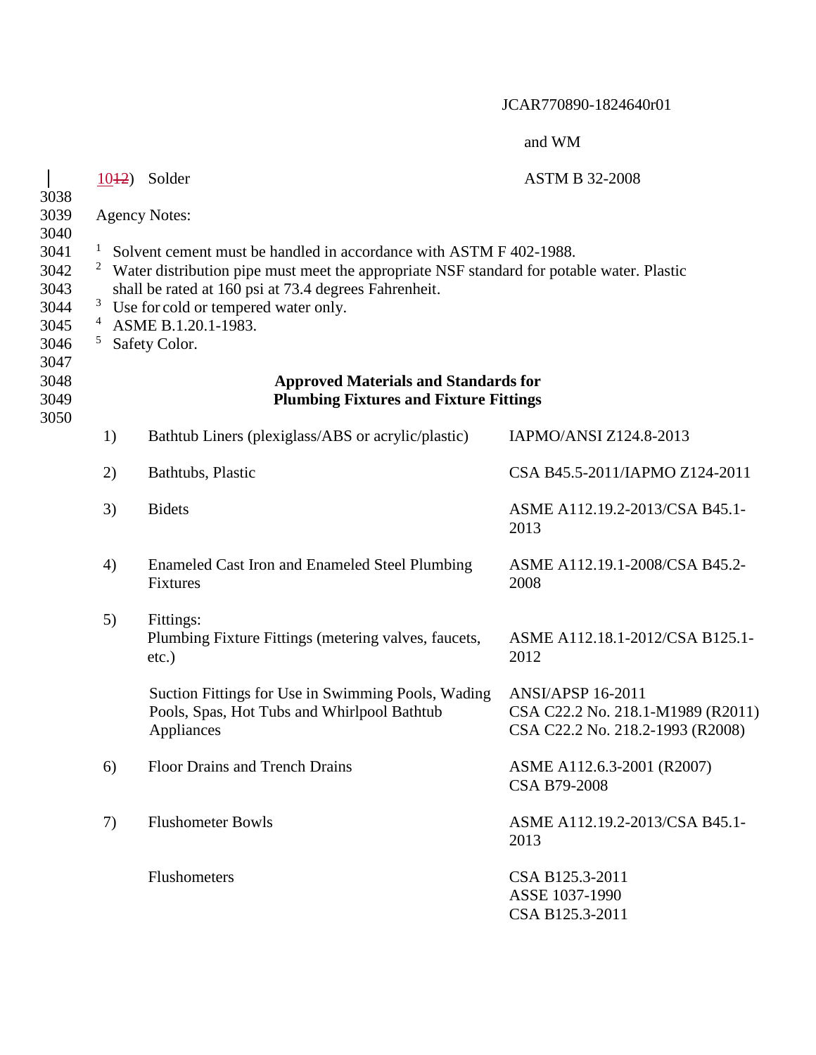| | | and WM |
|---|---|---|
| 1012) | Solder | ASTM B 32-2008 |

Agency Notes:

[1] Solvent cement must be handled in accordance with ASTM F 402-1988.
[2] Water distribution pipe must meet the appropriate NSF standard for potable water. Plastic shall be rated at 160 psi at 73.4 degrees Fahrenheit.
[3] Use for cold or tempered water only.
[4] ASME B.1.20.1-1983.
[5] Safety Color.

**Approved Materials and Standards for Plumbing Fixtures and Fixture Fittings**

| | | |
|---|---|---|
| 1) | Bathtub Liners (plexiglass/ABS or acrylic/plastic) | IAPMO/ANSI Z124.8-2013 |
| 2) | Bathtubs, Plastic | CSA B45.5-2011/IAPMO Z124-2011 |
| 3) | Bidets | ASME A112.19.2-2013/CSA B45.1-2013 |
| 4) | Enameled Cast Iron and Enameled Steel Plumbing Fixtures | ASME A112.19.1-2008/CSA B45.2-2008 |
| 5) | Fittings: Plumbing Fixture Fittings (metering valves, faucets, etc.) | ASME A112.18.1-2012/CSA B125.1-2012 |
| | Suction Fittings for Use in Swimming Pools, Wading Pools, Spas, Hot Tubs and Whirlpool Bathtub Appliances | ANSI/APSP 16-2011<br>CSA C22.2 No. 218.1-M1989 (R2011)<br>CSA C22.2 No. 218.2-1993 (R2008) |
| 6) | Floor Drains and Trench Drains | ASME A112.6.3-2001 (R2007)<br>CSA B79-2008 |
| 7) | Flushometer Bowls | ASME A112.19.2-2013/CSA B45.1-2013 |
| | Flushometers | CSA B125.3-2011<br>ASSE 1037-1990<br>CSA B125.3-2011 |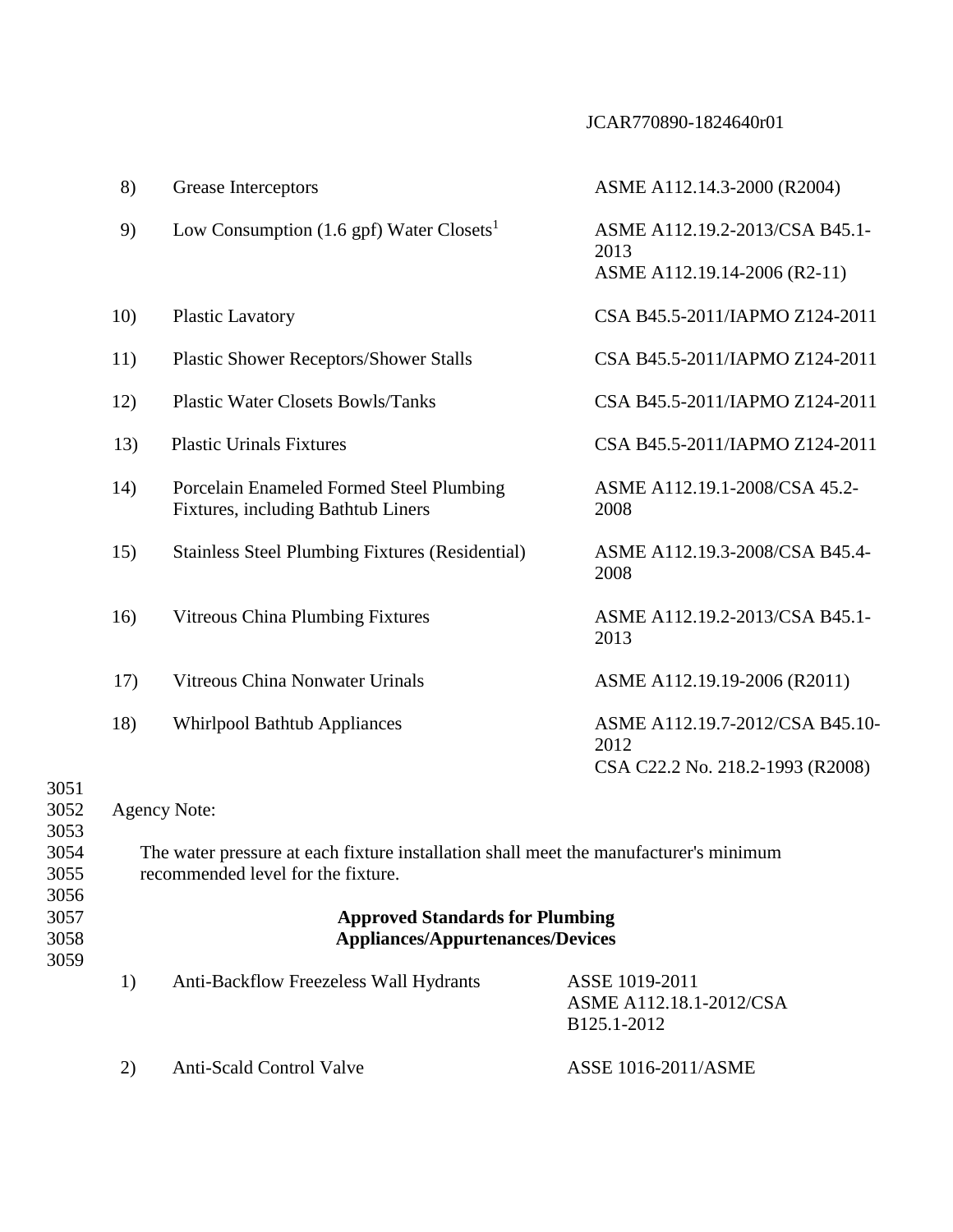| | | |
|---|---|---|
| 8) | Grease Interceptors | ASME A112.14.3-2000 (R2004) |
| 9) | Low Consumption (1.6 gpf) Water Closets[1] | ASME A112.19.2-2013/CSA B45.1-2013<br>ASME A112.19.14-2006 (R2-11) |
| 10) | Plastic Lavatory | CSA B45.5-2011/IAPMO Z124-2011 |
| 11) | Plastic Shower Receptors/Shower Stalls | CSA B45.5-2011/IAPMO Z124-2011 |
| 12) | Plastic Water Closets Bowls/Tanks | CSA B45.5-2011/IAPMO Z124-2011 |
| 13) | Plastic Urinals Fixtures | CSA B45.5-2011/IAPMO Z124-2011 |
| 14) | Porcelain Enameled Formed Steel Plumbing Fixtures, including Bathtub Liners | ASME A112.19.1-2008/CSA 45.2-2008 |
| 15) | Stainless Steel Plumbing Fixtures (Residential) | ASME A112.19.3-2008/CSA B45.4-2008 |
| 16) | Vitreous China Plumbing Fixtures | ASME A112.19.2-2013/CSA B45.1-2013 |
| 17) | Vitreous China Nonwater Urinals | ASME A112.19.19-2006 (R2011) |
| 18) | Whirlpool Bathtub Appliances | ASME A112.19.7-2012/CSA B45.10-2012<br>CSA C22.2 No. 218.2-1993 (R2008) |

Agency Note:

The water pressure at each fixture installation shall meet the manufacturer's minimum recommended level for the fixture.

**Approved Standards for Plumbing Appliances/Appurtenances/Devices**

| | | |
|---|---|---|
| 1) | Anti-Backflow Freezeless Wall Hydrants | ASSE 1019-2011<br>ASME A112.18.1-2012/CSA B125.1-2012 |
| 2) | Anti-Scald Control Valve | ASSE 1016-2011/ASME |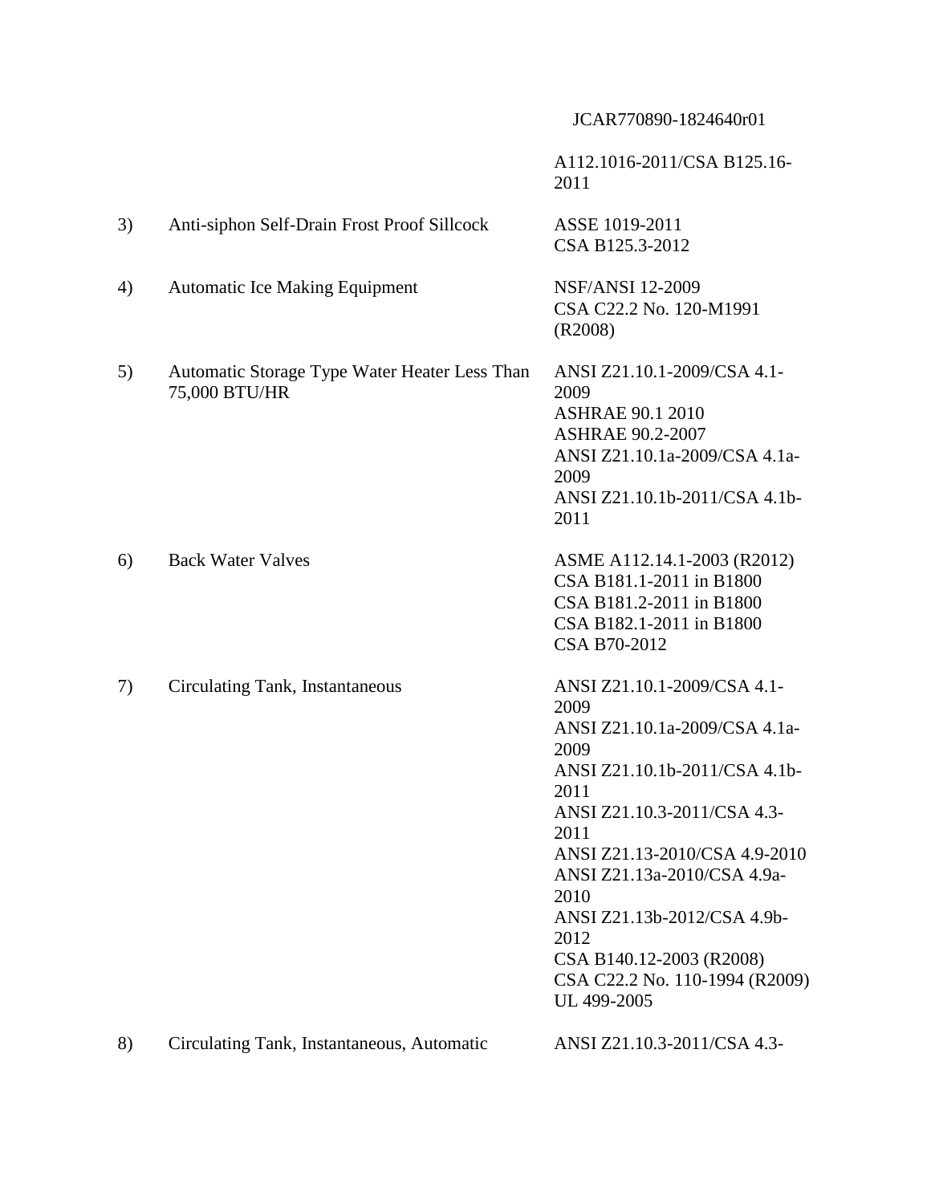A112.1016-2011/CSA B125.16-2011

3) Anti-siphon Self-Drain Frost Proof Sillcock — ASSE 1019-2011
CSA B125.3-2012

4) Automatic Ice Making Equipment — NSF/ANSI 12-2009
CSA C22.2 No. 120-M1991 (R2008)

5) Automatic Storage Type Water Heater Less Than 75,000 BTU/HR — ANSI Z21.10.1-2009/CSA 4.1-2009
ASHRAE 90.1 2010
ASHRAE 90.2-2007
ANSI Z21.10.1a-2009/CSA 4.1a-2009
ANSI Z21.10.1b-2011/CSA 4.1b-2011

6) Back Water Valves — ASME A112.14.1-2003 (R2012)
CSA B181.1-2011 in B1800
CSA B181.2-2011 in B1800
CSA B182.1-2011 in B1800
CSA B70-2012

7) Circulating Tank, Instantaneous — ANSI Z21.10.1-2009/CSA 4.1-2009
ANSI Z21.10.1a-2009/CSA 4.1a-2009
ANSI Z21.10.1b-2011/CSA 4.1b-2011
ANSI Z21.10.3-2011/CSA 4.3-2011
ANSI Z21.13-2010/CSA 4.9-2010
ANSI Z21.13a-2010/CSA 4.9a-2010
ANSI Z21.13b-2012/CSA 4.9b-2012
CSA B140.12-2003 (R2008)
CSA C22.2 No. 110-1994 (R2009)
UL 499-2005

8) Circulating Tank, Instantaneous, Automatic — ANSI Z21.10.3-2011/CSA 4.3-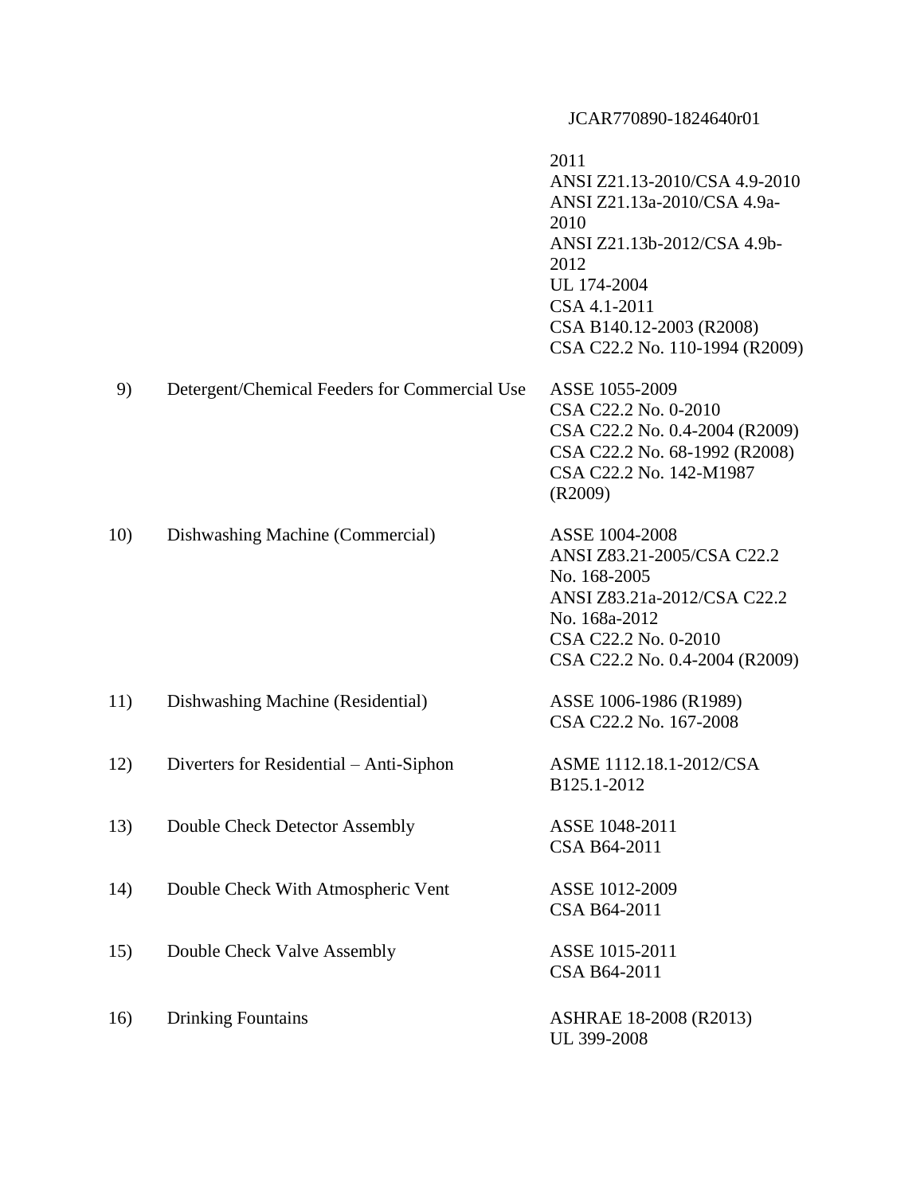| | | |
|---|---|---|
| | | 2011<br>ANSI Z21.13-2010/CSA 4.9-2010<br>ANSI Z21.13a-2010/CSA 4.9a-2010<br>ANSI Z21.13b-2012/CSA 4.9b-2012<br>UL 174-2004<br>CSA 4.1-2011<br>CSA B140.12-2003 (R2008)<br>CSA C22.2 No. 110-1994 (R2009) |
| 9) | Detergent/Chemical Feeders for Commercial Use | ASSE 1055-2009<br>CSA C22.2 No. 0-2010<br>CSA C22.2 No. 0.4-2004 (R2009)<br>CSA C22.2 No. 68-1992 (R2008)<br>CSA C22.2 No. 142-M1987 (R2009) |
| 10) | Dishwashing Machine (Commercial) | ASSE 1004-2008<br>ANSI Z83.21-2005/CSA C22.2 No. 168-2005<br>ANSI Z83.21a-2012/CSA C22.2 No. 168a-2012<br>CSA C22.2 No. 0-2010<br>CSA C22.2 No. 0.4-2004 (R2009) |
| 11) | Dishwashing Machine (Residential) | ASSE 1006-1986 (R1989)<br>CSA C22.2 No. 167-2008 |
| 12) | Diverters for Residential – Anti-Siphon | ASME 1112.18.1-2012/CSA B125.1-2012 |
| 13) | Double Check Detector Assembly | ASSE 1048-2011<br>CSA B64-2011 |
| 14) | Double Check With Atmospheric Vent | ASSE 1012-2009<br>CSA B64-2011 |
| 15) | Double Check Valve Assembly | ASSE 1015-2011<br>CSA B64-2011 |
| 16) | Drinking Fountains | ASHRAE 18-2008 (R2013)<br>UL 399-2008 |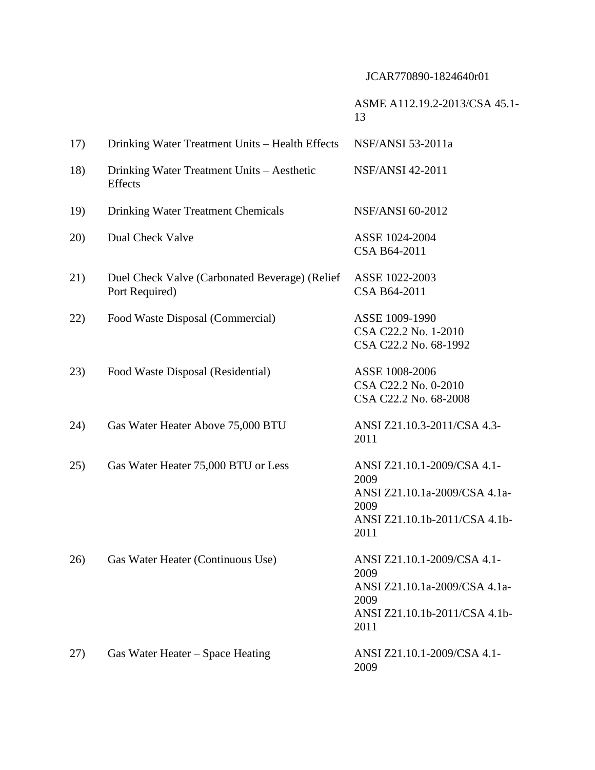ASME A112.19.2-2013/CSA 45.1-13

| | | |
|---|---|---|
| 17) | Drinking Water Treatment Units – Health Effects | NSF/ANSI 53-2011a |
| 18) | Drinking Water Treatment Units – Aesthetic Effects | NSF/ANSI 42-2011 |
| 19) | Drinking Water Treatment Chemicals | NSF/ANSI 60-2012 |
| 20) | Dual Check Valve | ASSE 1024-2004<br>CSA B64-2011 |
| 21) | Duel Check Valve (Carbonated Beverage) (Relief Port Required) | ASSE 1022-2003<br>CSA B64-2011 |
| 22) | Food Waste Disposal (Commercial) | ASSE 1009-1990<br>CSA C22.2 No. 1-2010<br>CSA C22.2 No. 68-1992 |
| 23) | Food Waste Disposal (Residential) | ASSE 1008-2006<br>CSA C22.2 No. 0-2010<br>CSA C22.2 No. 68-2008 |
| 24) | Gas Water Heater Above 75,000 BTU | ANSI Z21.10.3-2011/CSA 4.3-2011 |
| 25) | Gas Water Heater 75,000 BTU or Less | ANSI Z21.10.1-2009/CSA 4.1-2009<br>ANSI Z21.10.1a-2009/CSA 4.1a-2009<br>ANSI Z21.10.1b-2011/CSA 4.1b-2011 |
| 26) | Gas Water Heater (Continuous Use) | ANSI Z21.10.1-2009/CSA 4.1-2009<br>ANSI Z21.10.1a-2009/CSA 4.1a-2009<br>ANSI Z21.10.1b-2011/CSA 4.1b-2011 |
| 27) | Gas Water Heater – Space Heating | ANSI Z21.10.1-2009/CSA 4.1-2009 |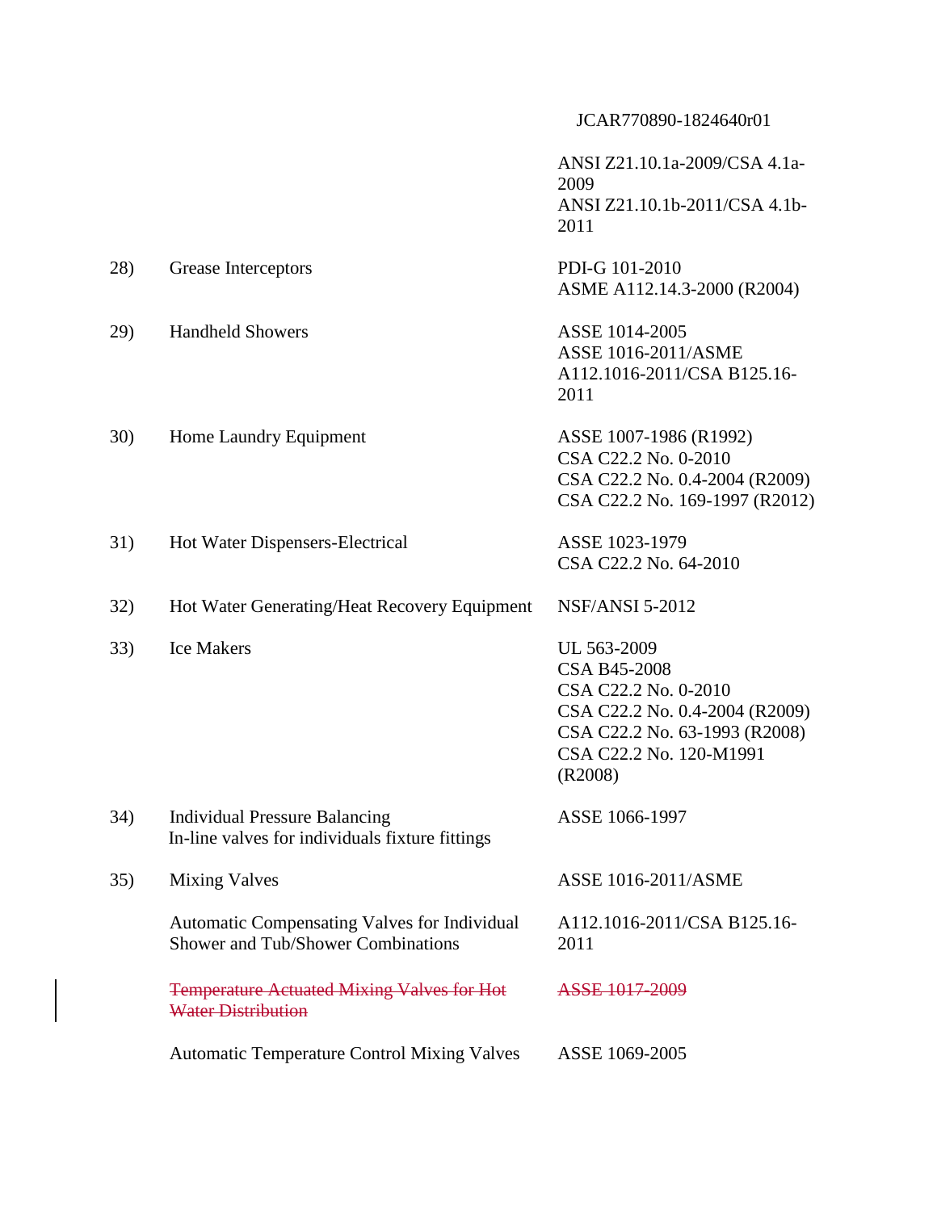JCAR770890-1824640r01

| | | |
|---|---|---|
| | | ANSI Z21.10.1a-2009/CSA 4.1a-2009<br>ANSI Z21.10.1b-2011/CSA 4.1b-2011 |
| 28) | Grease Interceptors | PDI-G 101-2010<br>ASME A112.14.3-2000 (R2004) |
| 29) | Handheld Showers | ASSE 1014-2005<br>ASSE 1016-2011/ASME A112.1016-2011/CSA B125.16-2011 |
| 30) | Home Laundry Equipment | ASSE 1007-1986 (R1992)<br>CSA C22.2 No. 0-2010<br>CSA C22.2 No. 0.4-2004 (R2009)<br>CSA C22.2 No. 169-1997 (R2012) |
| 31) | Hot Water Dispensers-Electrical | ASSE 1023-1979<br>CSA C22.2 No. 64-2010 |
| 32) | Hot Water Generating/Heat Recovery Equipment | NSF/ANSI 5-2012 |
| 33) | Ice Makers | UL 563-2009<br>CSA B45-2008<br>CSA C22.2 No. 0-2010<br>CSA C22.2 No. 0.4-2004 (R2009)<br>CSA C22.2 No. 63-1993 (R2008)<br>CSA C22.2 No. 120-M1991 (R2008) |
| 34) | Individual Pressure Balancing In-line valves for individuals fixture fittings | ASSE 1066-1997 |
| 35) | Mixing Valves | ASSE 1016-2011/ASME |
| | Automatic Compensating Valves for Individual Shower and Tub/Shower Combinations | A112.1016-2011/CSA B125.16-2011 |
| | ~~Temperature Actuated Mixing Valves for Hot Water Distribution~~ | ~~ASSE 1017-2009~~ |
| | Automatic Temperature Control Mixing Valves | ASSE 1069-2005 |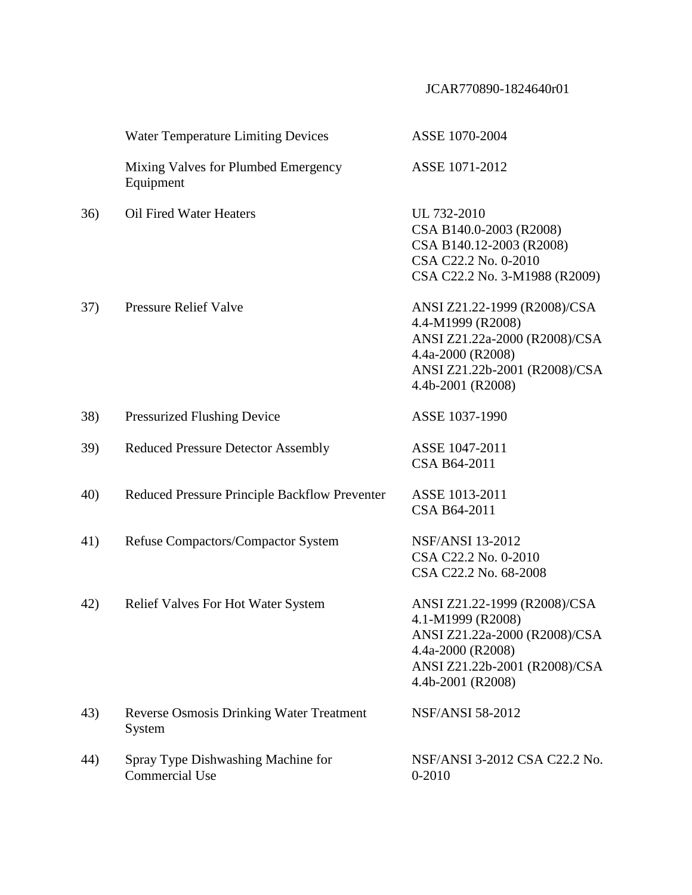JCAR770890-1824640r01

| | | |
|---|---|---|
| | Water Temperature Limiting Devices | ASSE 1070-2004 |
| | Mixing Valves for Plumbed Emergency Equipment | ASSE 1071-2012 |
| 36) | Oil Fired Water Heaters | UL 732-2010<br>CSA B140.0-2003 (R2008)<br>CSA B140.12-2003 (R2008)<br>CSA C22.2 No. 0-2010<br>CSA C22.2 No. 3-M1988 (R2009) |
| 37) | Pressure Relief Valve | ANSI Z21.22-1999 (R2008)/CSA 4.4-M1999 (R2008)<br>ANSI Z21.22a-2000 (R2008)/CSA 4.4a-2000 (R2008)<br>ANSI Z21.22b-2001 (R2008)/CSA 4.4b-2001 (R2008) |
| 38) | Pressurized Flushing Device | ASSE 1037-1990 |
| 39) | Reduced Pressure Detector Assembly | ASSE 1047-2011<br>CSA B64-2011 |
| 40) | Reduced Pressure Principle Backflow Preventer | ASSE 1013-2011<br>CSA B64-2011 |
| 41) | Refuse Compactors/Compactor System | NSF/ANSI 13-2012<br>CSA C22.2 No. 0-2010<br>CSA C22.2 No. 68-2008 |
| 42) | Relief Valves For Hot Water System | ANSI Z21.22-1999 (R2008)/CSA 4.1-M1999 (R2008)<br>ANSI Z21.22a-2000 (R2008)/CSA 4.4a-2000 (R2008)<br>ANSI Z21.22b-2001 (R2008)/CSA 4.4b-2001 (R2008) |
| 43) | Reverse Osmosis Drinking Water Treatment System | NSF/ANSI 58-2012 |
| 44) | Spray Type Dishwashing Machine for Commercial Use | NSF/ANSI 3-2012 CSA C22.2 No. 0-2010 |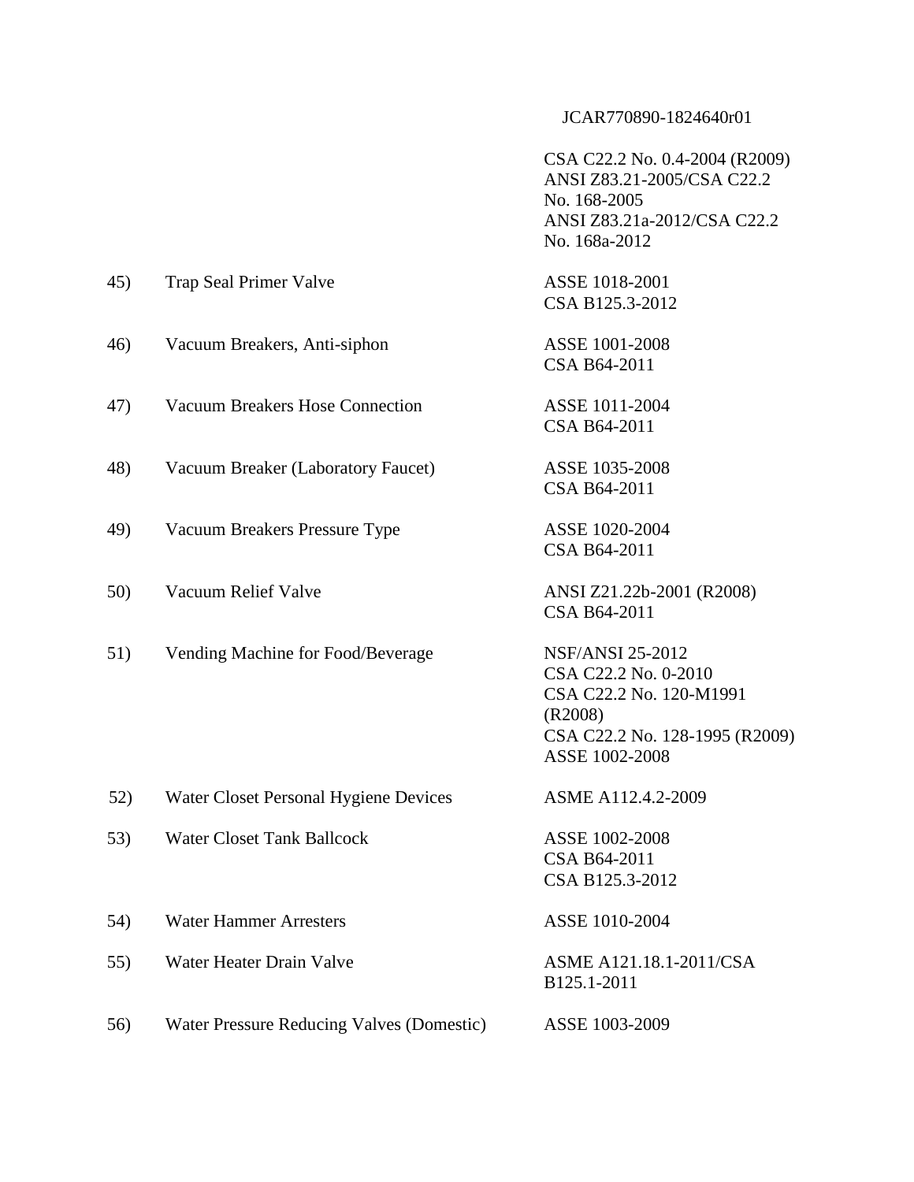JCAR770890-1824640r01

| | | |
|---|---|---|
| | | CSA C22.2 No. 0.4-2004 (R2009)<br>ANSI Z83.21-2005/CSA C22.2 No. 168-2005<br>ANSI Z83.21a-2012/CSA C22.2 No. 168a-2012 |
| 45) | Trap Seal Primer Valve | ASSE 1018-2001<br>CSA B125.3-2012 |
| 46) | Vacuum Breakers, Anti-siphon | ASSE 1001-2008<br>CSA B64-2011 |
| 47) | Vacuum Breakers Hose Connection | ASSE 1011-2004<br>CSA B64-2011 |
| 48) | Vacuum Breaker (Laboratory Faucet) | ASSE 1035-2008<br>CSA B64-2011 |
| 49) | Vacuum Breakers Pressure Type | ASSE 1020-2004<br>CSA B64-2011 |
| 50) | Vacuum Relief Valve | ANSI Z21.22b-2001 (R2008)<br>CSA B64-2011 |
| 51) | Vending Machine for Food/Beverage | NSF/ANSI 25-2012<br>CSA C22.2 No. 0-2010<br>CSA C22.2 No. 120-M1991 (R2008)<br>CSA C22.2 No. 128-1995 (R2009)<br>ASSE 1002-2008 |
| 52) | Water Closet Personal Hygiene Devices | ASME A112.4.2-2009 |
| 53) | Water Closet Tank Ballcock | ASSE 1002-2008<br>CSA B64-2011<br>CSA B125.3-2012 |
| 54) | Water Hammer Arresters | ASSE 1010-2004 |
| 55) | Water Heater Drain Valve | ASME A121.18.1-2011/CSA B125.1-2011 |
| 56) | Water Pressure Reducing Valves (Domestic) | ASSE 1003-2009 |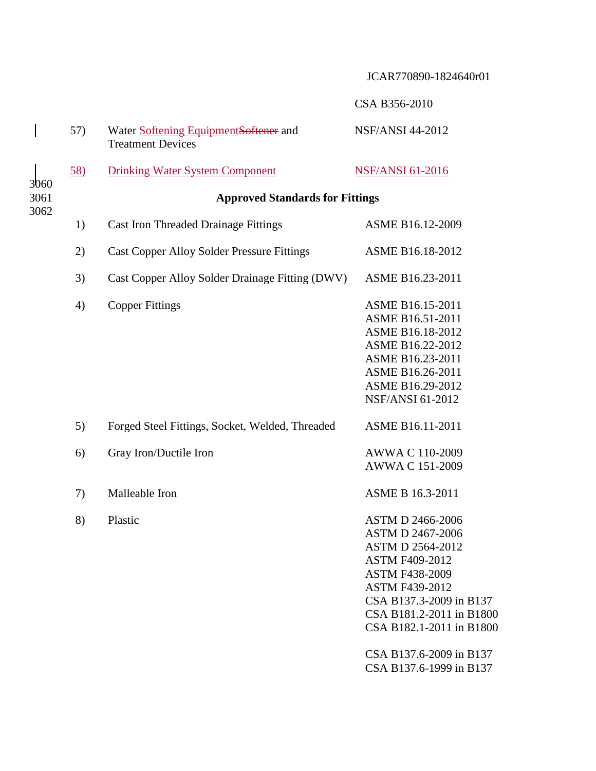CSA B356-2010

| | | |
|---|---|---|
| 57) | Water Softening EquipmentSoftener and Treatment Devices | NSF/ANSI 44-2012 |
| 58) | Drinking Water System Component | NSF/ANSI 61-2016 |

**Approved Standards for Fittings**

| | | |
|---|---|---|
| 1) | Cast Iron Threaded Drainage Fittings | ASME B16.12-2009 |
| 2) | Cast Copper Alloy Solder Pressure Fittings | ASME B16.18-2012 |
| 3) | Cast Copper Alloy Solder Drainage Fitting (DWV) | ASME B16.23-2011 |
| 4) | Copper Fittings | ASME B16.15-2011<br>ASME B16.51-2011<br>ASME B16.18-2012<br>ASME B16.22-2012<br>ASME B16.23-2011<br>ASME B16.26-2011<br>ASME B16.29-2012<br>NSF/ANSI 61-2012 |
| 5) | Forged Steel Fittings, Socket, Welded, Threaded | ASME B16.11-2011 |
| 6) | Gray Iron/Ductile Iron | AWWA C 110-2009<br>AWWA C 151-2009 |
| 7) | Malleable Iron | ASME B 16.3-2011 |
| 8) | Plastic | ASTM D 2466-2006<br>ASTM D 2467-2006<br>ASTM D 2564-2012<br>ASTM F409-2012<br>ASTM F438-2009<br>ASTM F439-2012<br>CSA B137.3-2009 in B137<br>CSA B181.2-2011 in B1800<br>CSA B182.1-2011 in B1800<br><br>CSA B137.6-2009 in B137<br>CSA B137.6-1999 in B137 |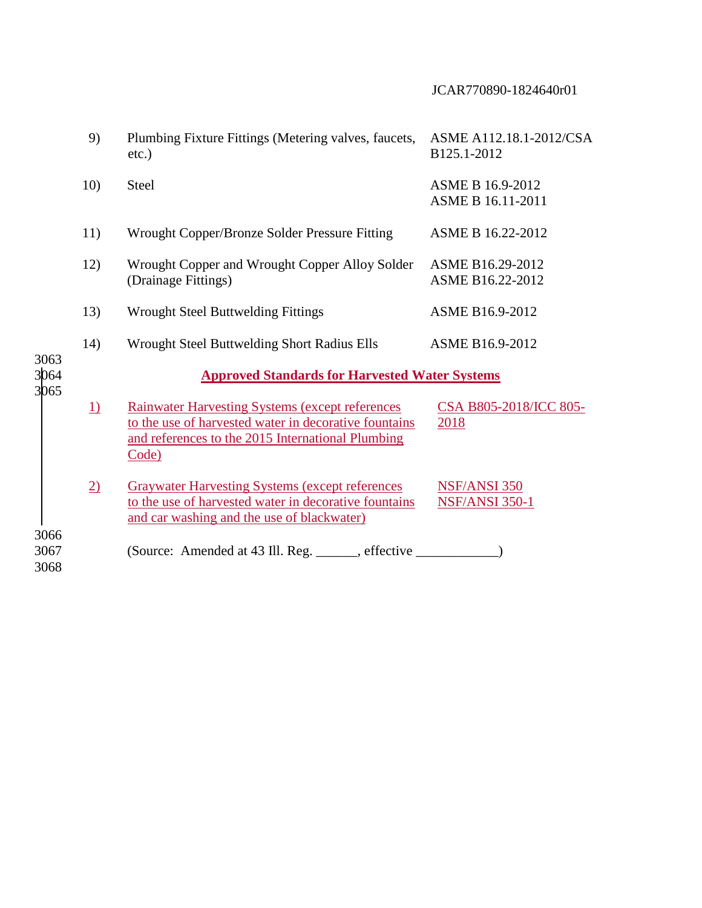| | | |
|---|---|---|
| 9) | Plumbing Fixture Fittings (Metering valves, faucets, etc.) | ASME A112.18.1-2012/CSA B125.1-2012 |
| 10) | Steel | ASME B 16.9-2012<br>ASME B 16.11-2011 |
| 11) | Wrought Copper/Bronze Solder Pressure Fitting | ASME B 16.22-2012 |
| 12) | Wrought Copper and Wrought Copper Alloy Solder (Drainage Fittings) | ASME B16.29-2012<br>ASME B16.22-2012 |
| 13) | Wrought Steel Buttwelding Fittings | ASME B16.9-2012 |
| 14) | Wrought Steel Buttwelding Short Radius Ells | ASME B16.9-2012 |

**Approved Standards for Harvested Water Systems**

| | | |
|---|---|---|
| 1) | Rainwater Harvesting Systems (except references to the use of harvested water in decorative fountains and references to the 2015 International Plumbing Code) | CSA B805-2018/ICC 805-2018 |
| 2) | Graywater Harvesting Systems (except references to the use of harvested water in decorative fountains and car washing and the use of blackwater) | NSF/ANSI 350<br>NSF/ANSI 350-1 |

(Source: Amended at 43 Ill. Reg. ______, effective ____________)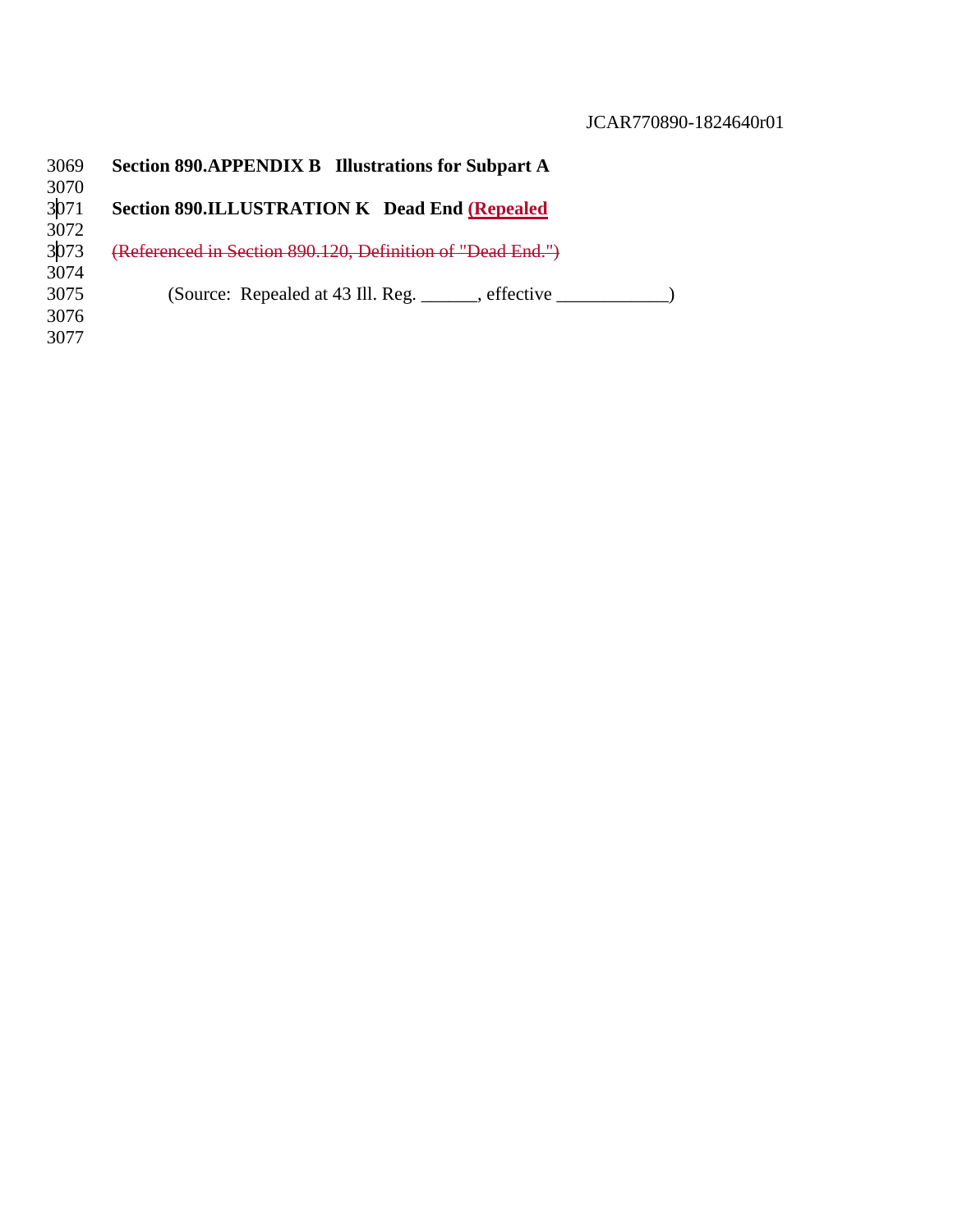**Section 890.APPENDIX B Illustrations for Subpart A**

**Section 890.ILLUSTRATION K Dead End (Repealed**

~~(Referenced in Section 890.120, Definition of "Dead End.")~~

(Source: Repealed at 43 Ill. Reg. ______, effective ____________)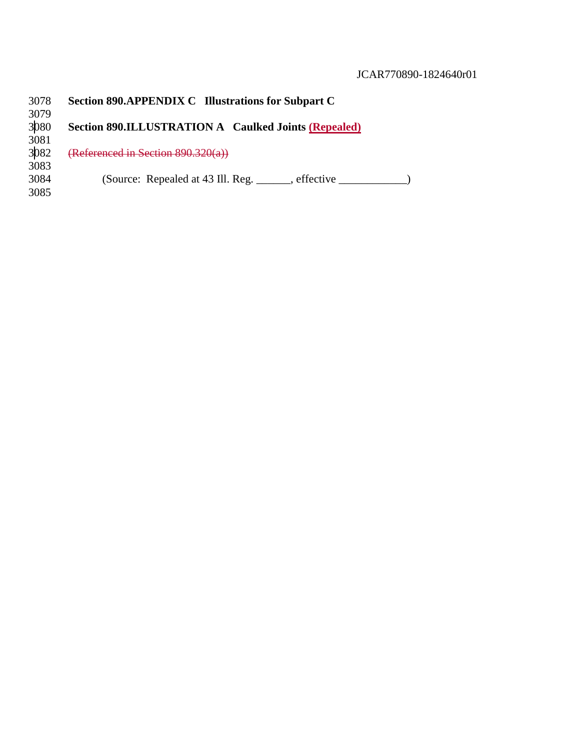**Section 890.APPENDIX C Illustrations for Subpart C**

**Section 890.ILLUSTRATION A Caulked Joints (Repealed)**

~~(Referenced in Section 890.320(a))~~

(Source: Repealed at 43 Ill. Reg. ______, effective ____________)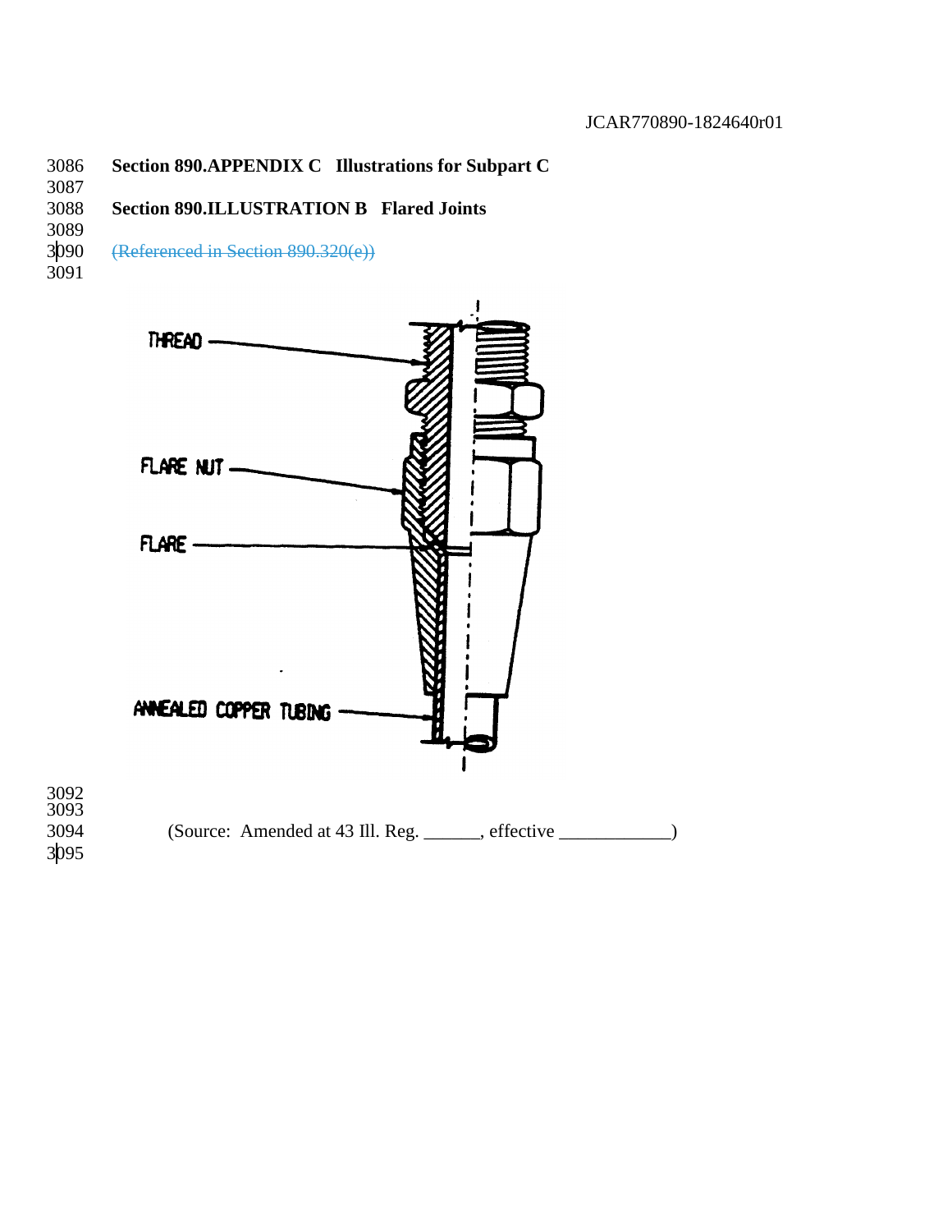**Section 890.APPENDIX C Illustrations for Subpart C**

**Section 890.ILLUSTRATION B Flared Joints**

~~(Referenced in Section 890.320(e))~~

THREAD

FLARE NUT

FLARE

ANNEALED COPPER TUBING

(Source: Amended at 43 Ill. Reg. ______, effective ____________)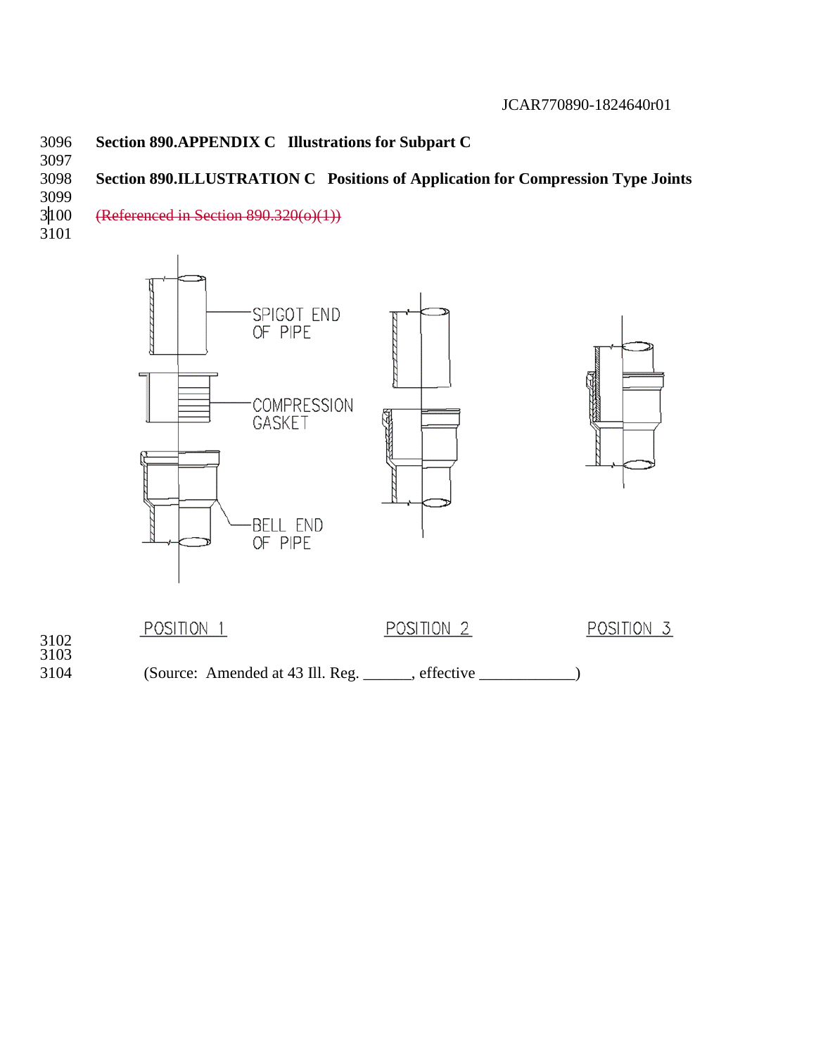**Section 890.APPENDIX C Illustrations for Subpart C**

**Section 890.ILLUSTRATION C Positions of Application for Compression Type Joints**

~~(Referenced in Section 890.320(o)(1))~~

SPIGOT END OF PIPE

COMPRESSION GASKET

BELL END OF PIPE

POSITION 1

POSITION 2

POSITION 3

(Source: Amended at 43 Ill. Reg. ______, effective ____________)